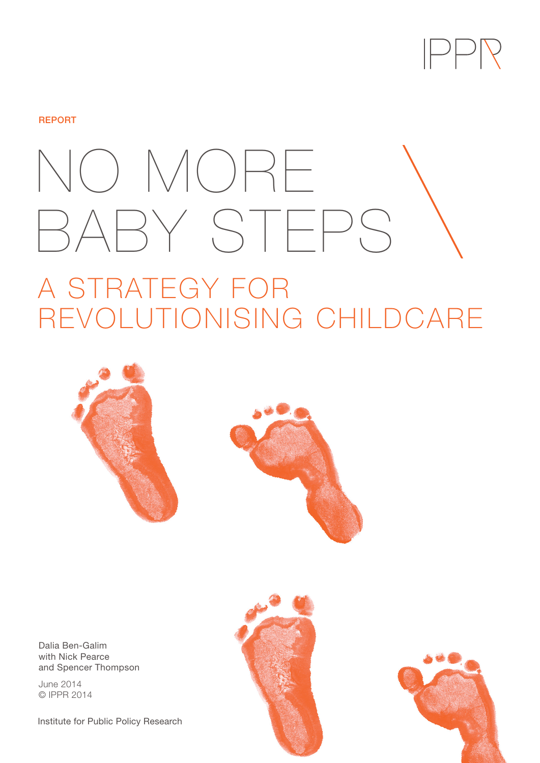IPPR

REPORT

# NO MORE BABY STEPS

## A STRATEGY FOR REVOLUTIONISING CHILDCARE

Dalia Ben-Galim
with Nick Pearce
and Spencer Thompson

June 2014
© IPPR 2014

Institute for Public Policy Research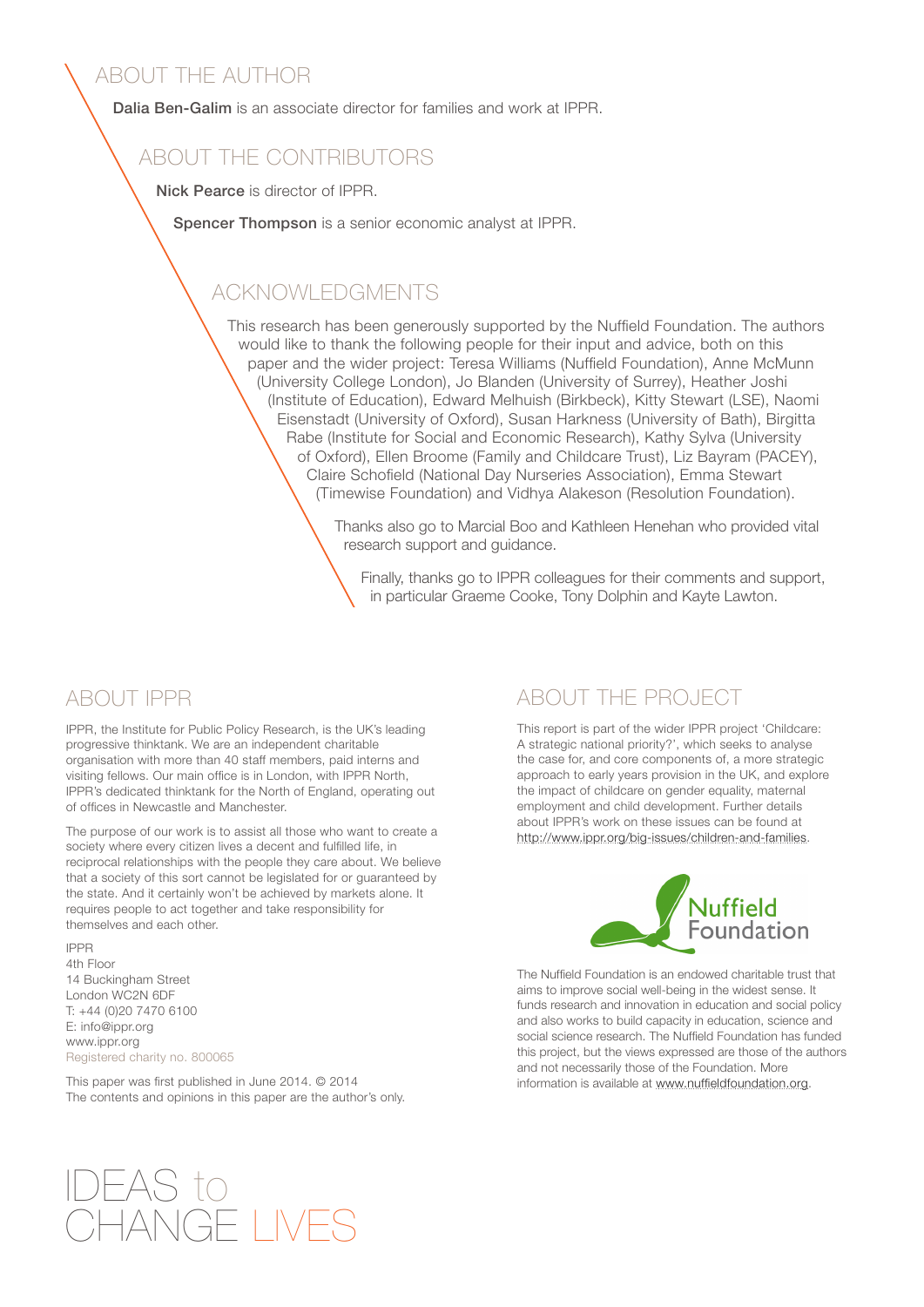## ABOUT THE AUTHOR

**Dalia Ben-Galim** is an associate director for families and work at IPPR.

## ABOUT THE CONTRIBUTORS

**Nick Pearce** is director of IPPR.

**Spencer Thompson** is a senior economic analyst at IPPR.

## ACKNOWLEDGMENTS

This research has been generously supported by the Nuffield Foundation. The authors would like to thank the following people for their input and advice, both on this paper and the wider project: Teresa Williams (Nuffield Foundation), Anne McMunn (University College London), Jo Blanden (University of Surrey), Heather Joshi (Institute of Education), Edward Melhuish (Birkbeck), Kitty Stewart (LSE), Naomi Eisenstadt (University of Oxford), Susan Harkness (University of Bath), Birgitta Rabe (Institute for Social and Economic Research), Kathy Sylva (University of Oxford), Ellen Broome (Family and Childcare Trust), Liz Bayram (PACEY), Claire Schofield (National Day Nurseries Association), Emma Stewart (Timewise Foundation) and Vidhya Alakeson (Resolution Foundation).

Thanks also go to Marcial Boo and Kathleen Henehan who provided vital research support and guidance.

Finally, thanks go to IPPR colleagues for their comments and support, in particular Graeme Cooke, Tony Dolphin and Kayte Lawton.

## ABOUT IPPR

IPPR, the Institute for Public Policy Research, is the UK's leading progressive thinktank. We are an independent charitable organisation with more than 40 staff members, paid interns and visiting fellows. Our main office is in London, with IPPR North, IPPR's dedicated thinktank for the North of England, operating out of offices in Newcastle and Manchester.

The purpose of our work is to assist all those who want to create a society where every citizen lives a decent and fulfilled life, in reciprocal relationships with the people they care about. We believe that a society of this sort cannot be legislated for or guaranteed by the state. And it certainly won't be achieved by markets alone. It requires people to act together and take responsibility for themselves and each other.

IPPR
4th Floor
14 Buckingham Street
London WC2N 6DF
T: +44 (0)20 7470 6100
E: info@ippr.org
www.ippr.org
Registered charity no. 800065

This paper was first published in June 2014. © 2014
The contents and opinions in this paper are the author's only.

## ABOUT THE PROJECT

This report is part of the wider IPPR project 'Childcare: A strategic national priority?', which seeks to analyse the case for, and core components of, a more strategic approach to early years provision in the UK, and explore the impact of childcare on gender equality, maternal employment and child development. Further details about IPPR's work on these issues can be found at http://www.ippr.org/big-issues/children-and-families.

Nuffield Foundation

The Nuffield Foundation is an endowed charitable trust that aims to improve social well-being in the widest sense. It funds research and innovation in education and social policy and also works to build capacity in education, science and social science research. The Nuffield Foundation has funded this project, but the views expressed are those of the authors and not necessarily those of the Foundation. More information is available at www.nuffieldfoundation.org.

IDEAS to CHANGE LIVES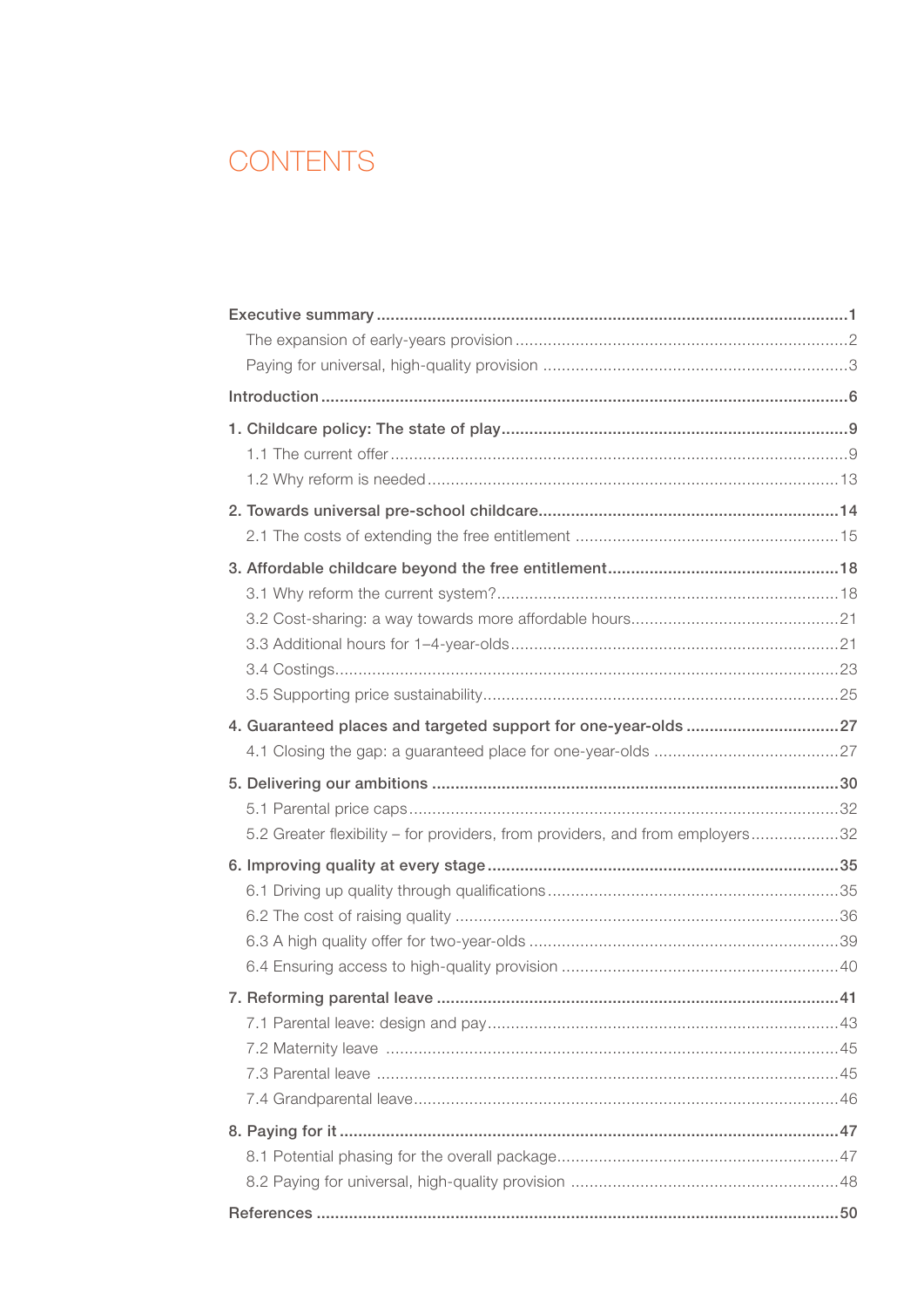# CONTENTS

**Executive summary** ..... 1

- The expansion of early-years provision ..... 2
- Paying for universal, high-quality provision ..... 3

**Introduction** ..... 6

**1. Childcare policy: The state of play** ..... 9

- 1.1 The current offer ..... 9
- 1.2 Why reform is needed ..... 13

**2. Towards universal pre-school childcare** ..... 14

- 2.1 The costs of extending the free entitlement ..... 15

**3. Affordable childcare beyond the free entitlement** ..... 18

- 3.1 Why reform the current system? ..... 18
- 3.2 Cost-sharing: a way towards more affordable hours ..... 21
- 3.3 Additional hours for 1–4-year-olds ..... 21
- 3.4 Costings ..... 23
- 3.5 Supporting price sustainability ..... 25

**4. Guaranteed places and targeted support for one-year-olds** ..... 27

- 4.1 Closing the gap: a guaranteed place for one-year-olds ..... 27

**5. Delivering our ambitions** ..... 30

- 5.1 Parental price caps ..... 32
- 5.2 Greater flexibility – for providers, from providers, and from employers ..... 32

**6. Improving quality at every stage** ..... 35

- 6.1 Driving up quality through qualifications ..... 35
- 6.2 The cost of raising quality ..... 36
- 6.3 A high quality offer for two-year-olds ..... 39
- 6.4 Ensuring access to high-quality provision ..... 40

**7. Reforming parental leave** ..... 41

- 7.1 Parental leave: design and pay ..... 43
- 7.2 Maternity leave ..... 45
- 7.3 Parental leave ..... 45
- 7.4 Grandparental leave ..... 46

**8. Paying for it** ..... 47

- 8.1 Potential phasing for the overall package ..... 47
- 8.2 Paying for universal, high-quality provision ..... 48

**References** ..... 50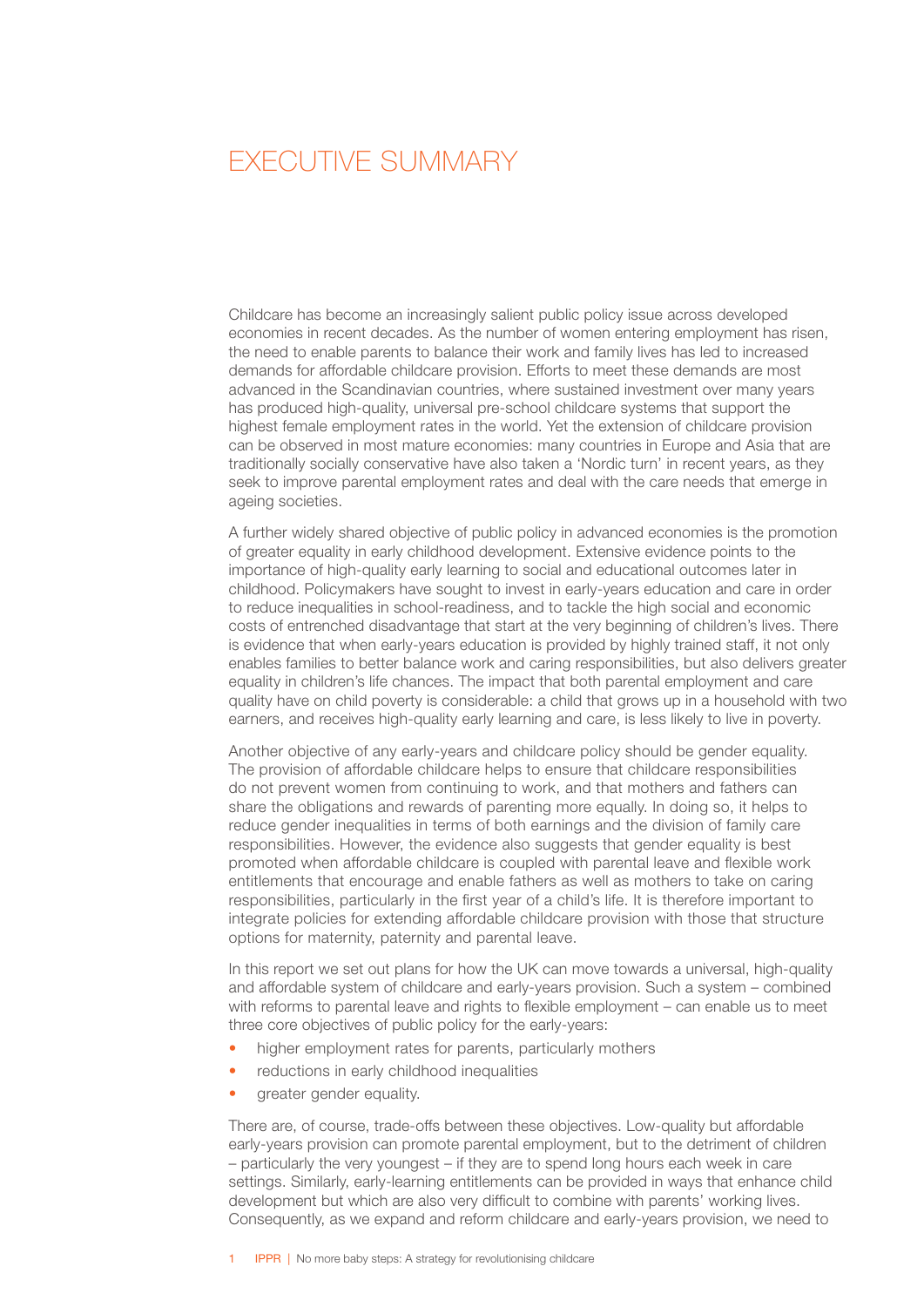# EXECUTIVE SUMMARY

Childcare has become an increasingly salient public policy issue across developed economies in recent decades. As the number of women entering employment has risen, the need to enable parents to balance their work and family lives has led to increased demands for affordable childcare provision. Efforts to meet these demands are most advanced in the Scandinavian countries, where sustained investment over many years has produced high-quality, universal pre-school childcare systems that support the highest female employment rates in the world. Yet the extension of childcare provision can be observed in most mature economies: many countries in Europe and Asia that are traditionally socially conservative have also taken a 'Nordic turn' in recent years, as they seek to improve parental employment rates and deal with the care needs that emerge in ageing societies.

A further widely shared objective of public policy in advanced economies is the promotion of greater equality in early childhood development. Extensive evidence points to the importance of high-quality early learning to social and educational outcomes later in childhood. Policymakers have sought to invest in early-years education and care in order to reduce inequalities in school-readiness, and to tackle the high social and economic costs of entrenched disadvantage that start at the very beginning of children's lives. There is evidence that when early-years education is provided by highly trained staff, it not only enables families to better balance work and caring responsibilities, but also delivers greater equality in children's life chances. The impact that both parental employment and care quality have on child poverty is considerable: a child that grows up in a household with two earners, and receives high-quality early learning and care, is less likely to live in poverty.

Another objective of any early-years and childcare policy should be gender equality. The provision of affordable childcare helps to ensure that childcare responsibilities do not prevent women from continuing to work, and that mothers and fathers can share the obligations and rewards of parenting more equally. In doing so, it helps to reduce gender inequalities in terms of both earnings and the division of family care responsibilities. However, the evidence also suggests that gender equality is best promoted when affordable childcare is coupled with parental leave and flexible work entitlements that encourage and enable fathers as well as mothers to take on caring responsibilities, particularly in the first year of a child's life. It is therefore important to integrate policies for extending affordable childcare provision with those that structure options for maternity, paternity and parental leave.

In this report we set out plans for how the UK can move towards a universal, high-quality and affordable system of childcare and early-years provision. Such a system – combined with reforms to parental leave and rights to flexible employment – can enable us to meet three core objectives of public policy for the early-years:

- higher employment rates for parents, particularly mothers
- reductions in early childhood inequalities
- greater gender equality.

There are, of course, trade-offs between these objectives. Low-quality but affordable early-years provision can promote parental employment, but to the detriment of children – particularly the very youngest – if they are to spend long hours each week in care settings. Similarly, early-learning entitlements can be provided in ways that enhance child development but which are also very difficult to combine with parents' working lives. Consequently, as we expand and reform childcare and early-years provision, we need to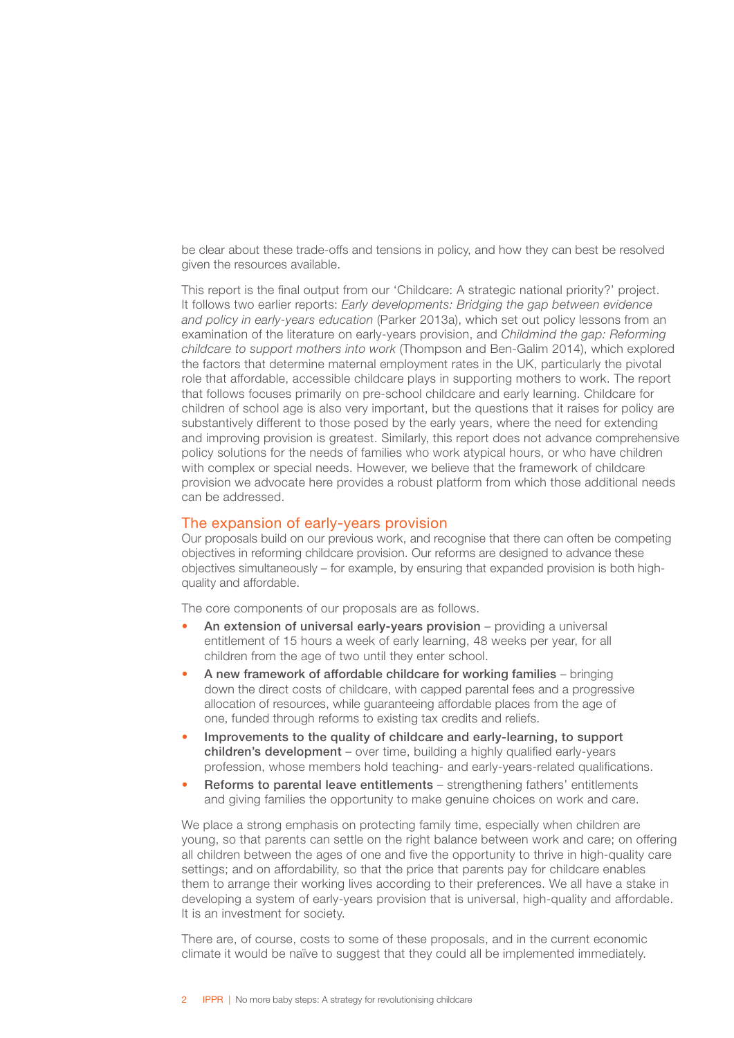be clear about these trade-offs and tensions in policy, and how they can best be resolved given the resources available.

This report is the final output from our 'Childcare: A strategic national priority?' project. It follows two earlier reports: *Early developments: Bridging the gap between evidence and policy in early-years education* (Parker 2013a), which set out policy lessons from an examination of the literature on early-years provision, and *Childmind the gap: Reforming childcare to support mothers into work* (Thompson and Ben-Galim 2014), which explored the factors that determine maternal employment rates in the UK, particularly the pivotal role that affordable, accessible childcare plays in supporting mothers to work. The report that follows focuses primarily on pre-school childcare and early learning. Childcare for children of school age is also very important, but the questions that it raises for policy are substantively different to those posed by the early years, where the need for extending and improving provision is greatest. Similarly, this report does not advance comprehensive policy solutions for the needs of families who work atypical hours, or who have children with complex or special needs. However, we believe that the framework of childcare provision we advocate here provides a robust platform from which those additional needs can be addressed.

## The expansion of early-years provision

Our proposals build on our previous work, and recognise that there can often be competing objectives in reforming childcare provision. Our reforms are designed to advance these objectives simultaneously – for example, by ensuring that expanded provision is both high-quality and affordable.

The core components of our proposals are as follows.

- **An extension of universal early-years provision** – providing a universal entitlement of 15 hours a week of early learning, 48 weeks per year, for all children from the age of two until they enter school.
- **A new framework of affordable childcare for working families** – bringing down the direct costs of childcare, with capped parental fees and a progressive allocation of resources, while guaranteeing affordable places from the age of one, funded through reforms to existing tax credits and reliefs.
- **Improvements to the quality of childcare and early-learning, to support children's development** – over time, building a highly qualified early-years profession, whose members hold teaching- and early-years-related qualifications.
- **Reforms to parental leave entitlements** – strengthening fathers' entitlements and giving families the opportunity to make genuine choices on work and care.

We place a strong emphasis on protecting family time, especially when children are young, so that parents can settle on the right balance between work and care; on offering all children between the ages of one and five the opportunity to thrive in high-quality care settings; and on affordability, so that the price that parents pay for childcare enables them to arrange their working lives according to their preferences. We all have a stake in developing a system of early-years provision that is universal, high-quality and affordable. It is an investment for society.

There are, of course, costs to some of these proposals, and in the current economic climate it would be naïve to suggest that they could all be implemented immediately.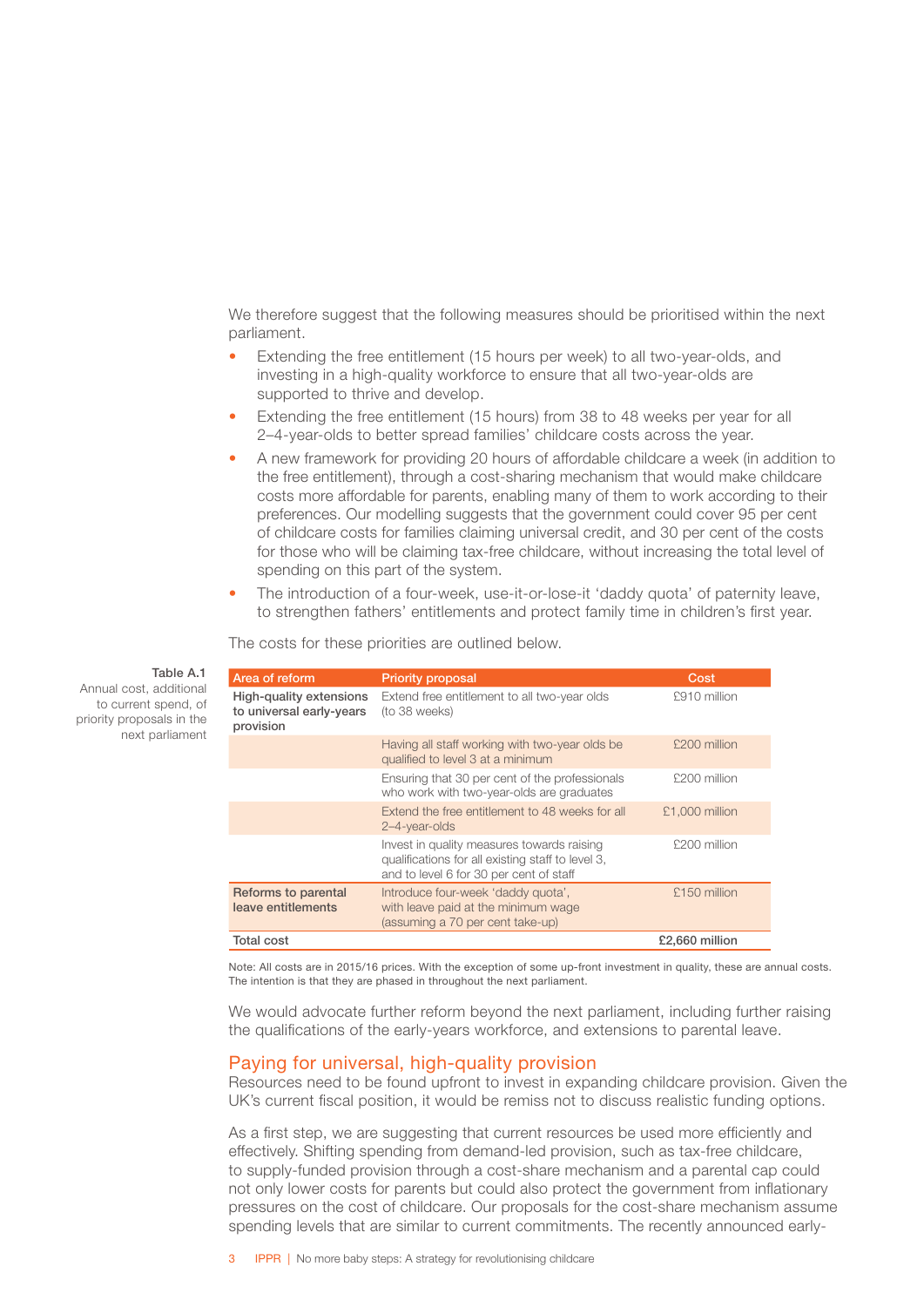We therefore suggest that the following measures should be prioritised within the next parliament.

- Extending the free entitlement (15 hours per week) to all two-year-olds, and investing in a high-quality workforce to ensure that all two-year-olds are supported to thrive and develop.
- Extending the free entitlement (15 hours) from 38 to 48 weeks per year for all 2–4-year-olds to better spread families' childcare costs across the year.
- A new framework for providing 20 hours of affordable childcare a week (in addition to the free entitlement), through a cost-sharing mechanism that would make childcare costs more affordable for parents, enabling many of them to work according to their preferences. Our modelling suggests that the government could cover 95 per cent of childcare costs for families claiming universal credit, and 30 per cent of the costs for those who will be claiming tax-free childcare, without increasing the total level of spending on this part of the system.
- The introduction of a four-week, use-it-or-lose-it 'daddy quota' of paternity leave, to strengthen fathers' entitlements and protect family time in children's first year.

The costs for these priorities are outlined below.

**Table A.1**
Annual cost, additional to current spend, of priority proposals in the next parliament

| Area of reform | Priority proposal | Cost |
|---|---|---|
| **High-quality extensions to universal early-years provision** | Extend free entitlement to all two-year olds (to 38 weeks) | £910 million |
| | Having all staff working with two-year olds be qualified to level 3 at a minimum | £200 million |
| | Ensuring that 30 per cent of the professionals who work with two-year-olds are graduates | £200 million |
| | Extend the free entitlement to 48 weeks for all 2–4-year-olds | £1,000 million |
| | Invest in quality measures towards raising qualifications for all existing staff to level 3, and to level 6 for 30 per cent of staff | £200 million |
| **Reforms to parental leave entitlements** | Introduce four-week 'daddy quota', with leave paid at the minimum wage (assuming a 70 per cent take-up) | £150 million |
| **Total cost** | | **£2,660 million** |

Note: All costs are in 2015/16 prices. With the exception of some up-front investment in quality, these are annual costs. The intention is that they are phased in throughout the next parliament.

We would advocate further reform beyond the next parliament, including further raising the qualifications of the early-years workforce, and extensions to parental leave.

## Paying for universal, high-quality provision

Resources need to be found upfront to invest in expanding childcare provision. Given the UK's current fiscal position, it would be remiss not to discuss realistic funding options.

As a first step, we are suggesting that current resources be used more efficiently and effectively. Shifting spending from demand-led provision, such as tax-free childcare, to supply-funded provision through a cost-share mechanism and a parental cap could not only lower costs for parents but could also protect the government from inflationary pressures on the cost of childcare. Our proposals for the cost-share mechanism assume spending levels that are similar to current commitments. The recently announced early-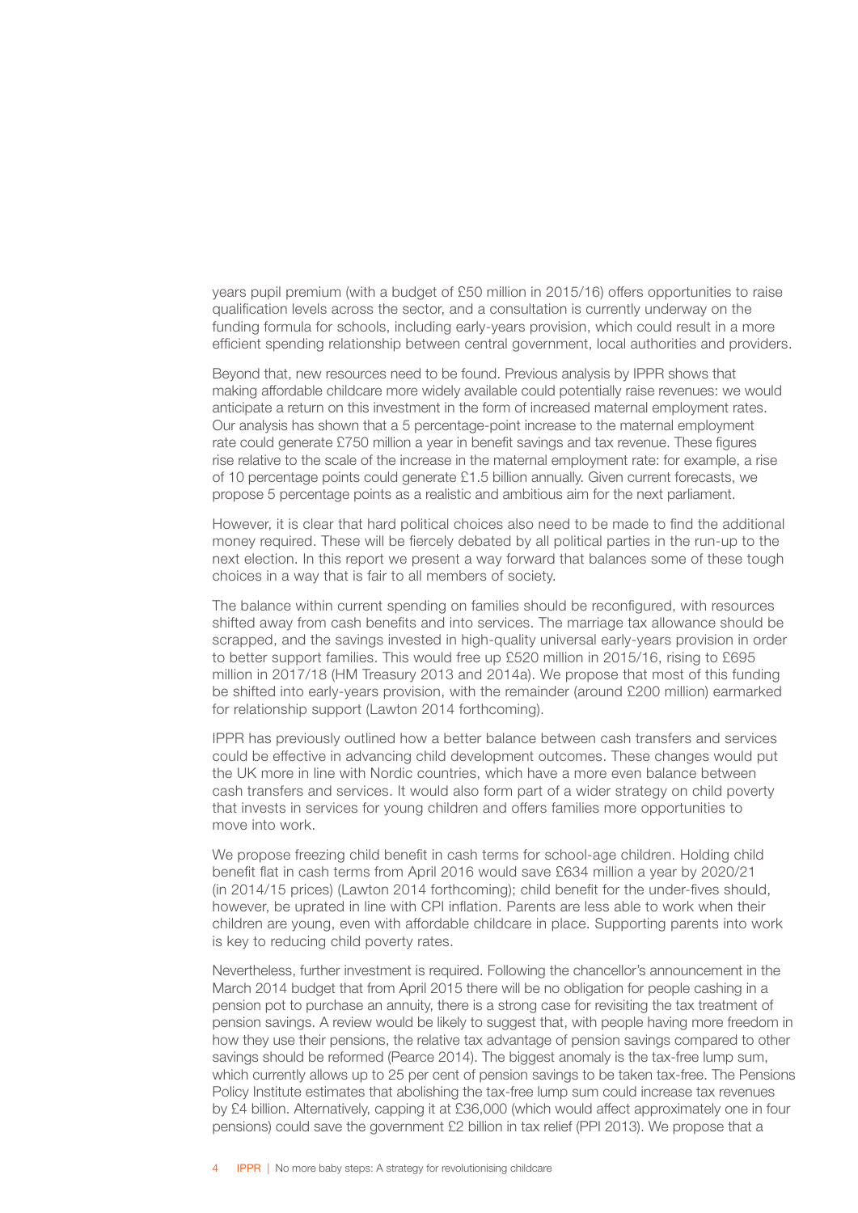years pupil premium (with a budget of £50 million in 2015/16) offers opportunities to raise qualification levels across the sector, and a consultation is currently underway on the funding formula for schools, including early-years provision, which could result in a more efficient spending relationship between central government, local authorities and providers.

Beyond that, new resources need to be found. Previous analysis by IPPR shows that making affordable childcare more widely available could potentially raise revenues: we would anticipate a return on this investment in the form of increased maternal employment rates. Our analysis has shown that a 5 percentage-point increase to the maternal employment rate could generate £750 million a year in benefit savings and tax revenue. These figures rise relative to the scale of the increase in the maternal employment rate: for example, a rise of 10 percentage points could generate £1.5 billion annually. Given current forecasts, we propose 5 percentage points as a realistic and ambitious aim for the next parliament.

However, it is clear that hard political choices also need to be made to find the additional money required. These will be fiercely debated by all political parties in the run-up to the next election. In this report we present a way forward that balances some of these tough choices in a way that is fair to all members of society.

The balance within current spending on families should be reconfigured, with resources shifted away from cash benefits and into services. The marriage tax allowance should be scrapped, and the savings invested in high-quality universal early-years provision in order to better support families. This would free up £520 million in 2015/16, rising to £695 million in 2017/18 (HM Treasury 2013 and 2014a). We propose that most of this funding be shifted into early-years provision, with the remainder (around £200 million) earmarked for relationship support (Lawton 2014 forthcoming).

IPPR has previously outlined how a better balance between cash transfers and services could be effective in advancing child development outcomes. These changes would put the UK more in line with Nordic countries, which have a more even balance between cash transfers and services. It would also form part of a wider strategy on child poverty that invests in services for young children and offers families more opportunities to move into work.

We propose freezing child benefit in cash terms for school-age children. Holding child benefit flat in cash terms from April 2016 would save £634 million a year by 2020/21 (in 2014/15 prices) (Lawton 2014 forthcoming); child benefit for the under-fives should, however, be uprated in line with CPI inflation. Parents are less able to work when their children are young, even with affordable childcare in place. Supporting parents into work is key to reducing child poverty rates.

Nevertheless, further investment is required. Following the chancellor's announcement in the March 2014 budget that from April 2015 there will be no obligation for people cashing in a pension pot to purchase an annuity, there is a strong case for revisiting the tax treatment of pension savings. A review would be likely to suggest that, with people having more freedom in how they use their pensions, the relative tax advantage of pension savings compared to other savings should be reformed (Pearce 2014). The biggest anomaly is the tax-free lump sum, which currently allows up to 25 per cent of pension savings to be taken tax-free. The Pensions Policy Institute estimates that abolishing the tax-free lump sum could increase tax revenues by £4 billion. Alternatively, capping it at £36,000 (which would affect approximately one in four pensions) could save the government £2 billion in tax relief (PPI 2013). We propose that a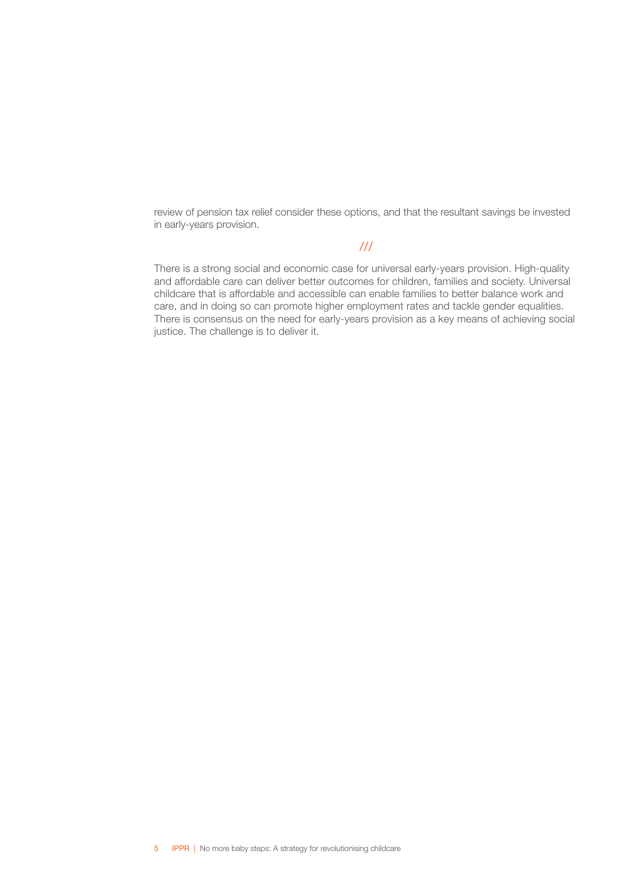review of pension tax relief consider these options, and that the resultant savings be invested in early-years provision.

///

There is a strong social and economic case for universal early-years provision. High-quality and affordable care can deliver better outcomes for children, families and society. Universal childcare that is affordable and accessible can enable families to better balance work and care, and in doing so can promote higher employment rates and tackle gender equalities. There is consensus on the need for early-years provision as a key means of achieving social justice. The challenge is to deliver it.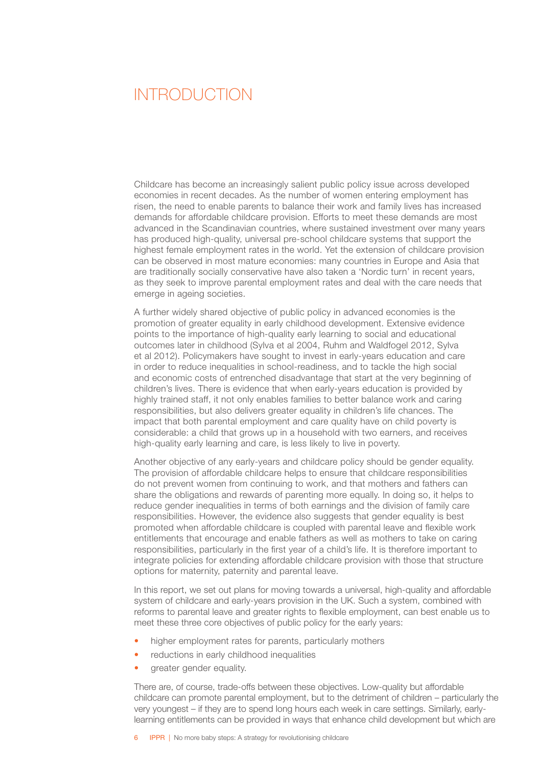# INTRODUCTION

Childcare has become an increasingly salient public policy issue across developed economies in recent decades. As the number of women entering employment has risen, the need to enable parents to balance their work and family lives has increased demands for affordable childcare provision. Efforts to meet these demands are most advanced in the Scandinavian countries, where sustained investment over many years has produced high-quality, universal pre-school childcare systems that support the highest female employment rates in the world. Yet the extension of childcare provision can be observed in most mature economies: many countries in Europe and Asia that are traditionally socially conservative have also taken a 'Nordic turn' in recent years, as they seek to improve parental employment rates and deal with the care needs that emerge in ageing societies.

A further widely shared objective of public policy in advanced economies is the promotion of greater equality in early childhood development. Extensive evidence points to the importance of high-quality early learning to social and educational outcomes later in childhood (Sylva et al 2004, Ruhm and Waldfogel 2012, Sylva et al 2012). Policymakers have sought to invest in early-years education and care in order to reduce inequalities in school-readiness, and to tackle the high social and economic costs of entrenched disadvantage that start at the very beginning of children's lives. There is evidence that when early-years education is provided by highly trained staff, it not only enables families to better balance work and caring responsibilities, but also delivers greater equality in children's life chances. The impact that both parental employment and care quality have on child poverty is considerable: a child that grows up in a household with two earners, and receives high-quality early learning and care, is less likely to live in poverty.

Another objective of any early-years and childcare policy should be gender equality. The provision of affordable childcare helps to ensure that childcare responsibilities do not prevent women from continuing to work, and that mothers and fathers can share the obligations and rewards of parenting more equally. In doing so, it helps to reduce gender inequalities in terms of both earnings and the division of family care responsibilities. However, the evidence also suggests that gender equality is best promoted when affordable childcare is coupled with parental leave and flexible work entitlements that encourage and enable fathers as well as mothers to take on caring responsibilities, particularly in the first year of a child's life. It is therefore important to integrate policies for extending affordable childcare provision with those that structure options for maternity, paternity and parental leave.

In this report, we set out plans for moving towards a universal, high-quality and affordable system of childcare and early-years provision in the UK. Such a system, combined with reforms to parental leave and greater rights to flexible employment, can best enable us to meet these three core objectives of public policy for the early years:

- higher employment rates for parents, particularly mothers
- reductions in early childhood inequalities
- greater gender equality.

There are, of course, trade-offs between these objectives. Low-quality but affordable childcare can promote parental employment, but to the detriment of children – particularly the very youngest – if they are to spend long hours each week in care settings. Similarly, early-learning entitlements can be provided in ways that enhance child development but which are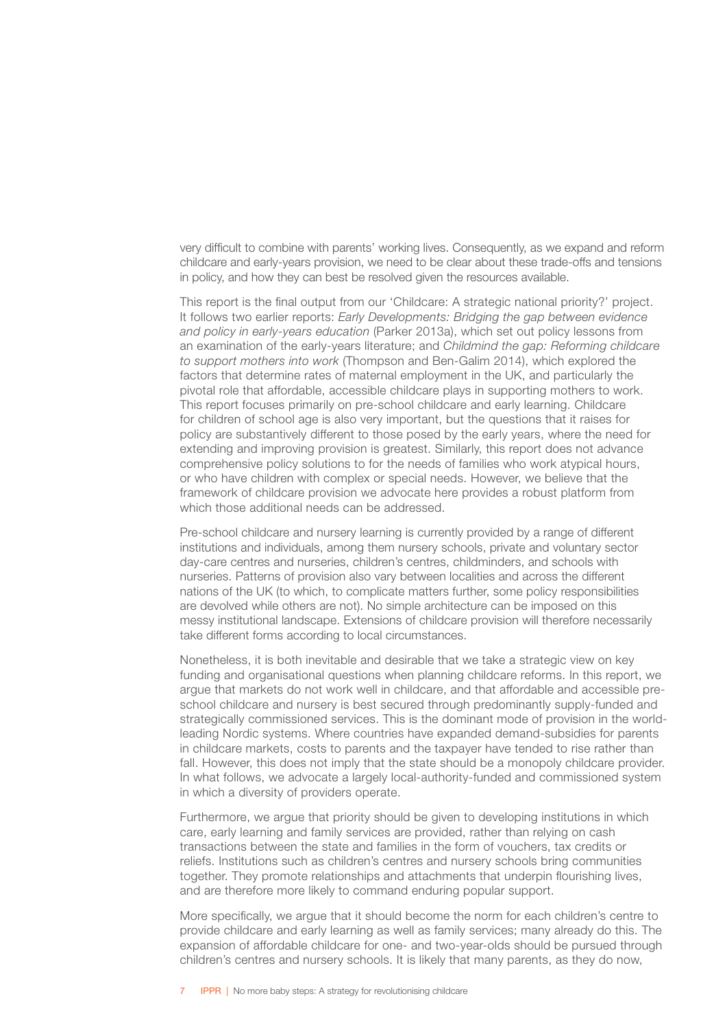very difficult to combine with parents' working lives. Consequently, as we expand and reform childcare and early-years provision, we need to be clear about these trade-offs and tensions in policy, and how they can best be resolved given the resources available.

This report is the final output from our 'Childcare: A strategic national priority?' project. It follows two earlier reports: *Early Developments: Bridging the gap between evidence and policy in early-years education* (Parker 2013a), which set out policy lessons from an examination of the early-years literature; and *Childmind the gap: Reforming childcare to support mothers into work* (Thompson and Ben-Galim 2014), which explored the factors that determine rates of maternal employment in the UK, and particularly the pivotal role that affordable, accessible childcare plays in supporting mothers to work. This report focuses primarily on pre-school childcare and early learning. Childcare for children of school age is also very important, but the questions that it raises for policy are substantively different to those posed by the early years, where the need for extending and improving provision is greatest. Similarly, this report does not advance comprehensive policy solutions to for the needs of families who work atypical hours, or who have children with complex or special needs. However, we believe that the framework of childcare provision we advocate here provides a robust platform from which those additional needs can be addressed.

Pre-school childcare and nursery learning is currently provided by a range of different institutions and individuals, among them nursery schools, private and voluntary sector day-care centres and nurseries, children's centres, childminders, and schools with nurseries. Patterns of provision also vary between localities and across the different nations of the UK (to which, to complicate matters further, some policy responsibilities are devolved while others are not). No simple architecture can be imposed on this messy institutional landscape. Extensions of childcare provision will therefore necessarily take different forms according to local circumstances.

Nonetheless, it is both inevitable and desirable that we take a strategic view on key funding and organisational questions when planning childcare reforms. In this report, we argue that markets do not work well in childcare, and that affordable and accessible pre-school childcare and nursery is best secured through predominantly supply-funded and strategically commissioned services. This is the dominant mode of provision in the world-leading Nordic systems. Where countries have expanded demand-subsidies for parents in childcare markets, costs to parents and the taxpayer have tended to rise rather than fall. However, this does not imply that the state should be a monopoly childcare provider. In what follows, we advocate a largely local-authority-funded and commissioned system in which a diversity of providers operate.

Furthermore, we argue that priority should be given to developing institutions in which care, early learning and family services are provided, rather than relying on cash transactions between the state and families in the form of vouchers, tax credits or reliefs. Institutions such as children's centres and nursery schools bring communities together. They promote relationships and attachments that underpin flourishing lives, and are therefore more likely to command enduring popular support.

More specifically, we argue that it should become the norm for each children's centre to provide childcare and early learning as well as family services; many already do this. The expansion of affordable childcare for one- and two-year-olds should be pursued through children's centres and nursery schools. It is likely that many parents, as they do now,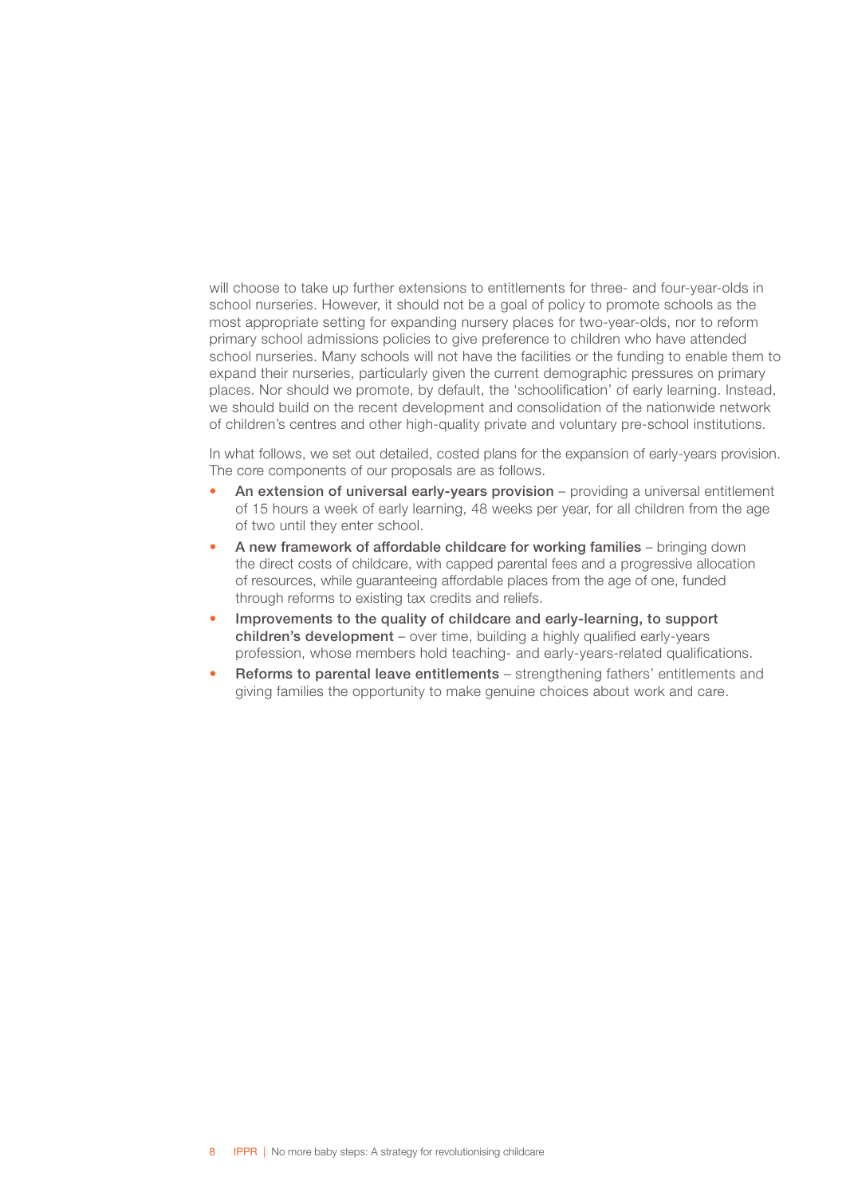will choose to take up further extensions to entitlements for three- and four-year-olds in school nurseries. However, it should not be a goal of policy to promote schools as the most appropriate setting for expanding nursery places for two-year-olds, nor to reform primary school admissions policies to give preference to children who have attended school nurseries. Many schools will not have the facilities or the funding to enable them to expand their nurseries, particularly given the current demographic pressures on primary places. Nor should we promote, by default, the 'schoolification' of early learning. Instead, we should build on the recent development and consolidation of the nationwide network of children's centres and other high-quality private and voluntary pre-school institutions.

In what follows, we set out detailed, costed plans for the expansion of early-years provision. The core components of our proposals are as follows.

- **An extension of universal early-years provision** – providing a universal entitlement of 15 hours a week of early learning, 48 weeks per year, for all children from the age of two until they enter school.
- **A new framework of affordable childcare for working families** – bringing down the direct costs of childcare, with capped parental fees and a progressive allocation of resources, while guaranteeing affordable places from the age of one, funded through reforms to existing tax credits and reliefs.
- **Improvements to the quality of childcare and early-learning, to support children's development** – over time, building a highly qualified early-years profession, whose members hold teaching- and early-years-related qualifications.
- **Reforms to parental leave entitlements** – strengthening fathers' entitlements and giving families the opportunity to make genuine choices about work and care.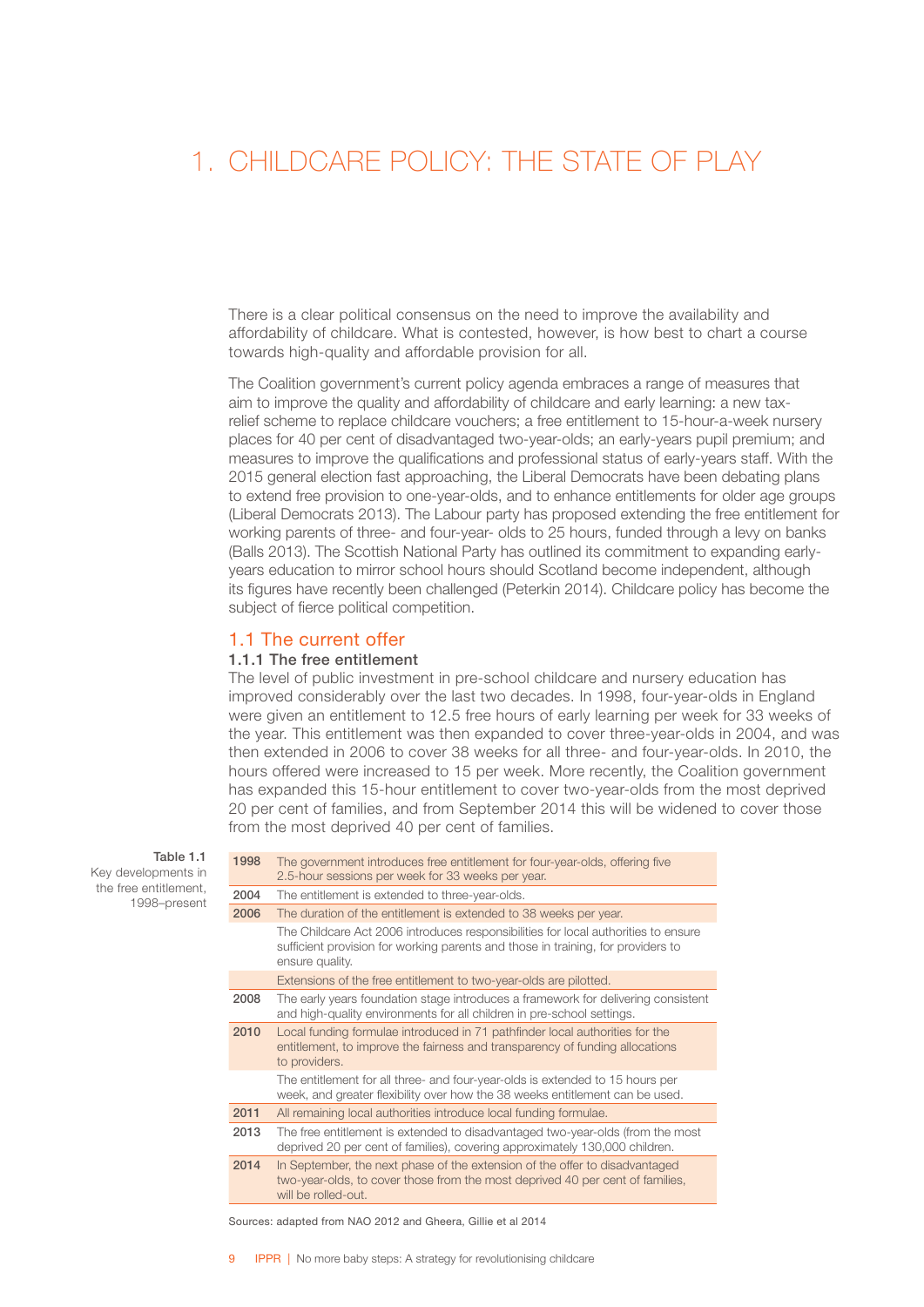# 1. CHILDCARE POLICY: THE STATE OF PLAY

There is a clear political consensus on the need to improve the availability and affordability of childcare. What is contested, however, is how best to chart a course towards high-quality and affordable provision for all.

The Coalition government's current policy agenda embraces a range of measures that aim to improve the quality and affordability of childcare and early learning: a new tax-relief scheme to replace childcare vouchers; a free entitlement to 15-hour-a-week nursery places for 40 per cent of disadvantaged two-year-olds; an early-years pupil premium; and measures to improve the qualifications and professional status of early-years staff. With the 2015 general election fast approaching, the Liberal Democrats have been debating plans to extend free provision to one-year-olds, and to enhance entitlements for older age groups (Liberal Democrats 2013). The Labour party has proposed extending the free entitlement for working parents of three- and four-year- olds to 25 hours, funded through a levy on banks (Balls 2013). The Scottish National Party has outlined its commitment to expanding early-years education to mirror school hours should Scotland become independent, although its figures have recently been challenged (Peterkin 2014). Childcare policy has become the subject of fierce political competition.

## 1.1 The current offer

### 1.1.1 The free entitlement

The level of public investment in pre-school childcare and nursery education has improved considerably over the last two decades. In 1998, four-year-olds in England were given an entitlement to 12.5 free hours of early learning per week for 33 weeks of the year. This entitlement was then expanded to cover three-year-olds in 2004, and was then extended in 2006 to cover 38 weeks for all three- and four-year-olds. In 2010, the hours offered were increased to 15 per week. More recently, the Coalition government has expanded this 15-hour entitlement to cover two-year-olds from the most deprived 20 per cent of families, and from September 2014 this will be widened to cover those from the most deprived 40 per cent of families.

**Table 1.1** Key developments in the free entitlement, 1998–present

| Year | Development |
|---|---|
| **1998** | The government introduces free entitlement for four-year-olds, offering five 2.5-hour sessions per week for 33 weeks per year. |
| **2004** | The entitlement is extended to three-year-olds. |
| **2006** | The duration of the entitlement is extended to 38 weeks per year. |
| | The Childcare Act 2006 introduces responsibilities for local authorities to ensure sufficient provision for working parents and those in training, for providers to ensure quality. |
| | Extensions of the free entitlement to two-year-olds are piloted. |
| **2008** | The early years foundation stage introduces a framework for delivering consistent and high-quality environments for all children in pre-school settings. |
| **2010** | Local funding formulae introduced in 71 pathfinder local authorities for the entitlement, to improve the fairness and transparency of funding allocations to providers. |
| | The entitlement for all three- and four-year-olds is extended to 15 hours per week, and greater flexibility over how the 38 weeks entitlement can be used. |
| **2011** | All remaining local authorities introduce local funding formulae. |
| **2013** | The free entitlement is extended to disadvantaged two-year-olds (from the most deprived 20 per cent of families), covering approximately 130,000 children. |
| **2014** | In September, the next phase of the extension of the offer to disadvantaged two-year-olds, to cover those from the most deprived 40 per cent of families, will be rolled-out. |

Sources: adapted from NAO 2012 and Gheera, Gillie et al 2014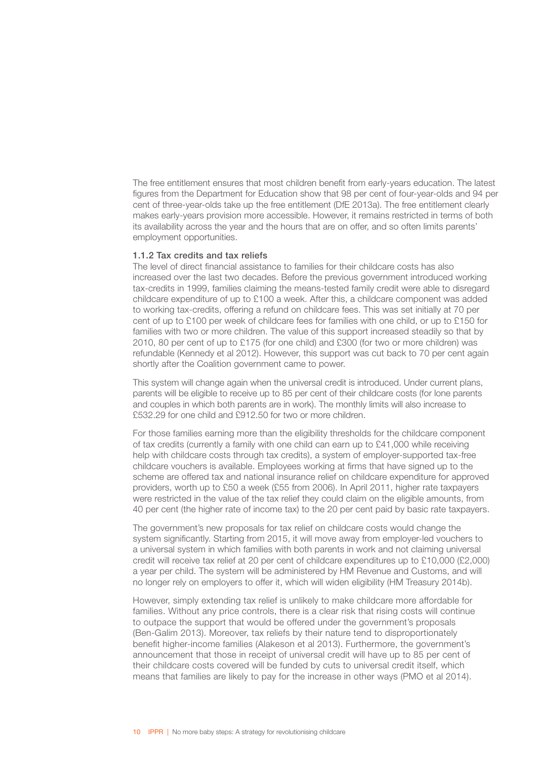The free entitlement ensures that most children benefit from early-years education. The latest figures from the Department for Education show that 98 per cent of four-year-olds and 94 per cent of three-year-olds take up the free entitlement (DfE 2013a). The free entitlement clearly makes early-years provision more accessible. However, it remains restricted in terms of both its availability across the year and the hours that are on offer, and so often limits parents' employment opportunities.

### 1.1.2 Tax credits and tax reliefs

The level of direct financial assistance to families for their childcare costs has also increased over the last two decades. Before the previous government introduced working tax-credits in 1999, families claiming the means-tested family credit were able to disregard childcare expenditure of up to £100 a week. After this, a childcare component was added to working tax-credits, offering a refund on childcare fees. This was set initially at 70 per cent of up to £100 per week of childcare fees for families with one child, or up to £150 for families with two or more children. The value of this support increased steadily so that by 2010, 80 per cent of up to £175 (for one child) and £300 (for two or more children) was refundable (Kennedy et al 2012). However, this support was cut back to 70 per cent again shortly after the Coalition government came to power.

This system will change again when the universal credit is introduced. Under current plans, parents will be eligible to receive up to 85 per cent of their childcare costs (for lone parents and couples in which both parents are in work). The monthly limits will also increase to £532.29 for one child and £912.50 for two or more children.

For those families earning more than the eligibility thresholds for the childcare component of tax credits (currently a family with one child can earn up to £41,000 while receiving help with childcare costs through tax credits), a system of employer-supported tax-free childcare vouchers is available. Employees working at firms that have signed up to the scheme are offered tax and national insurance relief on childcare expenditure for approved providers, worth up to £50 a week (£55 from 2006). In April 2011, higher rate taxpayers were restricted in the value of the tax relief they could claim on the eligible amounts, from 40 per cent (the higher rate of income tax) to the 20 per cent paid by basic rate taxpayers.

The government's new proposals for tax relief on childcare costs would change the system significantly. Starting from 2015, it will move away from employer-led vouchers to a universal system in which families with both parents in work and not claiming universal credit will receive tax relief at 20 per cent of childcare expenditures up to £10,000 (£2,000) a year per child. The system will be administered by HM Revenue and Customs, and will no longer rely on employers to offer it, which will widen eligibility (HM Treasury 2014b).

However, simply extending tax relief is unlikely to make childcare more affordable for families. Without any price controls, there is a clear risk that rising costs will continue to outpace the support that would be offered under the government's proposals (Ben-Galim 2013). Moreover, tax reliefs by their nature tend to disproportionately benefit higher-income families (Alakeson et al 2013). Furthermore, the government's announcement that those in receipt of universal credit will have up to 85 per cent of their childcare costs covered will be funded by cuts to universal credit itself, which means that families are likely to pay for the increase in other ways (PMO et al 2014).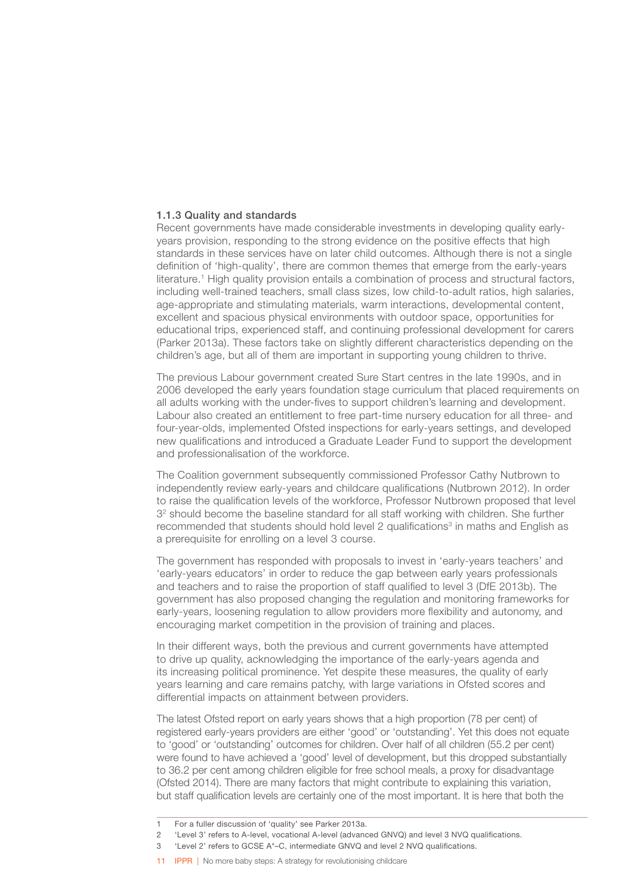### 1.1.3 Quality and standards

Recent governments have made considerable investments in developing quality early-years provision, responding to the strong evidence on the positive effects that high standards in these services have on later child outcomes. Although there is not a single definition of 'high-quality', there are common themes that emerge from the early-years literature.[1] High quality provision entails a combination of process and structural factors, including well-trained teachers, small class sizes, low child-to-adult ratios, high salaries, age-appropriate and stimulating materials, warm interactions, developmental content, excellent and spacious physical environments with outdoor space, opportunities for educational trips, experienced staff, and continuing professional development for carers (Parker 2013a). These factors take on slightly different characteristics depending on the children's age, but all of them are important in supporting young children to thrive.

The previous Labour government created Sure Start centres in the late 1990s, and in 2006 developed the early years foundation stage curriculum that placed requirements on all adults working with the under-fives to support children's learning and development. Labour also created an entitlement to free part-time nursery education for all three- and four-year-olds, implemented Ofsted inspections for early-years settings, and developed new qualifications and introduced a Graduate Leader Fund to support the development and professionalisation of the workforce.

The Coalition government subsequently commissioned Professor Cathy Nutbrown to independently review early-years and childcare qualifications (Nutbrown 2012). In order to raise the qualification levels of the workforce, Professor Nutbrown proposed that level 3[2] should become the baseline standard for all staff working with children. She further recommended that students should hold level 2 qualifications[3] in maths and English as a prerequisite for enrolling on a level 3 course.

The government has responded with proposals to invest in 'early-years teachers' and 'early-years educators' in order to reduce the gap between early years professionals and teachers and to raise the proportion of staff qualified to level 3 (DfE 2013b). The government has also proposed changing the regulation and monitoring frameworks for early-years, loosening regulation to allow providers more flexibility and autonomy, and encouraging market competition in the provision of training and places.

In their different ways, both the previous and current governments have attempted to drive up quality, acknowledging the importance of the early-years agenda and its increasing political prominence. Yet despite these measures, the quality of early years learning and care remains patchy, with large variations in Ofsted scores and differential impacts on attainment between providers.

The latest Ofsted report on early years shows that a high proportion (78 per cent) of registered early-years providers are either 'good' or 'outstanding'. Yet this does not equate to 'good' or 'outstanding' outcomes for children. Over half of all children (55.2 per cent) were found to have achieved a 'good' level of development, but this dropped substantially to 36.2 per cent among children eligible for free school meals, a proxy for disadvantage (Ofsted 2014). There are many factors that might contribute to explaining this variation, but staff qualification levels are certainly one of the most important. It is here that both the

---

1 For a fuller discussion of 'quality' see Parker 2013a.

2 'Level 3' refers to A-level, vocational A-level (advanced GNVQ) and level 3 NVQ qualifications.

3 'Level 2' refers to GCSE A*–C, intermediate GNVQ and level 2 NVQ qualifications.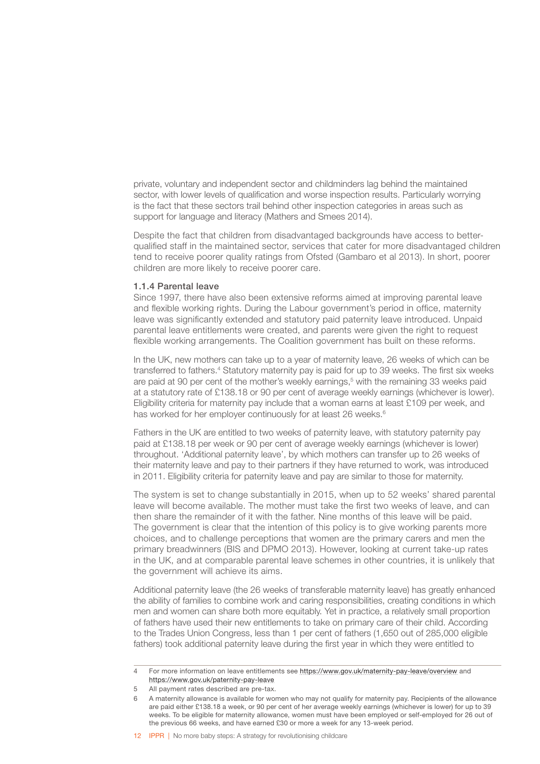private, voluntary and independent sector and childminders lag behind the maintained sector, with lower levels of qualification and worse inspection results. Particularly worrying is the fact that these sectors trail behind other inspection categories in areas such as support for language and literacy (Mathers and Smees 2014).

Despite the fact that children from disadvantaged backgrounds have access to better-qualified staff in the maintained sector, services that cater for more disadvantaged children tend to receive poorer quality ratings from Ofsted (Gambaro et al 2013). In short, poorer children are more likely to receive poorer care.

#### 1.1.4 Parental leave

Since 1997, there have also been extensive reforms aimed at improving parental leave and flexible working rights. During the Labour government's period in office, maternity leave was significantly extended and statutory paid paternity leave introduced. Unpaid parental leave entitlements were created, and parents were given the right to request flexible working arrangements. The Coalition government has built on these reforms.

In the UK, new mothers can take up to a year of maternity leave, 26 weeks of which can be transferred to fathers.[4] Statutory maternity pay is paid for up to 39 weeks. The first six weeks are paid at 90 per cent of the mother's weekly earnings,[5] with the remaining 33 weeks paid at a statutory rate of £138.18 or 90 per cent of average weekly earnings (whichever is lower). Eligibility criteria for maternity pay include that a woman earns at least £109 per week, and has worked for her employer continuously for at least 26 weeks.[6]

Fathers in the UK are entitled to two weeks of paternity leave, with statutory paternity pay paid at £138.18 per week or 90 per cent of average weekly earnings (whichever is lower) throughout. 'Additional paternity leave', by which mothers can transfer up to 26 weeks of their maternity leave and pay to their partners if they have returned to work, was introduced in 2011. Eligibility criteria for paternity leave and pay are similar to those for maternity.

The system is set to change substantially in 2015, when up to 52 weeks' shared parental leave will become available. The mother must take the first two weeks of leave, and can then share the remainder of it with the father. Nine months of this leave will be paid. The government is clear that the intention of this policy is to give working parents more choices, and to challenge perceptions that women are the primary carers and men the primary breadwinners (BIS and DPMO 2013). However, looking at current take-up rates in the UK, and at comparable parental leave schemes in other countries, it is unlikely that the government will achieve its aims.

Additional paternity leave (the 26 weeks of transferable maternity leave) has greatly enhanced the ability of families to combine work and caring responsibilities, creating conditions in which men and women can share both more equitably. Yet in practice, a relatively small proportion of fathers have used their new entitlements to take on primary care of their child. According to the Trades Union Congress, less than 1 per cent of fathers (1,650 out of 285,000 eligible fathers) took additional paternity leave during the first year in which they were entitled to

---

4 For more information on leave entitlements see https://www.gov.uk/maternity-pay-leave/overview and https://www.gov.uk/paternity-pay-leave

5 All payment rates described are pre-tax.

6 A maternity allowance is available for women who may not qualify for maternity pay. Recipients of the allowance are paid either £138.18 a week, or 90 per cent of her average weekly earnings (whichever is lower) for up to 39 weeks. To be eligible for maternity allowance, women must have been employed or self-employed for 26 out of the previous 66 weeks, and have earned £30 or more a week for any 13-week period.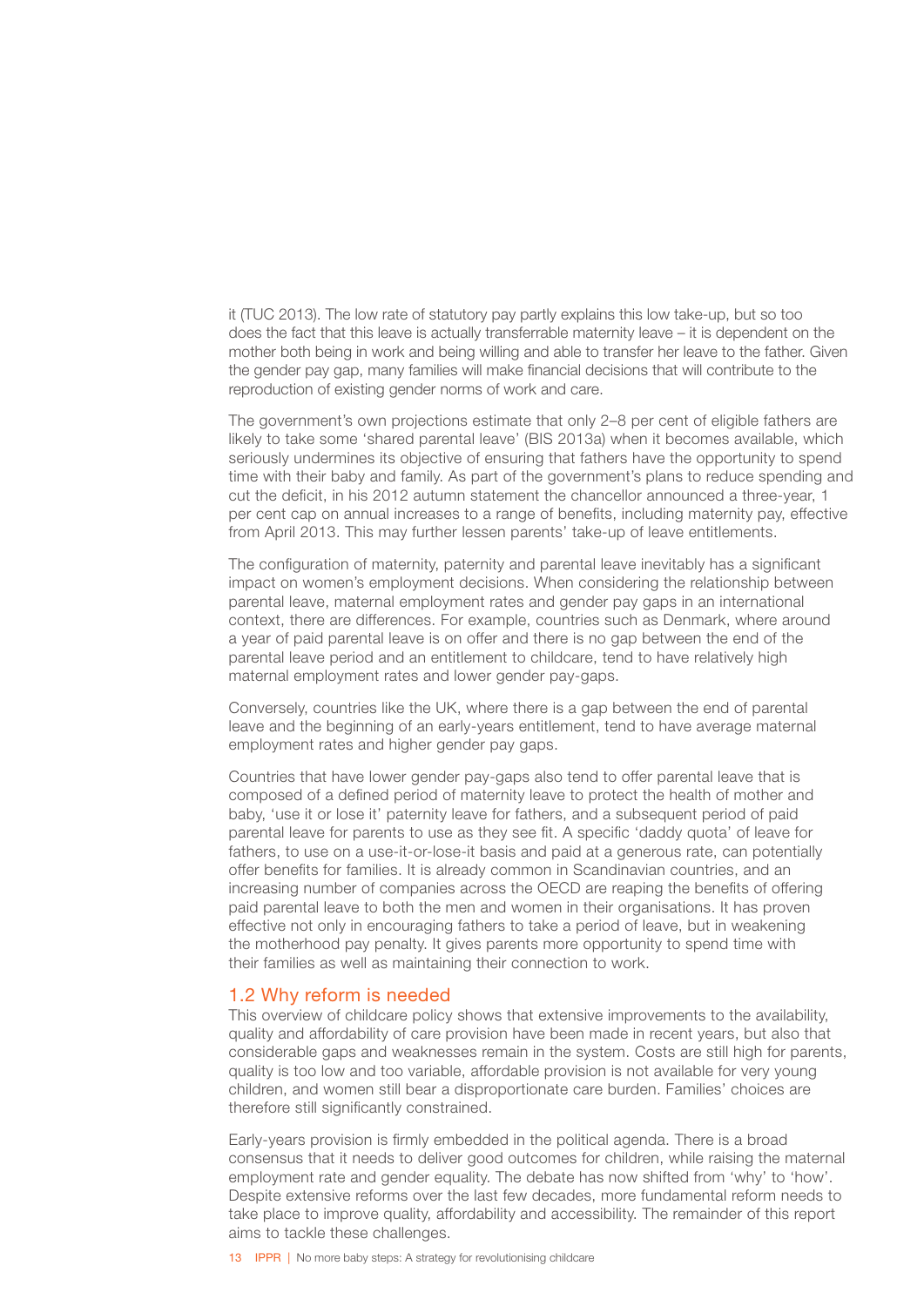it (TUC 2013). The low rate of statutory pay partly explains this low take-up, but so too does the fact that this leave is actually transferrable maternity leave – it is dependent on the mother both being in work and being willing and able to transfer her leave to the father. Given the gender pay gap, many families will make financial decisions that will contribute to the reproduction of existing gender norms of work and care.

The government's own projections estimate that only 2–8 per cent of eligible fathers are likely to take some 'shared parental leave' (BIS 2013a) when it becomes available, which seriously undermines its objective of ensuring that fathers have the opportunity to spend time with their baby and family. As part of the government's plans to reduce spending and cut the deficit, in his 2012 autumn statement the chancellor announced a three-year, 1 per cent cap on annual increases to a range of benefits, including maternity pay, effective from April 2013. This may further lessen parents' take-up of leave entitlements.

The configuration of maternity, paternity and parental leave inevitably has a significant impact on women's employment decisions. When considering the relationship between parental leave, maternal employment rates and gender pay gaps in an international context, there are differences. For example, countries such as Denmark, where around a year of paid parental leave is on offer and there is no gap between the end of the parental leave period and an entitlement to childcare, tend to have relatively high maternal employment rates and lower gender pay-gaps.

Conversely, countries like the UK, where there is a gap between the end of parental leave and the beginning of an early-years entitlement, tend to have average maternal employment rates and higher gender pay gaps.

Countries that have lower gender pay-gaps also tend to offer parental leave that is composed of a defined period of maternity leave to protect the health of mother and baby, 'use it or lose it' paternity leave for fathers, and a subsequent period of paid parental leave for parents to use as they see fit. A specific 'daddy quota' of leave for fathers, to use on a use-it-or-lose-it basis and paid at a generous rate, can potentially offer benefits for families. It is already common in Scandinavian countries, and an increasing number of companies across the OECD are reaping the benefits of offering paid parental leave to both the men and women in their organisations. It has proven effective not only in encouraging fathers to take a period of leave, but in weakening the motherhood pay penalty. It gives parents more opportunity to spend time with their families as well as maintaining their connection to work.

## 1.2 Why reform is needed

This overview of childcare policy shows that extensive improvements to the availability, quality and affordability of care provision have been made in recent years, but also that considerable gaps and weaknesses remain in the system. Costs are still high for parents, quality is too low and too variable, affordable provision is not available for very young children, and women still bear a disproportionate care burden. Families' choices are therefore still significantly constrained.

Early-years provision is firmly embedded in the political agenda. There is a broad consensus that it needs to deliver good outcomes for children, while raising the maternal employment rate and gender equality. The debate has now shifted from 'why' to 'how'. Despite extensive reforms over the last few decades, more fundamental reform needs to take place to improve quality, affordability and accessibility. The remainder of this report aims to tackle these challenges.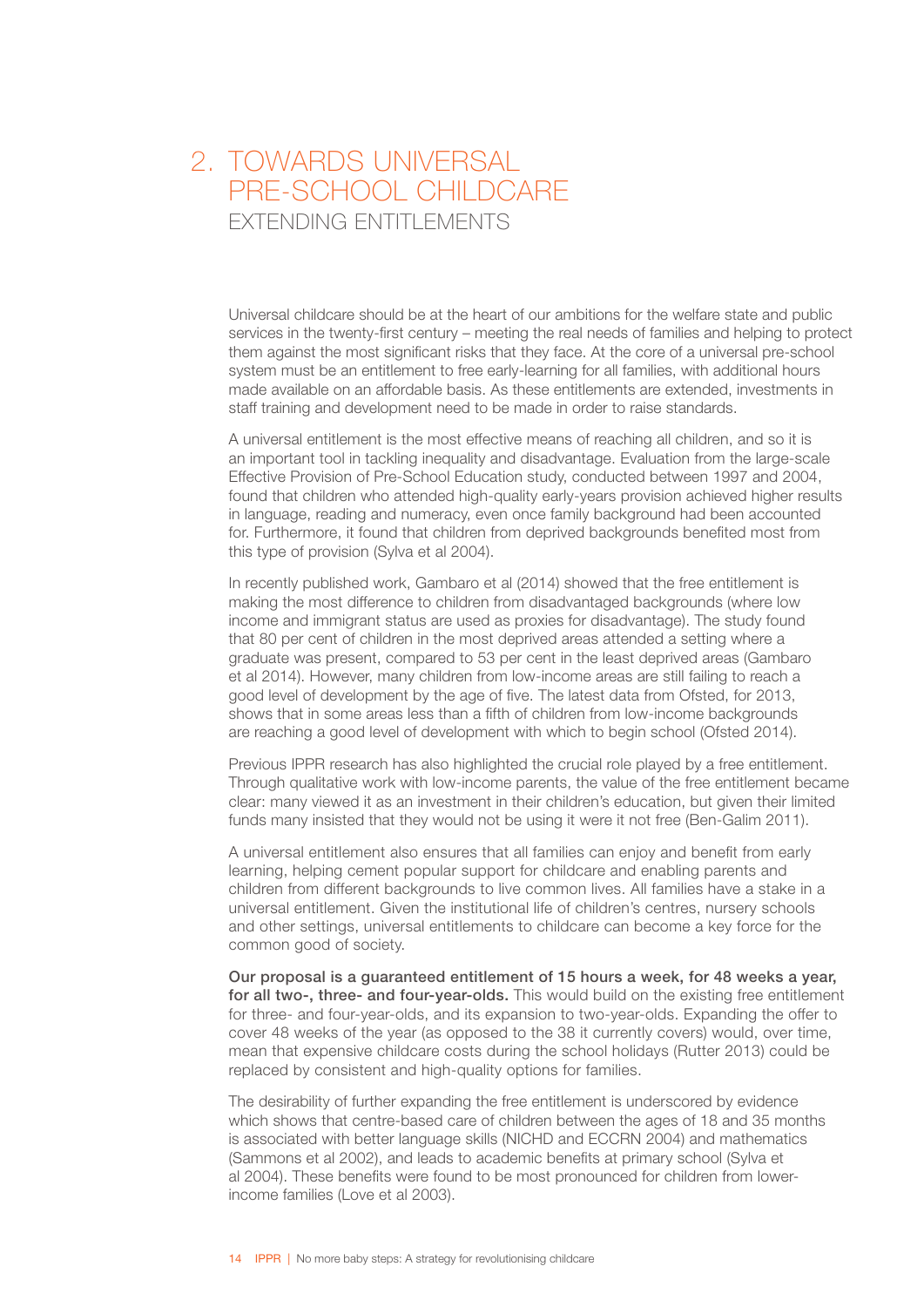# 2. TOWARDS UNIVERSAL PRE-SCHOOL CHILDCARE
## EXTENDING ENTITLEMENTS

Universal childcare should be at the heart of our ambitions for the welfare state and public services in the twenty-first century – meeting the real needs of families and helping to protect them against the most significant risks that they face. At the core of a universal pre-school system must be an entitlement to free early-learning for all families, with additional hours made available on an affordable basis. As these entitlements are extended, investments in staff training and development need to be made in order to raise standards.

A universal entitlement is the most effective means of reaching all children, and so it is an important tool in tackling inequality and disadvantage. Evaluation from the large-scale Effective Provision of Pre-School Education study, conducted between 1997 and 2004, found that children who attended high-quality early-years provision achieved higher results in language, reading and numeracy, even once family background had been accounted for. Furthermore, it found that children from deprived backgrounds benefited most from this type of provision (Sylva et al 2004).

In recently published work, Gambaro et al (2014) showed that the free entitlement is making the most difference to children from disadvantaged backgrounds (where low income and immigrant status are used as proxies for disadvantage). The study found that 80 per cent of children in the most deprived areas attended a setting where a graduate was present, compared to 53 per cent in the least deprived areas (Gambaro et al 2014). However, many children from low-income areas are still failing to reach a good level of development by the age of five. The latest data from Ofsted, for 2013, shows that in some areas less than a fifth of children from low-income backgrounds are reaching a good level of development with which to begin school (Ofsted 2014).

Previous IPPR research has also highlighted the crucial role played by a free entitlement. Through qualitative work with low-income parents, the value of the free entitlement became clear: many viewed it as an investment in their children's education, but given their limited funds many insisted that they would not be using it were it not free (Ben-Galim 2011).

A universal entitlement also ensures that all families can enjoy and benefit from early learning, helping cement popular support for childcare and enabling parents and children from different backgrounds to live common lives. All families have a stake in a universal entitlement. Given the institutional life of children's centres, nursery schools and other settings, universal entitlements to childcare can become a key force for the common good of society.

**Our proposal is a guaranteed entitlement of 15 hours a week, for 48 weeks a year, for all two-, three- and four-year-olds.** This would build on the existing free entitlement for three- and four-year-olds, and its expansion to two-year-olds. Expanding the offer to cover 48 weeks of the year (as opposed to the 38 it currently covers) would, over time, mean that expensive childcare costs during the school holidays (Rutter 2013) could be replaced by consistent and high-quality options for families.

The desirability of further expanding the free entitlement is underscored by evidence which shows that centre-based care of children between the ages of 18 and 35 months is associated with better language skills (NICHD and ECCRN 2004) and mathematics (Sammons et al 2002), and leads to academic benefits at primary school (Sylva et al 2004). These benefits were found to be most pronounced for children from lower-income families (Love et al 2003).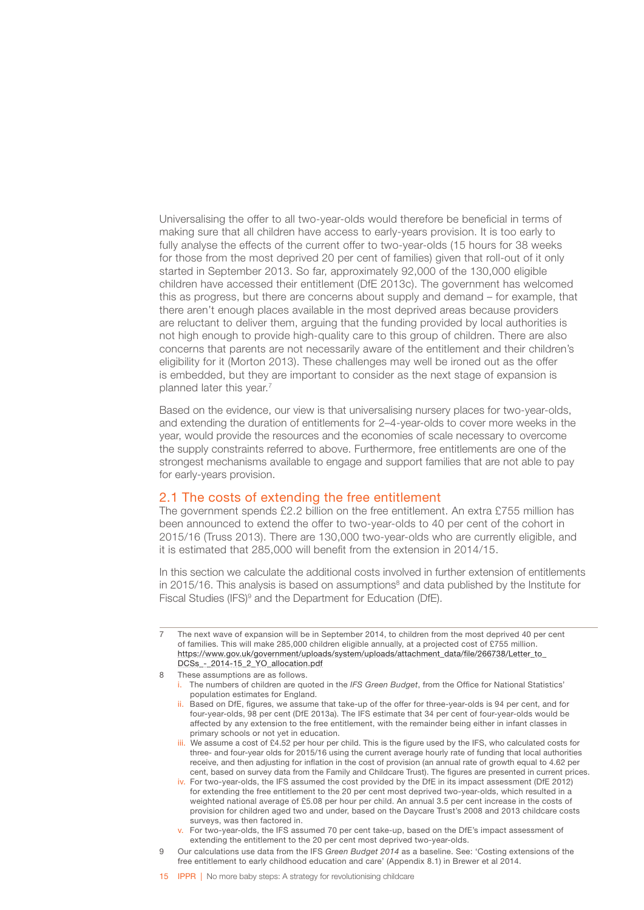Universalising the offer to all two-year-olds would therefore be beneficial in terms of making sure that all children have access to early-years provision. It is too early to fully analyse the effects of the current offer to two-year-olds (15 hours for 38 weeks for those from the most deprived 20 per cent of families) given that roll-out of it only started in September 2013. So far, approximately 92,000 of the 130,000 eligible children have accessed their entitlement (DfE 2013c). The government has welcomed this as progress, but there are concerns about supply and demand – for example, that there aren't enough places available in the most deprived areas because providers are reluctant to deliver them, arguing that the funding provided by local authorities is not high enough to provide high-quality care to this group of children. There are also concerns that parents are not necessarily aware of the entitlement and their children's eligibility for it (Morton 2013). These challenges may well be ironed out as the offer is embedded, but they are important to consider as the next stage of expansion is planned later this year.[7]

Based on the evidence, our view is that universalising nursery places for two-year-olds, and extending the duration of entitlements for 2–4-year-olds to cover more weeks in the year, would provide the resources and the economies of scale necessary to overcome the supply constraints referred to above. Furthermore, free entitlements are one of the strongest mechanisms available to engage and support families that are not able to pay for early-years provision.

## 2.1 The costs of extending the free entitlement

The government spends £2.2 billion on the free entitlement. An extra £755 million has been announced to extend the offer to two-year-olds to 40 per cent of the cohort in 2015/16 (Truss 2013). There are 130,000 two-year-olds who are currently eligible, and it is estimated that 285,000 will benefit from the extension in 2014/15.

In this section we calculate the additional costs involved in further extension of entitlements in 2015/16. This analysis is based on assumptions[8] and data published by the Institute for Fiscal Studies (IFS)[9] and the Department for Education (DfE).

---

7 The next wave of expansion will be in September 2014, to children from the most deprived 40 per cent of families. This will make 285,000 children eligible annually, at a projected cost of £755 million. https://www.gov.uk/government/uploads/system/uploads/attachment_data/file/266738/Letter_to_DCSs_-_2014-15_2_YO_allocation.pdf

8 These assumptions are as follows.

i. The numbers of children are quoted in the *IFS Green Budget*, from the Office for National Statistics' population estimates for England.

ii. Based on DfE, figures, we assume that take-up of the offer for three-year-olds is 94 per cent, and for four-year-olds, 98 per cent (DfE 2013a). The IFS estimate that 34 per cent of four-year-olds would be affected by any extension to the free entitlement, with the remainder being either in infant classes in primary schools or not yet in education.

iii. We assume a cost of £4.52 per hour per child. This is the figure used by the IFS, who calculated costs for three- and four-year olds for 2015/16 using the current average hourly rate of funding that local authorities receive, and then adjusting for inflation in the cost of provision (an annual rate of growth equal to 4.62 per cent, based on survey data from the Family and Childcare Trust). The figures are presented in current prices.

iv. For two-year-olds, the IFS assumed the cost provided by the DfE in its impact assessment (DfE 2012) for extending the free entitlement to the 20 per cent most deprived two-year-olds, which resulted in a weighted national average of £5.08 per hour per child. An annual 3.5 per cent increase in the costs of provision for children aged two and under, based on the Daycare Trust's 2008 and 2013 childcare costs surveys, was then factored in.

v. For two-year-olds, the IFS assumed 70 per cent take-up, based on the DfE's impact assessment of extending the entitlement to the 20 per cent most deprived two-year-olds.

9 Our calculations use data from the IFS *Green Budget 2014* as a baseline. See: 'Costing extensions of the free entitlement to early childhood education and care' (Appendix 8.1) in Brewer et al 2014.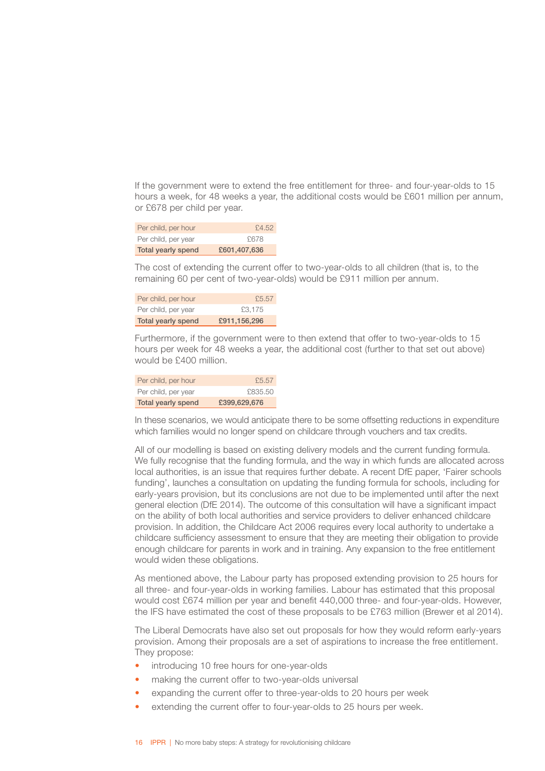If the government were to extend the free entitlement for three- and four-year-olds to 15 hours a week, for 48 weeks a year, the additional costs would be £601 million per annum, or £678 per child per year.

| | |
|---|---|
| Per child, per hour | £4.52 |
| Per child, per year | £678 |
| **Total yearly spend** | **£601,407,636** |

The cost of extending the current offer to two-year-olds to all children (that is, to the remaining 60 per cent of two-year-olds) would be £911 million per annum.

| | |
|---|---|
| Per child, per hour | £5.57 |
| Per child, per year | £3,175 |
| **Total yearly spend** | **£911,156,296** |

Furthermore, if the government were to then extend that offer to two-year-olds to 15 hours per week for 48 weeks a year, the additional cost (further to that set out above) would be £400 million.

| | |
|---|---|
| Per child, per hour | £5.57 |
| Per child, per year | £835.50 |
| **Total yearly spend** | **£399,629,676** |

In these scenarios, we would anticipate there to be some offsetting reductions in expenditure which families would no longer spend on childcare through vouchers and tax credits.

All of our modelling is based on existing delivery models and the current funding formula. We fully recognise that the funding formula, and the way in which funds are allocated across local authorities, is an issue that requires further debate. A recent DfE paper, 'Fairer schools funding', launches a consultation on updating the funding formula for schools, including for early-years provision, but its conclusions are not due to be implemented until after the next general election (DfE 2014). The outcome of this consultation will have a significant impact on the ability of both local authorities and service providers to deliver enhanced childcare provision. In addition, the Childcare Act 2006 requires every local authority to undertake a childcare sufficiency assessment to ensure that they are meeting their obligation to provide enough childcare for parents in work and in training. Any expansion to the free entitlement would widen these obligations.

As mentioned above, the Labour party has proposed extending provision to 25 hours for all three- and four-year-olds in working families. Labour has estimated that this proposal would cost £674 million per year and benefit 440,000 three- and four-year-olds. However, the IFS have estimated the cost of these proposals to be £763 million (Brewer et al 2014).

The Liberal Democrats have also set out proposals for how they would reform early-years provision. Among their proposals are a set of aspirations to increase the free entitlement. They propose:

- introducing 10 free hours for one-year-olds
- making the current offer to two-year-olds universal
- expanding the current offer to three-year-olds to 20 hours per week
- extending the current offer to four-year-olds to 25 hours per week.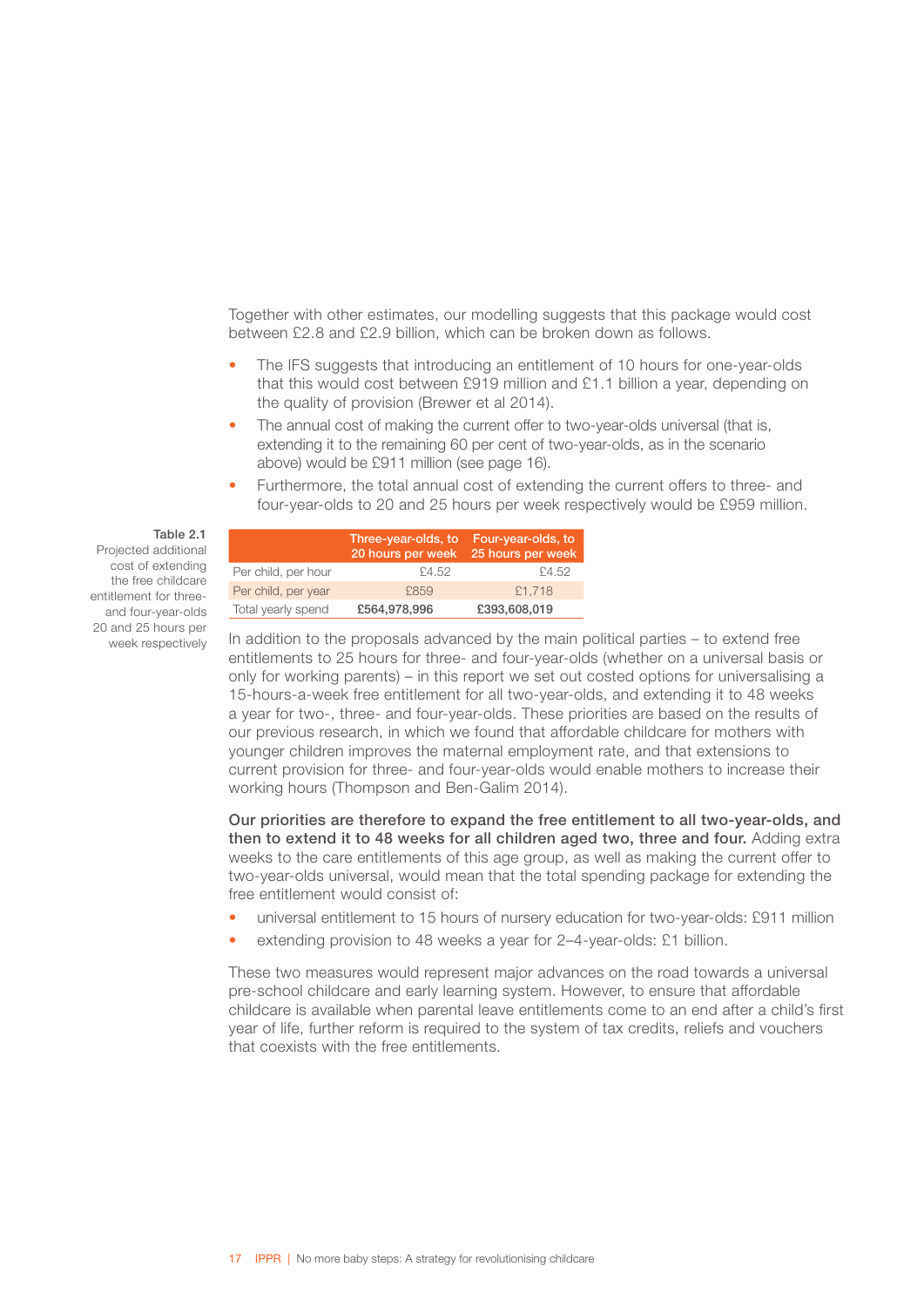Together with other estimates, our modelling suggests that this package would cost between £2.8 and £2.9 billion, which can be broken down as follows.

- The IFS suggests that introducing an entitlement of 10 hours for one-year-olds that this would cost between £919 million and £1.1 billion a year, depending on the quality of provision (Brewer et al 2014).
- The annual cost of making the current offer to two-year-olds universal (that is, extending it to the remaining 60 per cent of two-year-olds, as in the scenario above) would be £911 million (see page 16).
- Furthermore, the total annual cost of extending the current offers to three- and four-year-olds to 20 and 25 hours per week respectively would be £959 million.

**Table 2.1**
Projected additional cost of extending the free childcare entitlement for three- and four-year-olds 20 and 25 hours per week respectively

| | Three-year-olds, to 20 hours per week | Four-year-olds, to 25 hours per week |
|---|---|---|
| Per child, per hour | £4.52 | £4.52 |
| Per child, per year | £859 | £1,718 |
| Total yearly spend | **£564,978,996** | **£393,608,019** |

In addition to the proposals advanced by the main political parties – to extend free entitlements to 25 hours for three- and four-year-olds (whether on a universal basis or only for working parents) – in this report we set out costed options for universalising a 15-hours-a-week free entitlement for all two-year-olds, and extending it to 48 weeks a year for two-, three- and four-year-olds. These priorities are based on the results of our previous research, in which we found that affordable childcare for mothers with younger children improves the maternal employment rate, and that extensions to current provision for three- and four-year-olds would enable mothers to increase their working hours (Thompson and Ben-Galim 2014).

**Our priorities are therefore to expand the free entitlement to all two-year-olds, and then to extend it to 48 weeks for all children aged two, three and four.** Adding extra weeks to the care entitlements of this age group, as well as making the current offer to two-year-olds universal, would mean that the total spending package for extending the free entitlement would consist of:

- universal entitlement to 15 hours of nursery education for two-year-olds: £911 million
- extending provision to 48 weeks a year for 2–4-year-olds: £1 billion.

These two measures would represent major advances on the road towards a universal pre-school childcare and early learning system. However, to ensure that affordable childcare is available when parental leave entitlements come to an end after a child's first year of life, further reform is required to the system of tax credits, reliefs and vouchers that coexists with the free entitlements.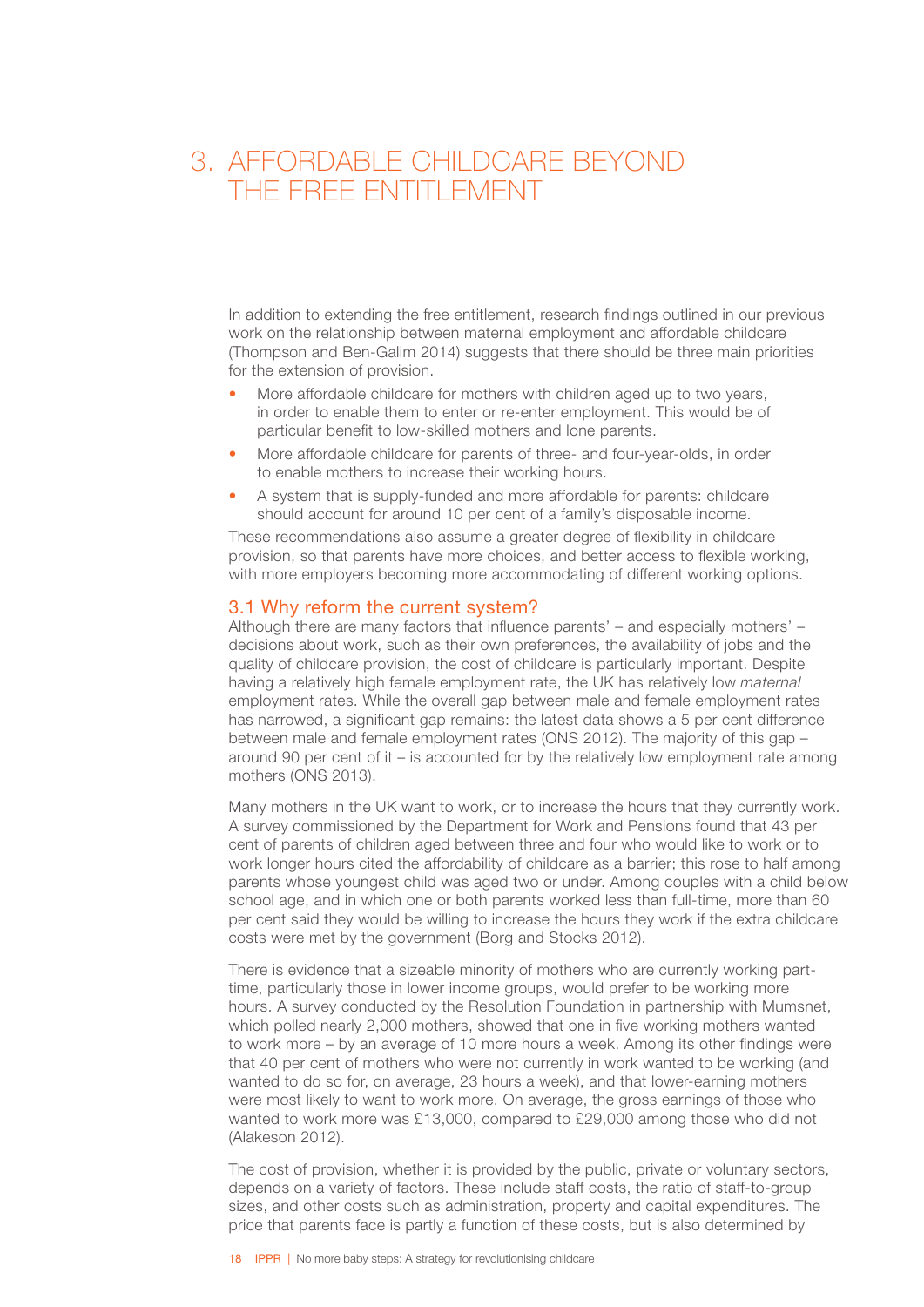# 3. AFFORDABLE CHILDCARE BEYOND THE FREE ENTITLEMENT

In addition to extending the free entitlement, research findings outlined in our previous work on the relationship between maternal employment and affordable childcare (Thompson and Ben-Galim 2014) suggests that there should be three main priorities for the extension of provision.

- More affordable childcare for mothers with children aged up to two years, in order to enable them to enter or re-enter employment. This would be of particular benefit to low-skilled mothers and lone parents.
- More affordable childcare for parents of three- and four-year-olds, in order to enable mothers to increase their working hours.
- A system that is supply-funded and more affordable for parents: childcare should account for around 10 per cent of a family's disposable income.

These recommendations also assume a greater degree of flexibility in childcare provision, so that parents have more choices, and better access to flexible working, with more employers becoming more accommodating of different working options.

## 3.1 Why reform the current system?

Although there are many factors that influence parents' – and especially mothers' – decisions about work, such as their own preferences, the availability of jobs and the quality of childcare provision, the cost of childcare is particularly important. Despite having a relatively high female employment rate, the UK has relatively low *maternal* employment rates. While the overall gap between male and female employment rates has narrowed, a significant gap remains: the latest data shows a 5 per cent difference between male and female employment rates (ONS 2012). The majority of this gap – around 90 per cent of it – is accounted for by the relatively low employment rate among mothers (ONS 2013).

Many mothers in the UK want to work, or to increase the hours that they currently work. A survey commissioned by the Department for Work and Pensions found that 43 per cent of parents of children aged between three and four who would like to work or to work longer hours cited the affordability of childcare as a barrier; this rose to half among parents whose youngest child was aged two or under. Among couples with a child below school age, and in which one or both parents worked less than full-time, more than 60 per cent said they would be willing to increase the hours they work if the extra childcare costs were met by the government (Borg and Stocks 2012).

There is evidence that a sizeable minority of mothers who are currently working part-time, particularly those in lower income groups, would prefer to be working more hours. A survey conducted by the Resolution Foundation in partnership with Mumsnet, which polled nearly 2,000 mothers, showed that one in five working mothers wanted to work more – by an average of 10 more hours a week. Among its other findings were that 40 per cent of mothers who were not currently in work wanted to be working (and wanted to do so for, on average, 23 hours a week), and that lower-earning mothers were most likely to want to work more. On average, the gross earnings of those who wanted to work more was £13,000, compared to £29,000 among those who did not (Alakeson 2012).

The cost of provision, whether it is provided by the public, private or voluntary sectors, depends on a variety of factors. These include staff costs, the ratio of staff-to-group sizes, and other costs such as administration, property and capital expenditures. The price that parents face is partly a function of these costs, but is also determined by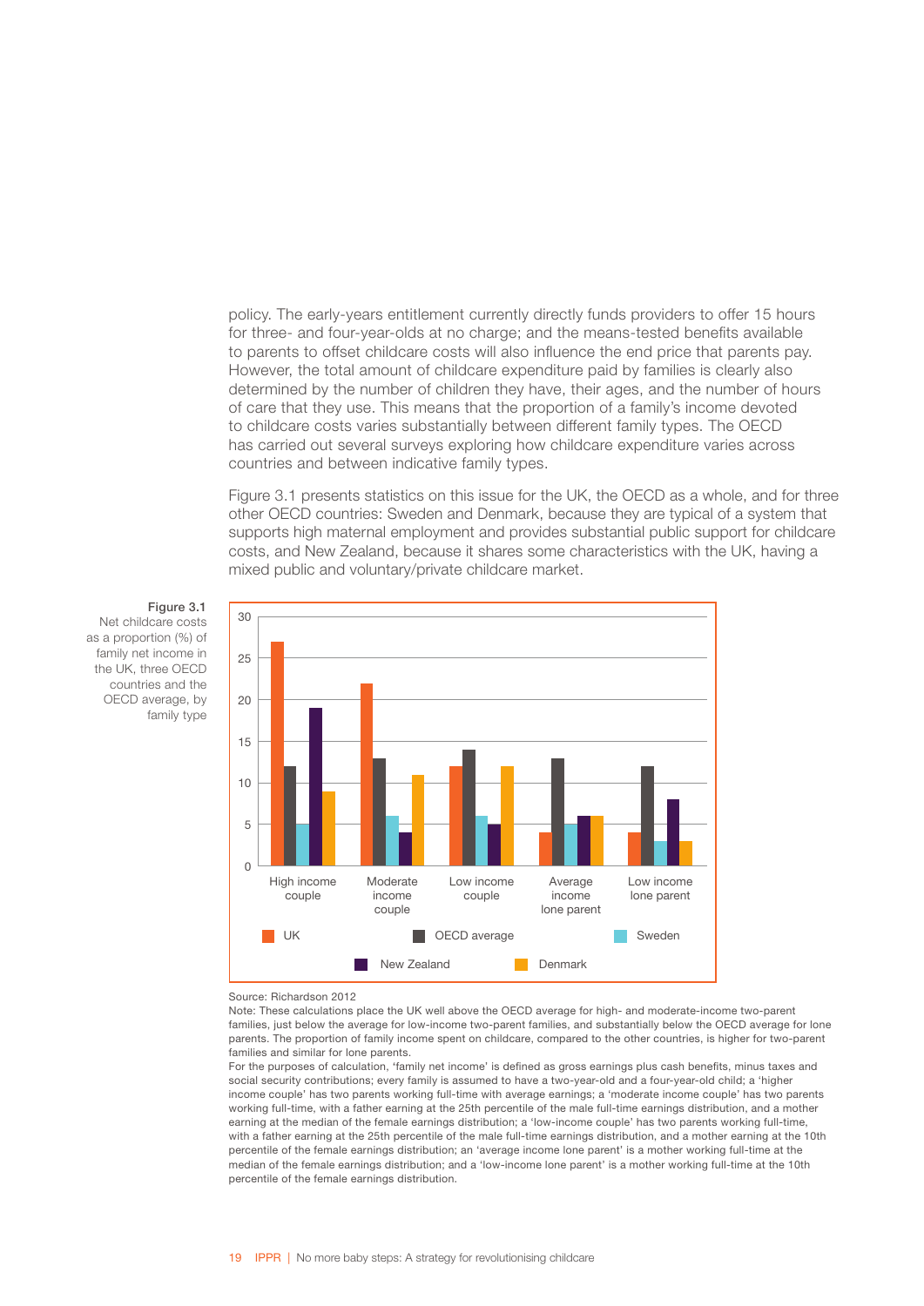policy. The early-years entitlement currently directly funds providers to offer 15 hours for three- and four-year-olds at no charge; and the means-tested benefits available to parents to offset childcare costs will also influence the end price that parents pay. However, the total amount of childcare expenditure paid by families is clearly also determined by the number of children they have, their ages, and the number of hours of care that they use. This means that the proportion of a family's income devoted to childcare costs varies substantially between different family types. The OECD has carried out several surveys exploring how childcare expenditure varies across countries and between indicative family types.

Figure 3.1 presents statistics on this issue for the UK, the OECD as a whole, and for three other OECD countries: Sweden and Denmark, because they are typical of a system that supports high maternal employment and provides substantial public support for childcare costs, and New Zealand, because it shares some characteristics with the UK, having a mixed public and voluntary/private childcare market.

**Figure 3.1**
Net childcare costs as a proportion (%) of family net income in the UK, three OECD countries and the OECD average, by family type

| | UK | OECD average | Sweden | New Zealand | Denmark |
|---|---|---|---|---|---|
| High income couple | 27 | 12 | 5 | 19 | 9 |
| Moderate income couple | 22 | 13 | 6 | 4 | 11 |
| Low income couple | 12 | 14 | 6 | 5 | 12 |
| Average income lone parent | 4 | 13 | 5 | 6 | 6 |
| Low income lone parent | 4 | 12 | 3 | 8 | 3 |

Source: Richardson 2012

Note: These calculations place the UK well above the OECD average for high- and moderate-income two-parent families, just below the average for low-income two-parent families, and substantially below the OECD average for lone parents. The proportion of family income spent on childcare, compared to the other countries, is higher for two-parent families and similar for lone parents.

For the purposes of calculation, 'family net income' is defined as gross earnings plus cash benefits, minus taxes and social security contributions; every family is assumed to have a two-year-old and a four-year-old child; a 'higher income couple' has two parents working full-time with average earnings; a 'moderate income couple' has two parents working full-time, with a father earning at the 25th percentile of the male full-time earnings distribution, and a mother earning at the median of the female earnings distribution; a 'low-income couple' has two parents working full-time, with a father earning at the 25th percentile of the male full-time earnings distribution, and a mother earning at the 10th percentile of the female earnings distribution; an 'average income lone parent' is a mother working full-time at the median of the female earnings distribution; and a 'low-income lone parent' is a mother working full-time at the 10th percentile of the female earnings distribution.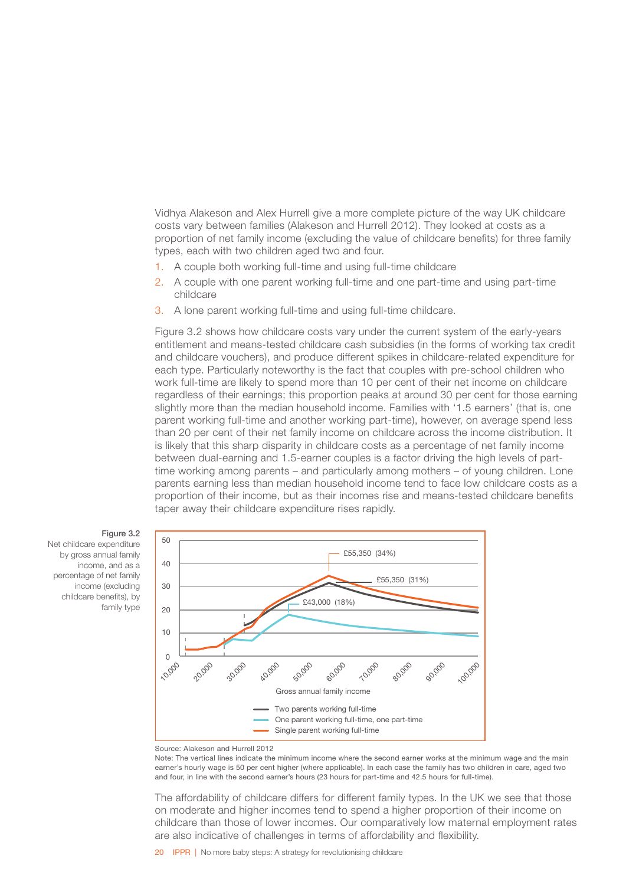Vidhya Alakeson and Alex Hurrell give a more complete picture of the way UK childcare costs vary between families (Alakeson and Hurrell 2012). They looked at costs as a proportion of net family income (excluding the value of childcare benefits) for three family types, each with two children aged two and four.

1. A couple both working full-time and using full-time childcare
2. A couple with one parent working full-time and one part-time and using part-time childcare
3. A lone parent working full-time and using full-time childcare.

Figure 3.2 shows how childcare costs vary under the current system of the early-years entitlement and means-tested childcare cash subsidies (in the forms of working tax credit and childcare vouchers), and produce different spikes in childcare-related expenditure for each type. Particularly noteworthy is the fact that couples with pre-school children who work full-time are likely to spend more than 10 per cent of their net income on childcare regardless of their earnings; this proportion peaks at around 30 per cent for those earning slightly more than the median household income. Families with '1.5 earners' (that is, one parent working full-time and another working part-time), however, on average spend less than 20 per cent of their net family income on childcare across the income distribution. It is likely that this sharp disparity in childcare costs as a percentage of net family income between dual-earning and 1.5-earner couples is a factor driving the high levels of part-time working among parents – and particularly among mothers – of young children. Lone parents earning less than median household income tend to face low childcare costs as a proportion of their income, but as their incomes rise and means-tested childcare benefits taper away their childcare expenditure rises rapidly.

**Figure 3.2**
Net childcare expenditure by gross annual family income, and as a percentage of net family income (excluding childcare benefits), by family type

Gross annual family income: 10,000 – 100,000. Annotations: £55,350 (34%); £55,350 (31%); £43,000 (18%).

Legend: Two parents working full-time; One parent working full-time, one part-time; Single parent working full-time

Source: Alakeson and Hurrell 2012
Note: The vertical lines indicate the minimum income where the second earner works at the minimum wage and the main earner's hourly wage is 50 per cent higher (where applicable). In each case the family has two children in care, aged two and four, in line with the second earner's hours (23 hours for part-time and 42.5 hours for full-time).

The affordability of childcare differs for different family types. In the UK we see that those on moderate and higher incomes tend to spend a higher proportion of their income on childcare than those of lower incomes. Our comparatively low maternal employment rates are also indicative of challenges in terms of affordability and flexibility.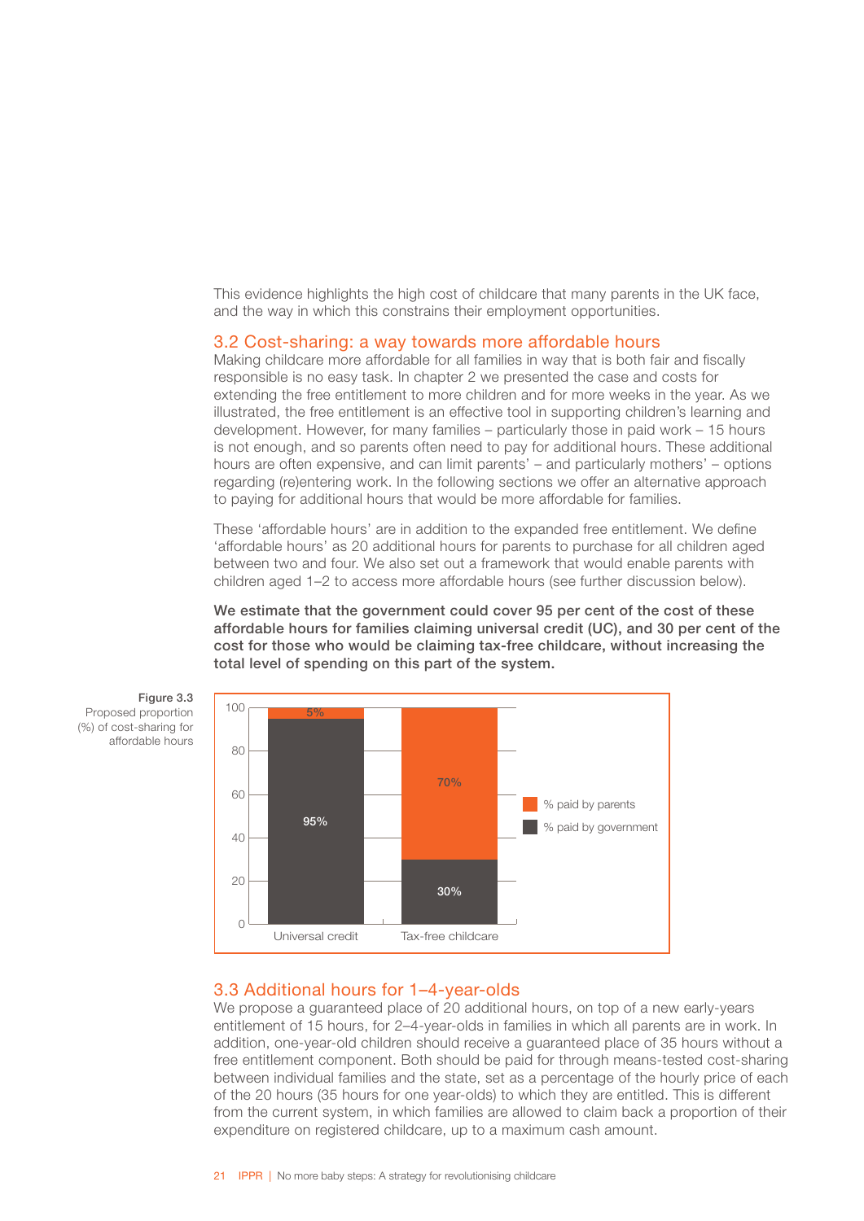This evidence highlights the high cost of childcare that many parents in the UK face, and the way in which this constrains their employment opportunities.

## 3.2 Cost-sharing: a way towards more affordable hours

Making childcare more affordable for all families in way that is both fair and fiscally responsible is no easy task. In chapter 2 we presented the case and costs for extending the free entitlement to more children and for more weeks in the year. As we illustrated, the free entitlement is an effective tool in supporting children's learning and development. However, for many families – particularly those in paid work – 15 hours is not enough, and so parents often need to pay for additional hours. These additional hours are often expensive, and can limit parents' – and particularly mothers' – options regarding (re)entering work. In the following sections we offer an alternative approach to paying for additional hours that would be more affordable for families.

These 'affordable hours' are in addition to the expanded free entitlement. We define 'affordable hours' as 20 additional hours for parents to purchase for all children aged between two and four. We also set out a framework that would enable parents with children aged 1–2 to access more affordable hours (see further discussion below).

**We estimate that the government could cover 95 per cent of the cost of these affordable hours for families claiming universal credit (UC), and 30 per cent of the cost for those who would be claiming tax-free childcare, without increasing the total level of spending on this part of the system.**

Figure 3.3
Proposed proportion (%) of cost-sharing for affordable hours

| | % paid by government | % paid by parents |
|---|---|---|
| Universal credit | 95% | 5% |
| Tax-free childcare | 30% | 70% |

## 3.3 Additional hours for 1–4-year-olds

We propose a guaranteed place of 20 additional hours, on top of a new early-years entitlement of 15 hours, for 2–4-year-olds in families in which all parents are in work. In addition, one-year-old children should receive a guaranteed place of 35 hours without a free entitlement component. Both should be paid for through means-tested cost-sharing between individual families and the state, set as a percentage of the hourly price of each of the 20 hours (35 hours for one year-olds) to which they are entitled. This is different from the current system, in which families are allowed to claim back a proportion of their expenditure on registered childcare, up to a maximum cash amount.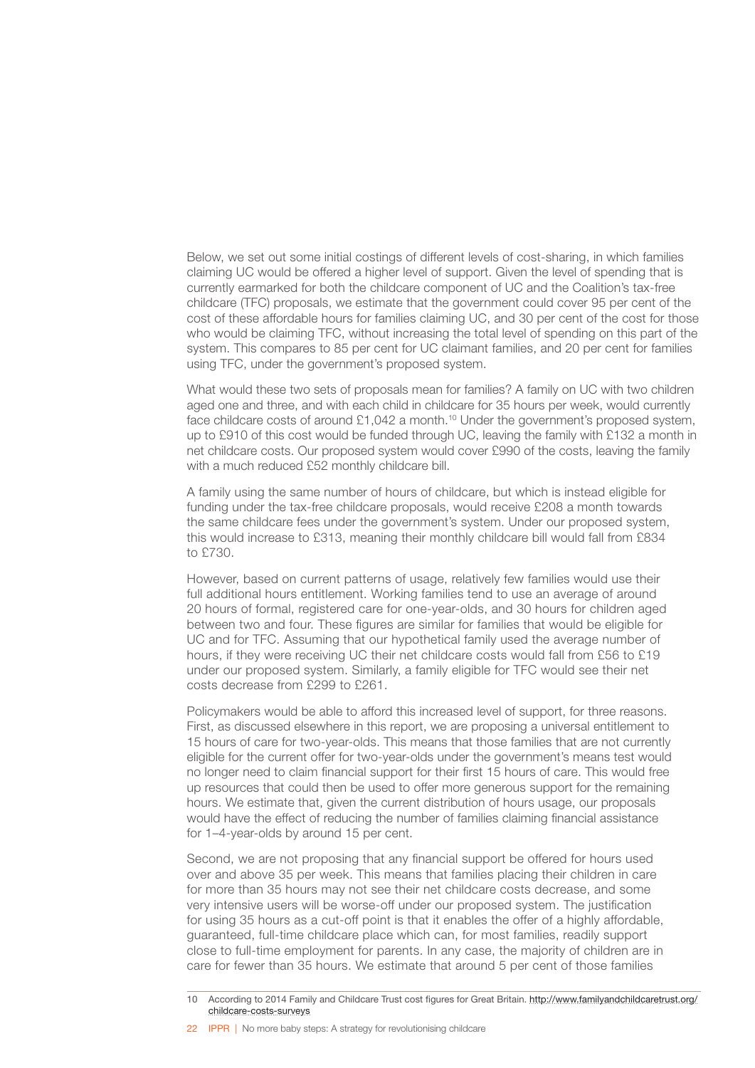Below, we set out some initial costings of different levels of cost-sharing, in which families claiming UC would be offered a higher level of support. Given the level of spending that is currently earmarked for both the childcare component of UC and the Coalition's tax-free childcare (TFC) proposals, we estimate that the government could cover 95 per cent of the cost of these affordable hours for families claiming UC, and 30 per cent of the cost for those who would be claiming TFC, without increasing the total level of spending on this part of the system. This compares to 85 per cent for UC claimant families, and 20 per cent for families using TFC, under the government's proposed system.

What would these two sets of proposals mean for families? A family on UC with two children aged one and three, and with each child in childcare for 35 hours per week, would currently face childcare costs of around £1,042 a month.[10] Under the government's proposed system, up to £910 of this cost would be funded through UC, leaving the family with £132 a month in net childcare costs. Our proposed system would cover £990 of the costs, leaving the family with a much reduced £52 monthly childcare bill.

A family using the same number of hours of childcare, but which is instead eligible for funding under the tax-free childcare proposals, would receive £208 a month towards the same childcare fees under the government's system. Under our proposed system, this would increase to £313, meaning their monthly childcare bill would fall from £834 to £730.

However, based on current patterns of usage, relatively few families would use their full additional hours entitlement. Working families tend to use an average of around 20 hours of formal, registered care for one-year-olds, and 30 hours for children aged between two and four. These figures are similar for families that would be eligible for UC and for TFC. Assuming that our hypothetical family used the average number of hours, if they were receiving UC their net childcare costs would fall from £56 to £19 under our proposed system. Similarly, a family eligible for TFC would see their net costs decrease from £299 to £261.

Policymakers would be able to afford this increased level of support, for three reasons. First, as discussed elsewhere in this report, we are proposing a universal entitlement to 15 hours of care for two-year-olds. This means that those families that are not currently eligible for the current offer for two-year-olds under the government's means test would no longer need to claim financial support for their first 15 hours of care. This would free up resources that could then be used to offer more generous support for the remaining hours. We estimate that, given the current distribution of hours usage, our proposals would have the effect of reducing the number of families claiming financial assistance for 1–4-year-olds by around 15 per cent.

Second, we are not proposing that any financial support be offered for hours used over and above 35 per week. This means that families placing their children in care for more than 35 hours may not see their net childcare costs decrease, and some very intensive users will be worse-off under our proposed system. The justification for using 35 hours as a cut-off point is that it enables the offer of a highly affordable, guaranteed, full-time childcare place which can, for most families, readily support close to full-time employment for parents. In any case, the majority of children are in care for fewer than 35 hours. We estimate that around 5 per cent of those families

10 According to 2014 Family and Childcare Trust cost figures for Great Britain. http://www.familyandchildcaretrust.org/childcare-costs-surveys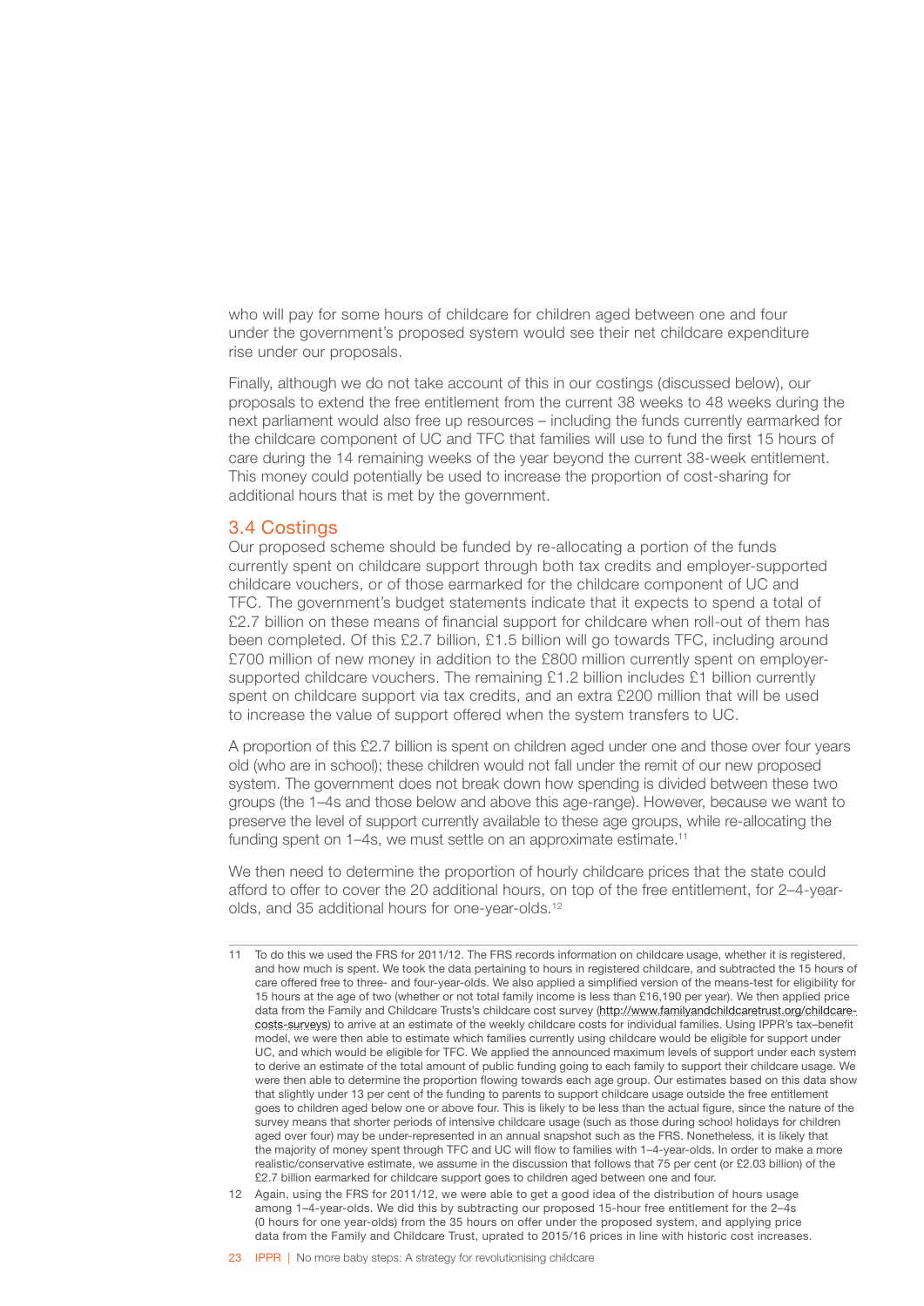who will pay for some hours of childcare for children aged between one and four under the government's proposed system would see their net childcare expenditure rise under our proposals.

Finally, although we do not take account of this in our costings (discussed below), our proposals to extend the free entitlement from the current 38 weeks to 48 weeks during the next parliament would also free up resources – including the funds currently earmarked for the childcare component of UC and TFC that families will use to fund the first 15 hours of care during the 14 remaining weeks of the year beyond the current 38-week entitlement. This money could potentially be used to increase the proportion of cost-sharing for additional hours that is met by the government.

## 3.4 Costings

Our proposed scheme should be funded by re-allocating a portion of the funds currently spent on childcare support through both tax credits and employer-supported childcare vouchers, or of those earmarked for the childcare component of UC and TFC. The government's budget statements indicate that it expects to spend a total of £2.7 billion on these means of financial support for childcare when roll-out of them has been completed. Of this £2.7 billion, £1.5 billion will go towards TFC, including around £700 million of new money in addition to the £800 million currently spent on employer-supported childcare vouchers. The remaining £1.2 billion includes £1 billion currently spent on childcare support via tax credits, and an extra £200 million that will be used to increase the value of support offered when the system transfers to UC.

A proportion of this £2.7 billion is spent on children aged under one and those over four years old (who are in school); these children would not fall under the remit of our new proposed system. The government does not break down how spending is divided between these two groups (the 1–4s and those below and above this age-range). However, because we want to preserve the level of support currently available to these age groups, while re-allocating the funding spent on 1–4s, we must settle on an approximate estimate.[11]

We then need to determine the proportion of hourly childcare prices that the state could afford to offer to cover the 20 additional hours, on top of the free entitlement, for 2–4-year-olds, and 35 additional hours for one-year-olds.[12]

---

11 To do this we used the FRS for 2011/12. The FRS records information on childcare usage, whether it is registered, and how much is spent. We took the data pertaining to hours in registered childcare, and subtracted the 15 hours of care offered free to three- and four-year-olds. We also applied a simplified version of the means-test for eligibility for 15 hours at the age of two (whether or not total family income is less than £16,190 per year). We then applied price data from the Family and Childcare Trusts's childcare cost survey (http://www.familyandchildcaretrust.org/childcare-costs-surveys) to arrive at an estimate of the weekly childcare costs for individual families. Using IPPR's tax–benefit model, we were then able to estimate which families currently using childcare would be eligible for support under UC, and which would be eligible for TFC. We applied the announced maximum levels of support under each system to derive an estimate of the total amount of public funding going to each family to support their childcare usage. We were then able to determine the proportion flowing towards each age group. Our estimates based on this data show that slightly under 13 per cent of the funding to parents to support childcare usage outside the free entitlement goes to children aged below one or above four. This is likely to be less than the actual figure, since the nature of the survey means that shorter periods of intensive childcare usage (such as those during school holidays for children aged over four) may be under-represented in an annual snapshot such as the FRS. Nonetheless, it is likely that the majority of money spent through TFC and UC will flow to families with 1–4-year-olds. In order to make a more realistic/conservative estimate, we assume in the discussion that follows that 75 per cent (or £2.03 billion) of the £2.7 billion earmarked for childcare support goes to children aged between one and four.

12 Again, using the FRS for 2011/12, we were able to get a good idea of the distribution of hours usage among 1–4-year-olds. We did this by subtracting our proposed 15-hour free entitlement for the 2–4s (0 hours for one year-olds) from the 35 hours on offer under the proposed system, and applying price data from the Family and Childcare Trust, uprated to 2015/16 prices in line with historic cost increases.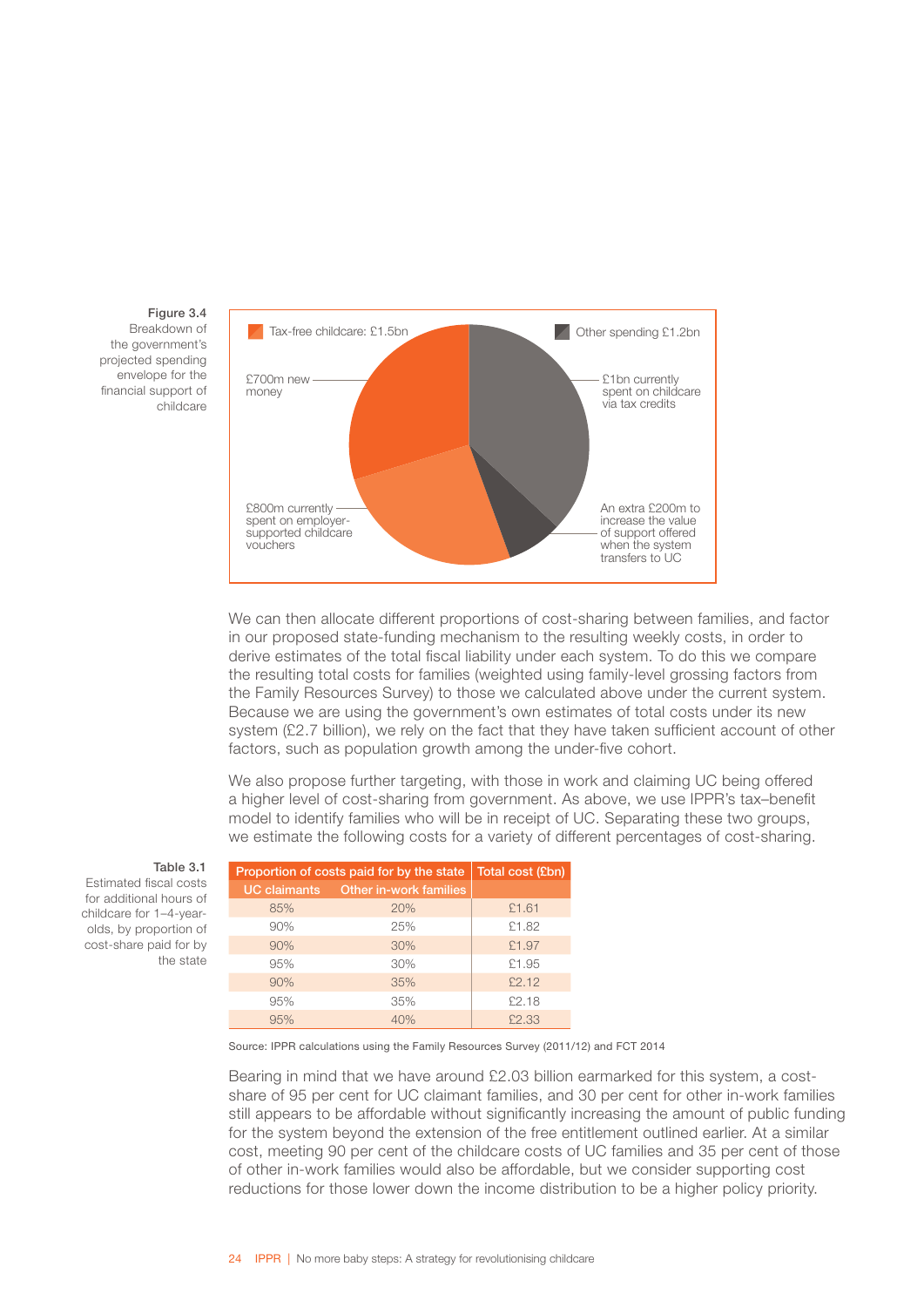Figure 3.4
Breakdown of the government's projected spending envelope for the financial support of childcare

Tax-free childcare: £1.5bn

Other spending £1.2bn

£700m new money

£1bn currently spent on childcare via tax credits

£800m currently spent on employer-supported childcare vouchers

An extra £200m to increase the value of support offered when the system transfers to UC

We can then allocate different proportions of cost-sharing between families, and factor in our proposed state-funding mechanism to the resulting weekly costs, in order to derive estimates of the total fiscal liability under each system. To do this we compare the resulting total costs for families (weighted using family-level grossing factors from the Family Resources Survey) to those we calculated above under the current system. Because we are using the government's own estimates of total costs under its new system (£2.7 billion), we rely on the fact that they have taken sufficient account of other factors, such as population growth among the under-five cohort.

We also propose further targeting, with those in work and claiming UC being offered a higher level of cost-sharing from government. As above, we use IPPR's tax–benefit model to identify families who will be in receipt of UC. Separating these two groups, we estimate the following costs for a variety of different percentages of cost-sharing.

Table 3.1
Estimated fiscal costs for additional hours of childcare for 1–4-year-olds, by proportion of cost-share paid for by the state

| Proportion of costs paid for by the state | | Total cost (£bn) |
|---|---|---|
| UC claimants | Other in-work families | |
| 85% | 20% | £1.61 |
| 90% | 25% | £1.82 |
| 90% | 30% | £1.97 |
| 95% | 30% | £1.95 |
| 90% | 35% | £2.12 |
| 95% | 35% | £2.18 |
| 95% | 40% | £2.33 |

Source: IPPR calculations using the Family Resources Survey (2011/12) and FCT 2014

Bearing in mind that we have around £2.03 billion earmarked for this system, a cost-share of 95 per cent for UC claimant families, and 30 per cent for other in-work families still appears to be affordable without significantly increasing the amount of public funding for the system beyond the extension of the free entitlement outlined earlier. At a similar cost, meeting 90 per cent of the childcare costs of UC families and 35 per cent of those of other in-work families would also be affordable, but we consider supporting cost reductions for those lower down the income distribution to be a higher policy priority.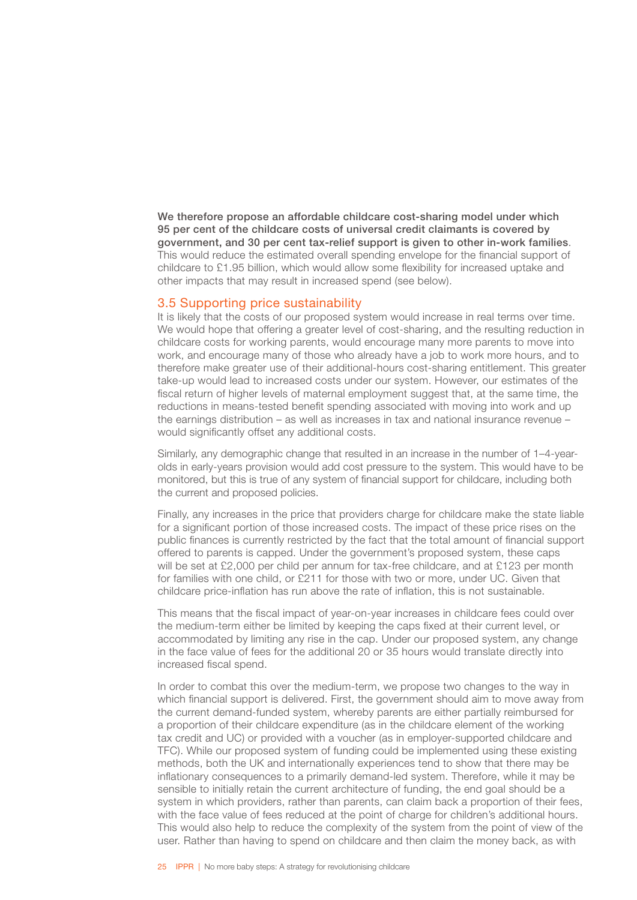**We therefore propose an affordable childcare cost-sharing model under which 95 per cent of the childcare costs of universal credit claimants is covered by government, and 30 per cent tax-relief support is given to other in-work families**. This would reduce the estimated overall spending envelope for the financial support of childcare to £1.95 billion, which would allow some flexibility for increased uptake and other impacts that may result in increased spend (see below).

## 3.5 Supporting price sustainability

It is likely that the costs of our proposed system would increase in real terms over time. We would hope that offering a greater level of cost-sharing, and the resulting reduction in childcare costs for working parents, would encourage many more parents to move into work, and encourage many of those who already have a job to work more hours, and to therefore make greater use of their additional-hours cost-sharing entitlement. This greater take-up would lead to increased costs under our system. However, our estimates of the fiscal return of higher levels of maternal employment suggest that, at the same time, the reductions in means-tested benefit spending associated with moving into work and up the earnings distribution – as well as increases in tax and national insurance revenue – would significantly offset any additional costs.

Similarly, any demographic change that resulted in an increase in the number of 1–4-year-olds in early-years provision would add cost pressure to the system. This would have to be monitored, but this is true of any system of financial support for childcare, including both the current and proposed policies.

Finally, any increases in the price that providers charge for childcare make the state liable for a significant portion of those increased costs. The impact of these price rises on the public finances is currently restricted by the fact that the total amount of financial support offered to parents is capped. Under the government's proposed system, these caps will be set at £2,000 per child per annum for tax-free childcare, and at £123 per month for families with one child, or £211 for those with two or more, under UC. Given that childcare price-inflation has run above the rate of inflation, this is not sustainable.

This means that the fiscal impact of year-on-year increases in childcare fees could over the medium-term either be limited by keeping the caps fixed at their current level, or accommodated by limiting any rise in the cap. Under our proposed system, any change in the face value of fees for the additional 20 or 35 hours would translate directly into increased fiscal spend.

In order to combat this over the medium-term, we propose two changes to the way in which financial support is delivered. First, the government should aim to move away from the current demand-funded system, whereby parents are either partially reimbursed for a proportion of their childcare expenditure (as in the childcare element of the working tax credit and UC) or provided with a voucher (as in employer-supported childcare and TFC). While our proposed system of funding could be implemented using these existing methods, both the UK and internationally experiences tend to show that there may be inflationary consequences to a primarily demand-led system. Therefore, while it may be sensible to initially retain the current architecture of funding, the end goal should be a system in which providers, rather than parents, can claim back a proportion of their fees, with the face value of fees reduced at the point of charge for children's additional hours. This would also help to reduce the complexity of the system from the point of view of the user. Rather than having to spend on childcare and then claim the money back, as with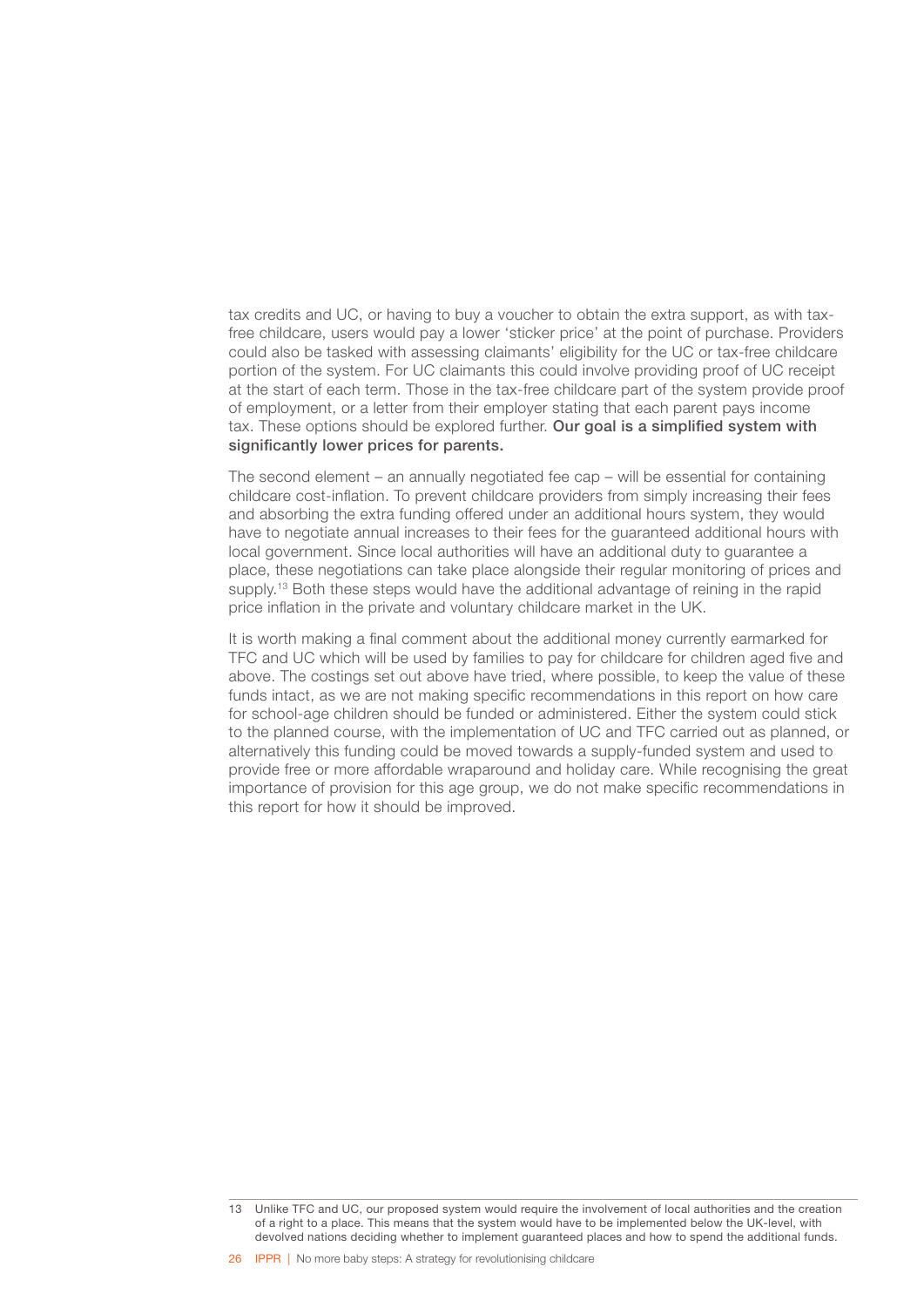tax credits and UC, or having to buy a voucher to obtain the extra support, as with tax-free childcare, users would pay a lower 'sticker price' at the point of purchase. Providers could also be tasked with assessing claimants' eligibility for the UC or tax-free childcare portion of the system. For UC claimants this could involve providing proof of UC receipt at the start of each term. Those in the tax-free childcare part of the system provide proof of employment, or a letter from their employer stating that each parent pays income tax. These options should be explored further. **Our goal is a simplified system with significantly lower prices for parents.**

The second element – an annually negotiated fee cap – will be essential for containing childcare cost-inflation. To prevent childcare providers from simply increasing their fees and absorbing the extra funding offered under an additional hours system, they would have to negotiate annual increases to their fees for the guaranteed additional hours with local government. Since local authorities will have an additional duty to guarantee a place, these negotiations can take place alongside their regular monitoring of prices and supply.[13] Both these steps would have the additional advantage of reining in the rapid price inflation in the private and voluntary childcare market in the UK.

It is worth making a final comment about the additional money currently earmarked for TFC and UC which will be used by families to pay for childcare for children aged five and above. The costings set out above have tried, where possible, to keep the value of these funds intact, as we are not making specific recommendations in this report on how care for school-age children should be funded or administered. Either the system could stick to the planned course, with the implementation of UC and TFC carried out as planned, or alternatively this funding could be moved towards a supply-funded system and used to provide free or more affordable wraparound and holiday care. While recognising the great importance of provision for this age group, we do not make specific recommendations in this report for how it should be improved.

13 Unlike TFC and UC, our proposed system would require the involvement of local authorities and the creation of a right to a place. This means that the system would have to be implemented below the UK-level, with devolved nations deciding whether to implement guaranteed places and how to spend the additional funds.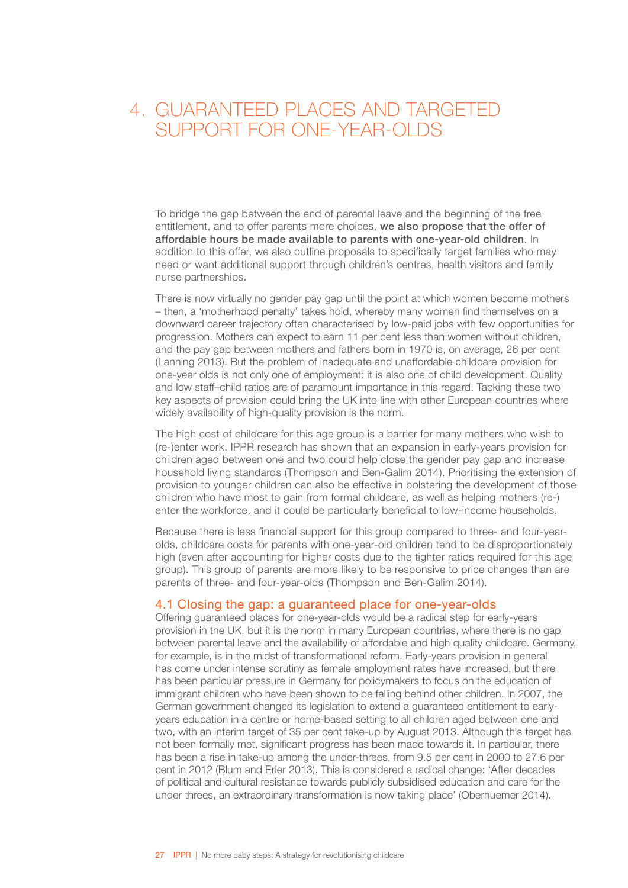# 4. GUARANTEED PLACES AND TARGETED SUPPORT FOR ONE-YEAR-OLDS

To bridge the gap between the end of parental leave and the beginning of the free entitlement, and to offer parents more choices, **we also propose that the offer of affordable hours be made available to parents with one-year-old children**. In addition to this offer, we also outline proposals to specifically target families who may need or want additional support through children's centres, health visitors and family nurse partnerships.

There is now virtually no gender pay gap until the point at which women become mothers – then, a 'motherhood penalty' takes hold, whereby many women find themselves on a downward career trajectory often characterised by low-paid jobs with few opportunities for progression. Mothers can expect to earn 11 per cent less than women without children, and the pay gap between mothers and fathers born in 1970 is, on average, 26 per cent (Lanning 2013). But the problem of inadequate and unaffordable childcare provision for one-year olds is not only one of employment: it is also one of child development. Quality and low staff–child ratios are of paramount importance in this regard. Tacking these two key aspects of provision could bring the UK into line with other European countries where widely availability of high-quality provision is the norm.

The high cost of childcare for this age group is a barrier for many mothers who wish to (re-)enter work. IPPR research has shown that an expansion in early-years provision for children aged between one and two could help close the gender pay gap and increase household living standards (Thompson and Ben-Galim 2014). Prioritising the extension of provision to younger children can also be effective in bolstering the development of those children who have most to gain from formal childcare, as well as helping mothers (re-) enter the workforce, and it could be particularly beneficial to low-income households.

Because there is less financial support for this group compared to three- and four-year-olds, childcare costs for parents with one-year-old children tend to be disproportionately high (even after accounting for higher costs due to the tighter ratios required for this age group). This group of parents are more likely to be responsive to price changes than are parents of three- and four-year-olds (Thompson and Ben-Galim 2014).

## 4.1 Closing the gap: a guaranteed place for one-year-olds

Offering guaranteed places for one-year-olds would be a radical step for early-years provision in the UK, but it is the norm in many European countries, where there is no gap between parental leave and the availability of affordable and high quality childcare. Germany, for example, is in the midst of transformational reform. Early-years provision in general has come under intense scrutiny as female employment rates have increased, but there has been particular pressure in Germany for policymakers to focus on the education of immigrant children who have been shown to be falling behind other children. In 2007, the German government changed its legislation to extend a guaranteed entitlement to early-years education in a centre or home-based setting to all children aged between one and two, with an interim target of 35 per cent take-up by August 2013. Although this target has not been formally met, significant progress has been made towards it. In particular, there has been a rise in take-up among the under-threes, from 9.5 per cent in 2000 to 27.6 per cent in 2012 (Blum and Erler 2013). This is considered a radical change: 'After decades of political and cultural resistance towards publicly subsidised education and care for the under threes, an extraordinary transformation is now taking place' (Oberhuemer 2014).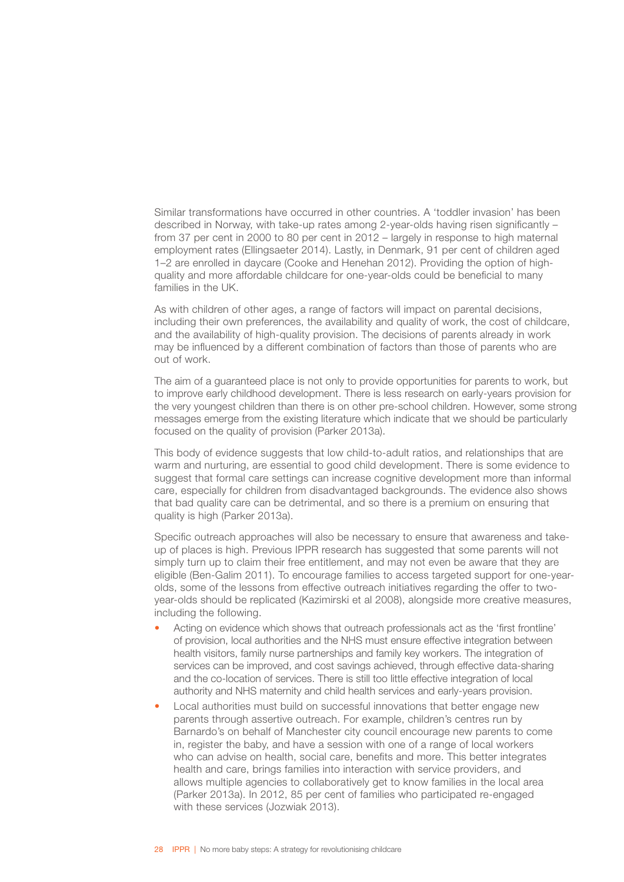Similar transformations have occurred in other countries. A 'toddler invasion' has been described in Norway, with take-up rates among 2-year-olds having risen significantly – from 37 per cent in 2000 to 80 per cent in 2012 – largely in response to high maternal employment rates (Ellingsaeter 2014). Lastly, in Denmark, 91 per cent of children aged 1–2 are enrolled in daycare (Cooke and Henehan 2012). Providing the option of high-quality and more affordable childcare for one-year-olds could be beneficial to many families in the UK.

As with children of other ages, a range of factors will impact on parental decisions, including their own preferences, the availability and quality of work, the cost of childcare, and the availability of high-quality provision. The decisions of parents already in work may be influenced by a different combination of factors than those of parents who are out of work.

The aim of a guaranteed place is not only to provide opportunities for parents to work, but to improve early childhood development. There is less research on early-years provision for the very youngest children than there is on other pre-school children. However, some strong messages emerge from the existing literature which indicate that we should be particularly focused on the quality of provision (Parker 2013a).

This body of evidence suggests that low child-to-adult ratios, and relationships that are warm and nurturing, are essential to good child development. There is some evidence to suggest that formal care settings can increase cognitive development more than informal care, especially for children from disadvantaged backgrounds. The evidence also shows that bad quality care can be detrimental, and so there is a premium on ensuring that quality is high (Parker 2013a).

Specific outreach approaches will also be necessary to ensure that awareness and take-up of places is high. Previous IPPR research has suggested that some parents will not simply turn up to claim their free entitlement, and may not even be aware that they are eligible (Ben-Galim 2011). To encourage families to access targeted support for one-year-olds, some of the lessons from effective outreach initiatives regarding the offer to two-year-olds should be replicated (Kazimirski et al 2008), alongside more creative measures, including the following.

- Acting on evidence which shows that outreach professionals act as the 'first frontline' of provision, local authorities and the NHS must ensure effective integration between health visitors, family nurse partnerships and family key workers. The integration of services can be improved, and cost savings achieved, through effective data-sharing and the co-location of services. There is still too little effective integration of local authority and NHS maternity and child health services and early-years provision.
- Local authorities must build on successful innovations that better engage new parents through assertive outreach. For example, children's centres run by Barnardo's on behalf of Manchester city council encourage new parents to come in, register the baby, and have a session with one of a range of local workers who can advise on health, social care, benefits and more. This better integrates health and care, brings families into interaction with service providers, and allows multiple agencies to collaboratively get to know families in the local area (Parker 2013a). In 2012, 85 per cent of families who participated re-engaged with these services (Jozwiak 2013).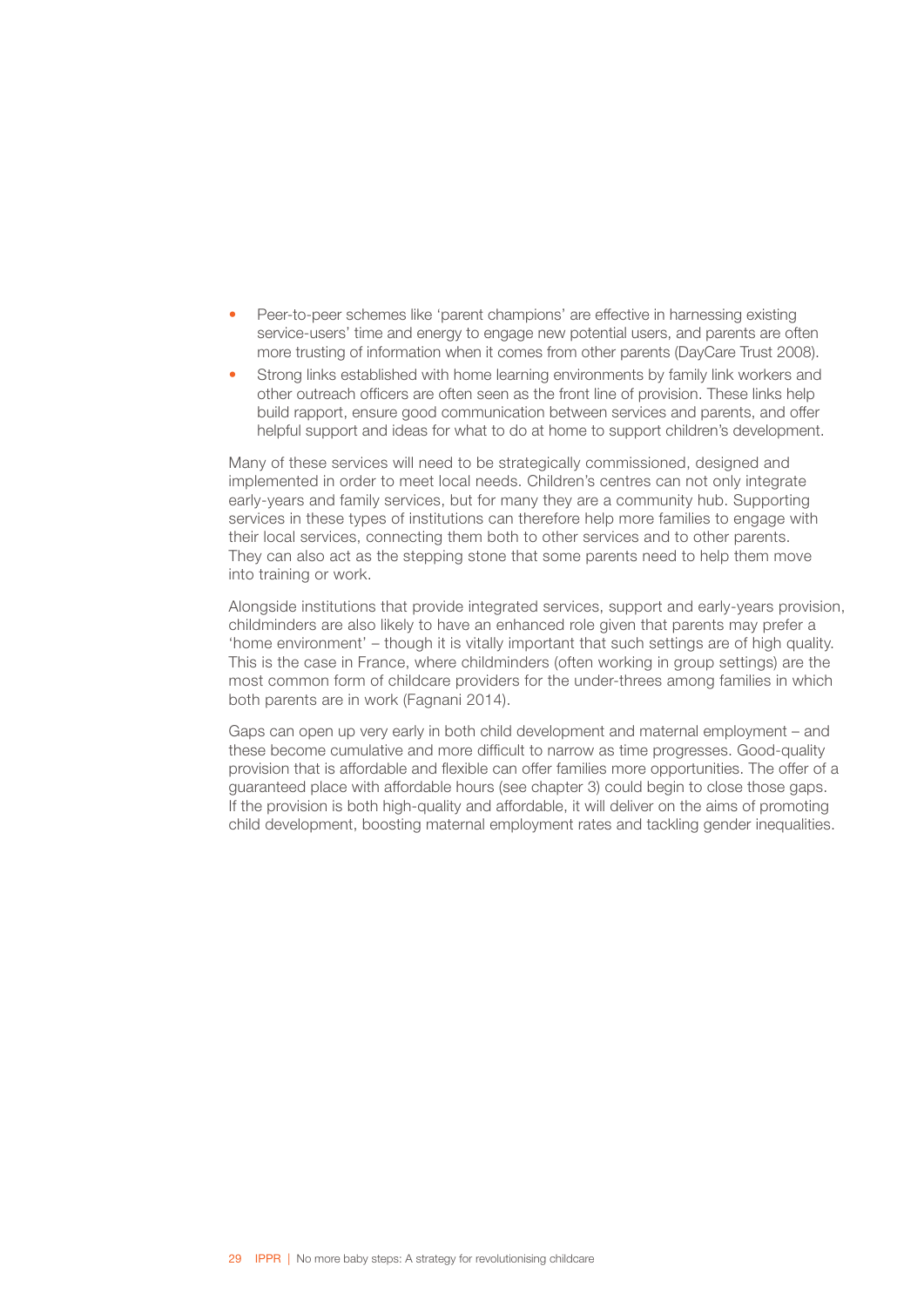- Peer-to-peer schemes like 'parent champions' are effective in harnessing existing service-users' time and energy to engage new potential users, and parents are often more trusting of information when it comes from other parents (DayCare Trust 2008).
- Strong links established with home learning environments by family link workers and other outreach officers are often seen as the front line of provision. These links help build rapport, ensure good communication between services and parents, and offer helpful support and ideas for what to do at home to support children's development.

Many of these services will need to be strategically commissioned, designed and implemented in order to meet local needs. Children's centres can not only integrate early-years and family services, but for many they are a community hub. Supporting services in these types of institutions can therefore help more families to engage with their local services, connecting them both to other services and to other parents. They can also act as the stepping stone that some parents need to help them move into training or work.

Alongside institutions that provide integrated services, support and early-years provision, childminders are also likely to have an enhanced role given that parents may prefer a 'home environment' – though it is vitally important that such settings are of high quality. This is the case in France, where childminders (often working in group settings) are the most common form of childcare providers for the under-threes among families in which both parents are in work (Fagnani 2014).

Gaps can open up very early in both child development and maternal employment – and these become cumulative and more difficult to narrow as time progresses. Good-quality provision that is affordable and flexible can offer families more opportunities. The offer of a guaranteed place with affordable hours (see chapter 3) could begin to close those gaps. If the provision is both high-quality and affordable, it will deliver on the aims of promoting child development, boosting maternal employment rates and tackling gender inequalities.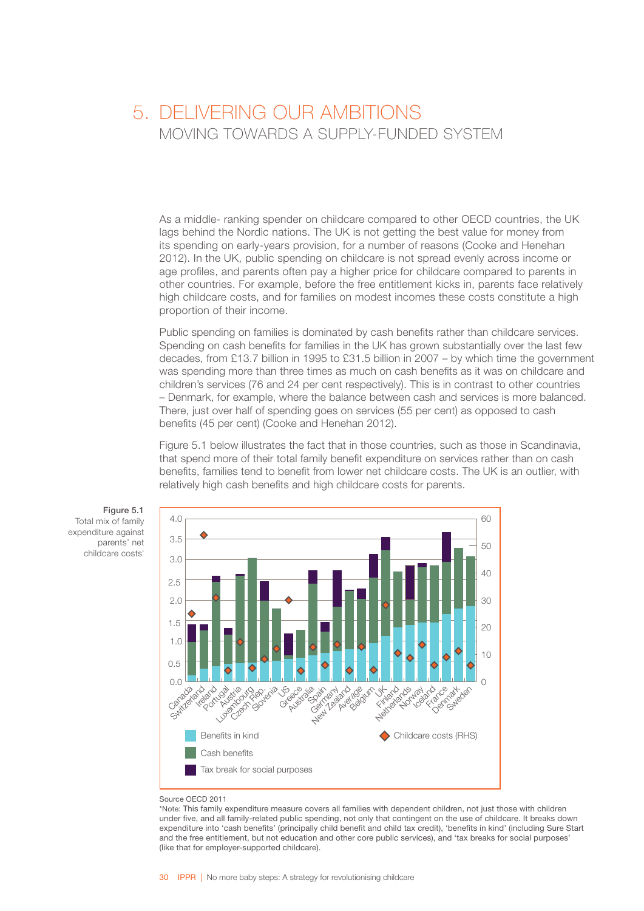# 5. DELIVERING OUR AMBITIONS

## MOVING TOWARDS A SUPPLY-FUNDED SYSTEM

As a middle- ranking spender on childcare compared to other OECD countries, the UK lags behind the Nordic nations. The UK is not getting the best value for money from its spending on early-years provision, for a number of reasons (Cooke and Henehan 2012). In the UK, public spending on childcare is not spread evenly across income or age profiles, and parents often pay a higher price for childcare compared to parents in other countries. For example, before the free entitlement kicks in, parents face relatively high childcare costs, and for families on modest incomes these costs constitute a high proportion of their income.

Public spending on families is dominated by cash benefits rather than childcare services. Spending on cash benefits for families in the UK has grown substantially over the last few decades, from £13.7 billion in 1995 to £31.5 billion in 2007 – by which time the government was spending more than three times as much on cash benefits as it was on childcare and children's services (76 and 24 per cent respectively). This is in contrast to other countries – Denmark, for example, where the balance between cash and services is more balanced. There, just over half of spending goes on services (55 per cent) as opposed to cash benefits (45 per cent) (Cooke and Henehan 2012).

Figure 5.1 below illustrates the fact that in those countries, such as those in Scandinavia, that spend more of their total family benefit expenditure on services rather than on cash benefits, families tend to benefit from lower net childcare costs. The UK is an outlier, with relatively high cash benefits and high childcare costs for parents.

**Figure 5.1**
Total mix of family expenditure against parents' net childcare costs*

Source OECD 2011

*Note: This family expenditure measure covers all families with dependent children, not just those with children under five, and all family-related public spending, not only that contingent on the use of childcare. It breaks down expenditure into 'cash benefits' (principally child benefit and child tax credit), 'benefits in kind' (including Sure Start and the free entitlement, but not education and other core public services), and 'tax breaks for social purposes' (like that for employer-supported childcare).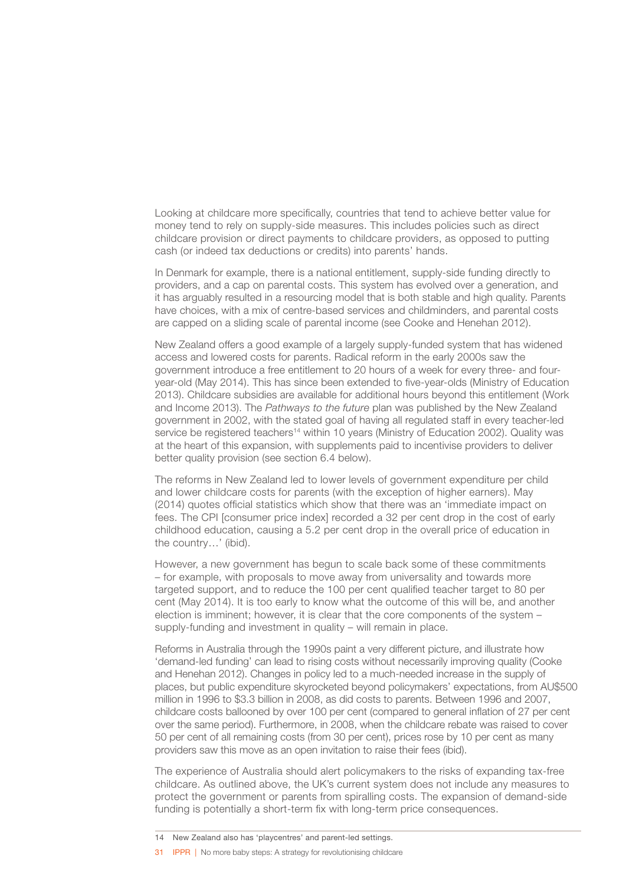Looking at childcare more specifically, countries that tend to achieve better value for money tend to rely on supply-side measures. This includes policies such as direct childcare provision or direct payments to childcare providers, as opposed to putting cash (or indeed tax deductions or credits) into parents' hands.

In Denmark for example, there is a national entitlement, supply-side funding directly to providers, and a cap on parental costs. This system has evolved over a generation, and it has arguably resulted in a resourcing model that is both stable and high quality. Parents have choices, with a mix of centre-based services and childminders, and parental costs are capped on a sliding scale of parental income (see Cooke and Henehan 2012).

New Zealand offers a good example of a largely supply-funded system that has widened access and lowered costs for parents. Radical reform in the early 2000s saw the government introduce a free entitlement to 20 hours of a week for every three- and four-year-old (May 2014). This has since been extended to five-year-olds (Ministry of Education 2013). Childcare subsidies are available for additional hours beyond this entitlement (Work and Income 2013). The *Pathways to the future* plan was published by the New Zealand government in 2002, with the stated goal of having all regulated staff in every teacher-led service be registered teachers[14] within 10 years (Ministry of Education 2002). Quality was at the heart of this expansion, with supplements paid to incentivise providers to deliver better quality provision (see section 6.4 below).

The reforms in New Zealand led to lower levels of government expenditure per child and lower childcare costs for parents (with the exception of higher earners). May (2014) quotes official statistics which show that there was an 'immediate impact on fees. The CPI [consumer price index] recorded a 32 per cent drop in the cost of early childhood education, causing a 5.2 per cent drop in the overall price of education in the country…' (ibid).

However, a new government has begun to scale back some of these commitments – for example, with proposals to move away from universality and towards more targeted support, and to reduce the 100 per cent qualified teacher target to 80 per cent (May 2014). It is too early to know what the outcome of this will be, and another election is imminent; however, it is clear that the core components of the system – supply-funding and investment in quality – will remain in place.

Reforms in Australia through the 1990s paint a very different picture, and illustrate how 'demand-led funding' can lead to rising costs without necessarily improving quality (Cooke and Henehan 2012). Changes in policy led to a much-needed increase in the supply of places, but public expenditure skyrocketed beyond policymakers' expectations, from AU$500 million in 1996 to $3.3 billion in 2008, as did costs to parents. Between 1996 and 2007, childcare costs ballooned by over 100 per cent (compared to general inflation of 27 per cent over the same period). Furthermore, in 2008, when the childcare rebate was raised to cover 50 per cent of all remaining costs (from 30 per cent), prices rose by 10 per cent as many providers saw this move as an open invitation to raise their fees (ibid).

The experience of Australia should alert policymakers to the risks of expanding tax-free childcare. As outlined above, the UK's current system does not include any measures to protect the government or parents from spiralling costs. The expansion of demand-side funding is potentially a short-term fix with long-term price consequences.

---

14 New Zealand also has 'playcentres' and parent-led settings.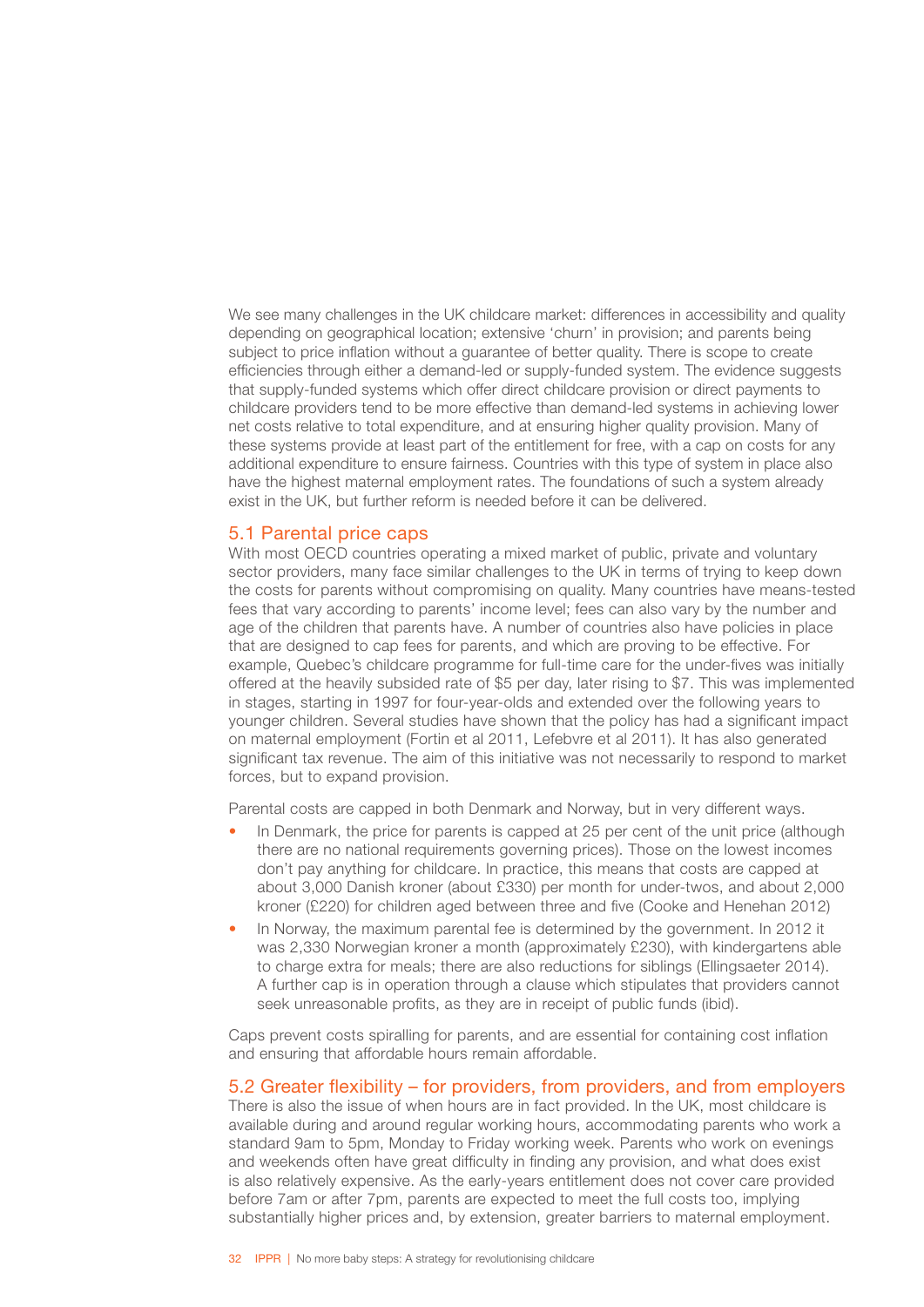We see many challenges in the UK childcare market: differences in accessibility and quality depending on geographical location; extensive 'churn' in provision; and parents being subject to price inflation without a guarantee of better quality. There is scope to create efficiencies through either a demand-led or supply-funded system. The evidence suggests that supply-funded systems which offer direct childcare provision or direct payments to childcare providers tend to be more effective than demand-led systems in achieving lower net costs relative to total expenditure, and at ensuring higher quality provision. Many of these systems provide at least part of the entitlement for free, with a cap on costs for any additional expenditure to ensure fairness. Countries with this type of system in place also have the highest maternal employment rates. The foundations of such a system already exist in the UK, but further reform is needed before it can be delivered.

## 5.1 Parental price caps

With most OECD countries operating a mixed market of public, private and voluntary sector providers, many face similar challenges to the UK in terms of trying to keep down the costs for parents without compromising on quality. Many countries have means-tested fees that vary according to parents' income level; fees can also vary by the number and age of the children that parents have. A number of countries also have policies in place that are designed to cap fees for parents, and which are proving to be effective. For example, Quebec's childcare programme for full-time care for the under-fives was initially offered at the heavily subsided rate of $5 per day, later rising to $7. This was implemented in stages, starting in 1997 for four-year-olds and extended over the following years to younger children. Several studies have shown that the policy has had a significant impact on maternal employment (Fortin et al 2011, Lefebvre et al 2011). It has also generated significant tax revenue. The aim of this initiative was not necessarily to respond to market forces, but to expand provision.

Parental costs are capped in both Denmark and Norway, but in very different ways.

- In Denmark, the price for parents is capped at 25 per cent of the unit price (although there are no national requirements governing prices). Those on the lowest incomes don't pay anything for childcare. In practice, this means that costs are capped at about 3,000 Danish kroner (about £330) per month for under-twos, and about 2,000 kroner (£220) for children aged between three and five (Cooke and Henehan 2012)
- In Norway, the maximum parental fee is determined by the government. In 2012 it was 2,330 Norwegian kroner a month (approximately £230), with kindergartens able to charge extra for meals; there are also reductions for siblings (Ellingsaeter 2014). A further cap is in operation through a clause which stipulates that providers cannot seek unreasonable profits, as they are in receipt of public funds (ibid).

Caps prevent costs spiralling for parents, and are essential for containing cost inflation and ensuring that affordable hours remain affordable.

## 5.2 Greater flexibility – for providers, from providers, and from employers

There is also the issue of when hours are in fact provided. In the UK, most childcare is available during and around regular working hours, accommodating parents who work a standard 9am to 5pm, Monday to Friday working week. Parents who work on evenings and weekends often have great difficulty in finding any provision, and what does exist is also relatively expensive. As the early-years entitlement does not cover care provided before 7am or after 7pm, parents are expected to meet the full costs too, implying substantially higher prices and, by extension, greater barriers to maternal employment.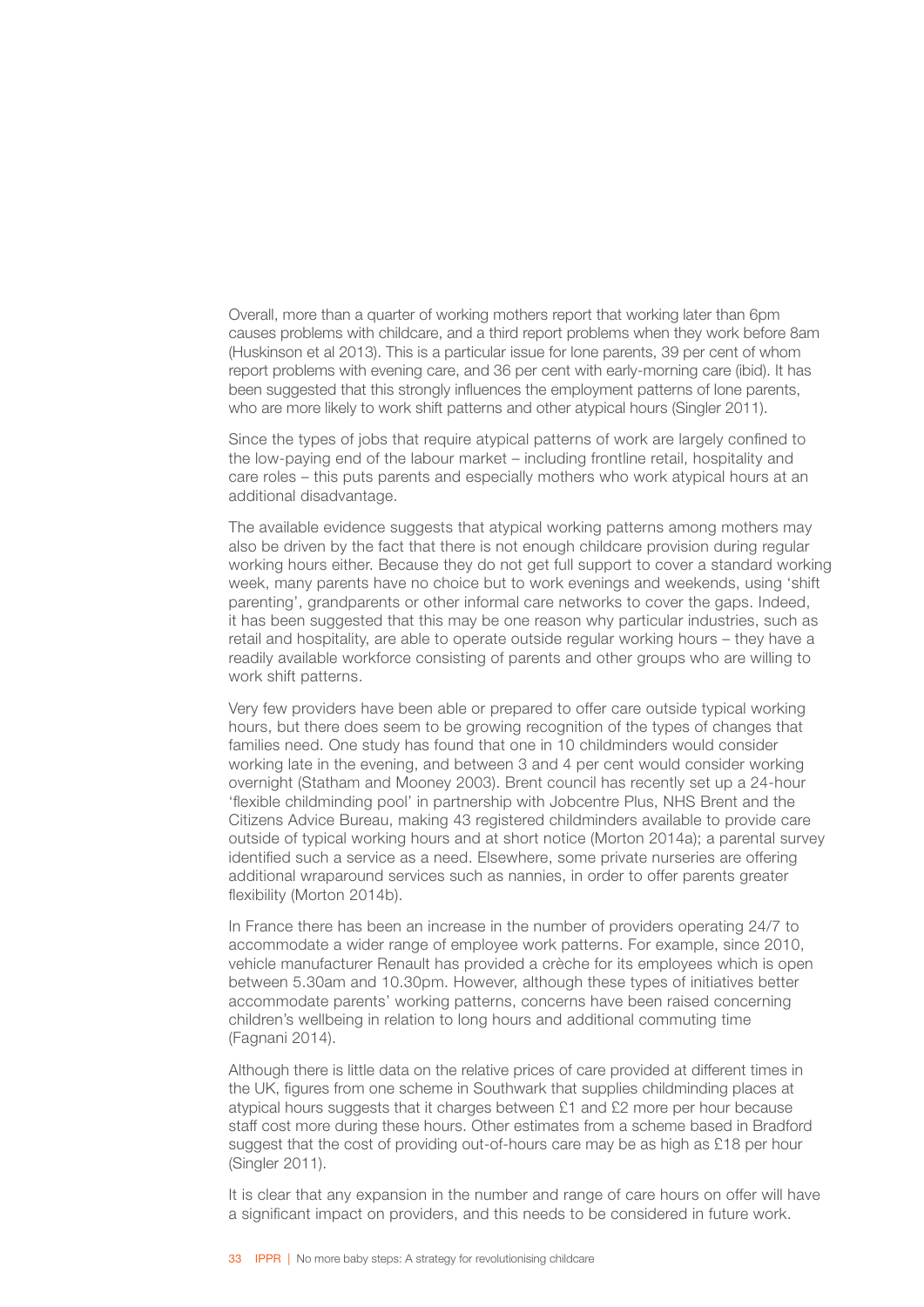Overall, more than a quarter of working mothers report that working later than 6pm causes problems with childcare, and a third report problems when they work before 8am (Huskinson et al 2013). This is a particular issue for lone parents, 39 per cent of whom report problems with evening care, and 36 per cent with early-morning care (ibid). It has been suggested that this strongly influences the employment patterns of lone parents, who are more likely to work shift patterns and other atypical hours (Singler 2011).

Since the types of jobs that require atypical patterns of work are largely confined to the low-paying end of the labour market – including frontline retail, hospitality and care roles – this puts parents and especially mothers who work atypical hours at an additional disadvantage.

The available evidence suggests that atypical working patterns among mothers may also be driven by the fact that there is not enough childcare provision during regular working hours either. Because they do not get full support to cover a standard working week, many parents have no choice but to work evenings and weekends, using 'shift parenting', grandparents or other informal care networks to cover the gaps. Indeed, it has been suggested that this may be one reason why particular industries, such as retail and hospitality, are able to operate outside regular working hours – they have a readily available workforce consisting of parents and other groups who are willing to work shift patterns.

Very few providers have been able or prepared to offer care outside typical working hours, but there does seem to be growing recognition of the types of changes that families need. One study has found that one in 10 childminders would consider working late in the evening, and between 3 and 4 per cent would consider working overnight (Statham and Mooney 2003). Brent council has recently set up a 24-hour 'flexible childminding pool' in partnership with Jobcentre Plus, NHS Brent and the Citizens Advice Bureau, making 43 registered childminders available to provide care outside of typical working hours and at short notice (Morton 2014a); a parental survey identified such a service as a need. Elsewhere, some private nurseries are offering additional wraparound services such as nannies, in order to offer parents greater flexibility (Morton 2014b).

In France there has been an increase in the number of providers operating 24/7 to accommodate a wider range of employee work patterns. For example, since 2010, vehicle manufacturer Renault has provided a crèche for its employees which is open between 5.30am and 10.30pm. However, although these types of initiatives better accommodate parents' working patterns, concerns have been raised concerning children's wellbeing in relation to long hours and additional commuting time (Fagnani 2014).

Although there is little data on the relative prices of care provided at different times in the UK, figures from one scheme in Southwark that supplies childminding places at atypical hours suggests that it charges between £1 and £2 more per hour because staff cost more during these hours. Other estimates from a scheme based in Bradford suggest that the cost of providing out-of-hours care may be as high as £18 per hour (Singler 2011).

It is clear that any expansion in the number and range of care hours on offer will have a significant impact on providers, and this needs to be considered in future work.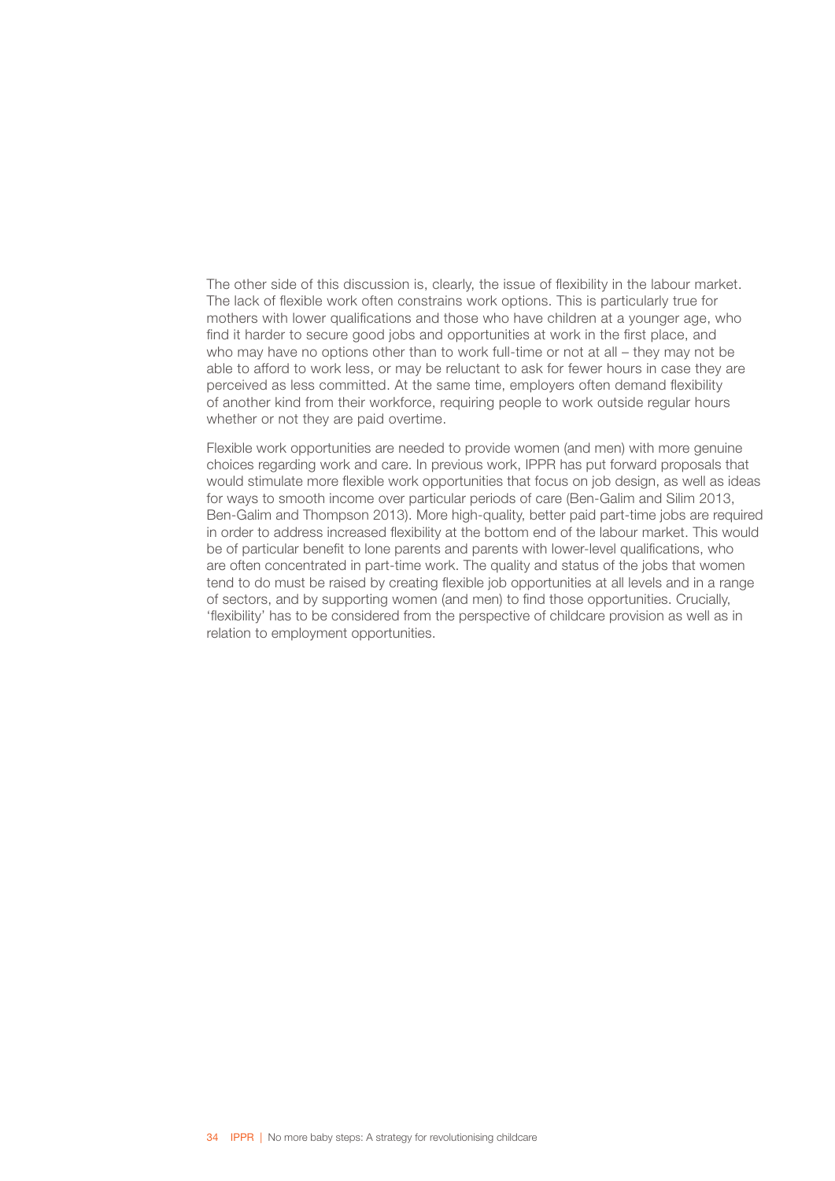The other side of this discussion is, clearly, the issue of flexibility in the labour market. The lack of flexible work often constrains work options. This is particularly true for mothers with lower qualifications and those who have children at a younger age, who find it harder to secure good jobs and opportunities at work in the first place, and who may have no options other than to work full-time or not at all – they may not be able to afford to work less, or may be reluctant to ask for fewer hours in case they are perceived as less committed. At the same time, employers often demand flexibility of another kind from their workforce, requiring people to work outside regular hours whether or not they are paid overtime.

Flexible work opportunities are needed to provide women (and men) with more genuine choices regarding work and care. In previous work, IPPR has put forward proposals that would stimulate more flexible work opportunities that focus on job design, as well as ideas for ways to smooth income over particular periods of care (Ben-Galim and Silim 2013, Ben-Galim and Thompson 2013). More high-quality, better paid part-time jobs are required in order to address increased flexibility at the bottom end of the labour market. This would be of particular benefit to lone parents and parents with lower-level qualifications, who are often concentrated in part-time work. The quality and status of the jobs that women tend to do must be raised by creating flexible job opportunities at all levels and in a range of sectors, and by supporting women (and men) to find those opportunities. Crucially, 'flexibility' has to be considered from the perspective of childcare provision as well as in relation to employment opportunities.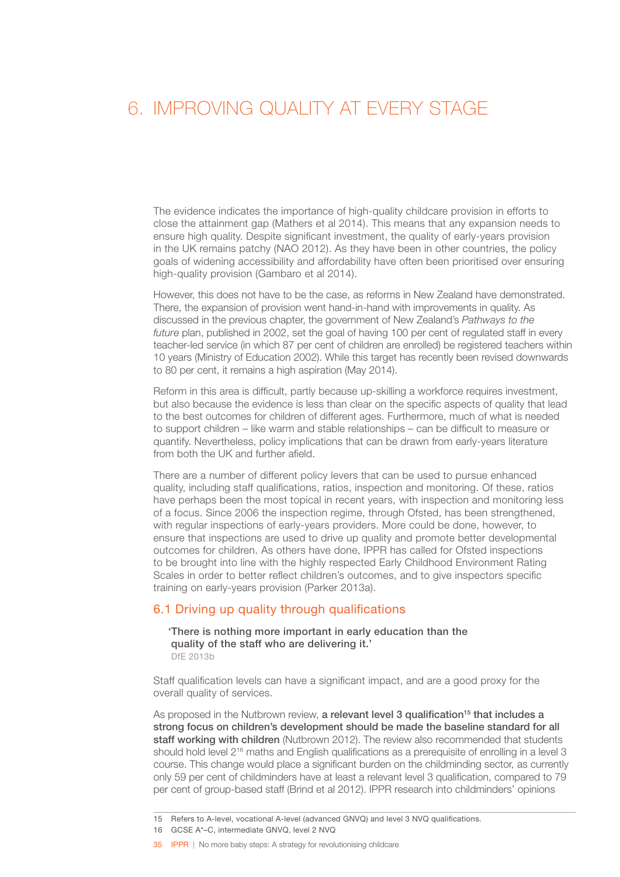# 6. IMPROVING QUALITY AT EVERY STAGE

The evidence indicates the importance of high-quality childcare provision in efforts to close the attainment gap (Mathers et al 2014). This means that any expansion needs to ensure high quality. Despite significant investment, the quality of early-years provision in the UK remains patchy (NAO 2012). As they have been in other countries, the policy goals of widening accessibility and affordability have often been prioritised over ensuring high-quality provision (Gambaro et al 2014).

However, this does not have to be the case, as reforms in New Zealand have demonstrated. There, the expansion of provision went hand-in-hand with improvements in quality. As discussed in the previous chapter, the government of New Zealand's *Pathways to the future* plan, published in 2002, set the goal of having 100 per cent of regulated staff in every teacher-led service (in which 87 per cent of children are enrolled) be registered teachers within 10 years (Ministry of Education 2002). While this target has recently been revised downwards to 80 per cent, it remains a high aspiration (May 2014).

Reform in this area is difficult, partly because up-skilling a workforce requires investment, but also because the evidence is less than clear on the specific aspects of quality that lead to the best outcomes for children of different ages. Furthermore, much of what is needed to support children – like warm and stable relationships – can be difficult to measure or quantify. Nevertheless, policy implications that can be drawn from early-years literature from both the UK and further afield.

There are a number of different policy levers that can be used to pursue enhanced quality, including staff qualifications, ratios, inspection and monitoring. Of these, ratios have perhaps been the most topical in recent years, with inspection and monitoring less of a focus. Since 2006 the inspection regime, through Ofsted, has been strengthened, with regular inspections of early-years providers. More could be done, however, to ensure that inspections are used to drive up quality and promote better developmental outcomes for children. As others have done, IPPR has called for Ofsted inspections to be brought into line with the highly respected Early Childhood Environment Rating Scales in order to better reflect children's outcomes, and to give inspectors specific training on early-years provision (Parker 2013a).

## 6.1 Driving up quality through qualifications

> **'There is nothing more important in early education than the quality of the staff who are delivering it.'**
> DfE 2013b

Staff qualification levels can have a significant impact, and are a good proxy for the overall quality of services.

As proposed in the Nutbrown review, **a relevant level 3 qualification[15] that includes a strong focus on children's development should be made the baseline standard for all staff working with children** (Nutbrown 2012). The review also recommended that students should hold level 2[16] maths and English qualifications as a prerequisite of enrolling in a level 3 course. This change would place a significant burden on the childminding sector, as currently only 59 per cent of childminders have at least a relevant level 3 qualification, compared to 79 per cent of group-based staff (Brind et al 2012). IPPR research into childminders' opinions

15 Refers to A-level, vocational A-level (advanced GNVQ) and level 3 NVQ qualifications.

16 GCSE A*–C, intermediate GNVQ, level 2 NVQ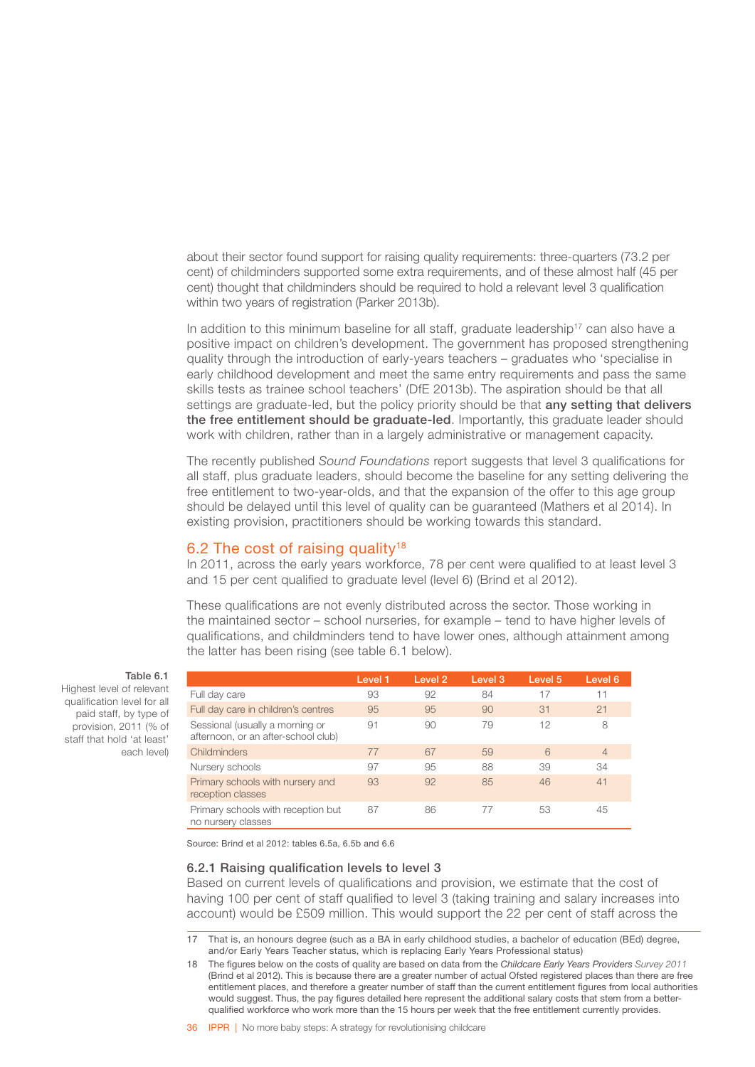about their sector found support for raising quality requirements: three-quarters (73.2 per cent) of childminders supported some extra requirements, and of these almost half (45 per cent) thought that childminders should be required to hold a relevant level 3 qualification within two years of registration (Parker 2013b).

In addition to this minimum baseline for all staff, graduate leadership[17] can also have a positive impact on children's development. The government has proposed strengthening quality through the introduction of early-years teachers – graduates who 'specialise in early childhood development and meet the same entry requirements and pass the same skills tests as trainee school teachers' (DfE 2013b). The aspiration should be that all settings are graduate-led, but the policy priority should be that **any setting that delivers the free entitlement should be graduate-led**. Importantly, this graduate leader should work with children, rather than in a largely administrative or management capacity.

The recently published *Sound Foundations* report suggests that level 3 qualifications for all staff, plus graduate leaders, should become the baseline for any setting delivering the free entitlement to two-year-olds, and that the expansion of the offer to this age group should be delayed until this level of quality can be guaranteed (Mathers et al 2014). In existing provision, practitioners should be working towards this standard.

## 6.2 The cost of raising quality[18]

In 2011, across the early years workforce, 78 per cent were qualified to at least level 3 and 15 per cent qualified to graduate level (level 6) (Brind et al 2012).

These qualifications are not evenly distributed across the sector. Those working in the maintained sector – school nurseries, for example – tend to have higher levels of qualifications, and childminders tend to have lower ones, although attainment among the latter has been rising (see table 6.1 below).

**Table 6.1** Highest level of relevant qualification level for all paid staff, by type of provision, 2011 (% of staff that hold 'at least' each level)

| | Level 1 | Level 2 | Level 3 | Level 5 | Level 6 |
|---|---|---|---|---|---|
| Full day care | 93 | 92 | 84 | 17 | 11 |
| Full day care in children's centres | 95 | 95 | 90 | 31 | 21 |
| Sessional (usually a morning or afternoon, or an after-school club) | 91 | 90 | 79 | 12 | 8 |
| Childminders | 77 | 67 | 59 | 6 | 4 |
| Nursery schools | 97 | 95 | 88 | 39 | 34 |
| Primary schools with nursery and reception classes | 93 | 92 | 85 | 46 | 41 |
| Primary schools with reception but no nursery classes | 87 | 86 | 77 | 53 | 45 |

Source: Brind et al 2012: tables 6.5a, 6.5b and 6.6

### 6.2.1 Raising qualification levels to level 3

Based on current levels of qualifications and provision, we estimate that the cost of having 100 per cent of staff qualified to level 3 (taking training and salary increases into account) would be £509 million. This would support the 22 per cent of staff across the

17 That is, an honours degree (such as a BA in early childhood studies, a bachelor of education (BEd) degree, and/or Early Years Teacher status, which is replacing Early Years Professional status)

18 The figures below on the costs of quality are based on data from the *Childcare Early Years Providers Survey 2011* (Brind et al 2012). This is because there are a greater number of actual Ofsted registered places than there are free entitlement places, and therefore a greater number of staff than the current entitlement figures from local authorities would suggest. Thus, the pay figures detailed here represent the additional salary costs that stem from a better-qualified workforce who work more than the 15 hours per week that the free entitlement currently provides.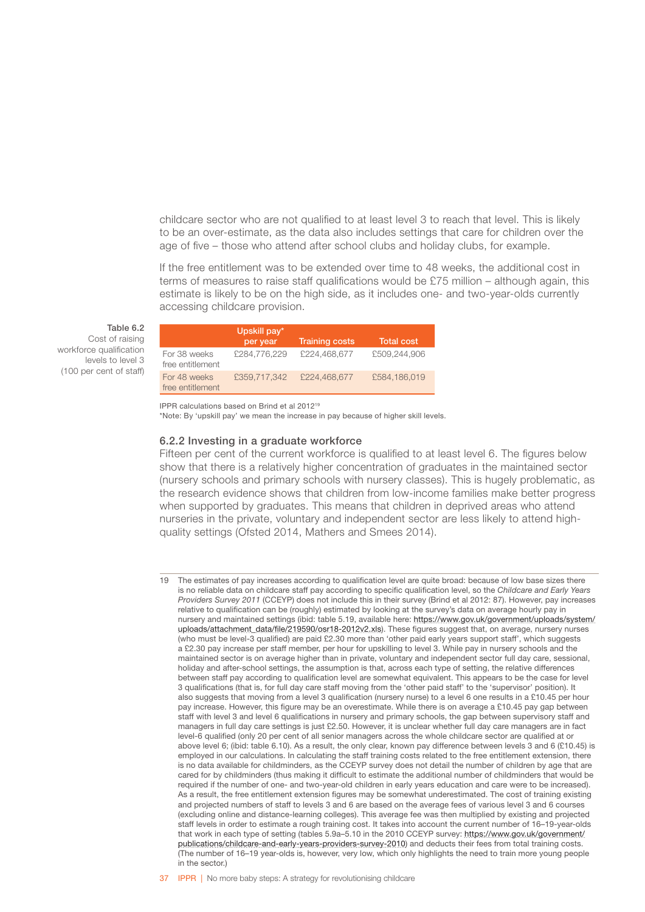childcare sector who are not qualified to at least level 3 to reach that level. This is likely to be an over-estimate, as the data also includes settings that care for children over the age of five – those who attend after school clubs and holiday clubs, for example.

If the free entitlement was to be extended over time to 48 weeks, the additional cost in terms of measures to raise staff qualifications would be £75 million – although again, this estimate is likely to be on the high side, as it includes one- and two-year-olds currently accessing childcare provision.

**Table 6.2**
Cost of raising workforce qualification levels to level 3 (100 per cent of staff)

| | Upskill pay* per year | Training costs | Total cost |
|---|---|---|---|
| For 38 weeks free entitlement | £284,776,229 | £224,468,677 | £509,244,906 |
| For 48 weeks free entitlement | £359,717,342 | £224,468,677 | £584,186,019 |

IPPR calculations based on Brind et al 2012[19]
*Note: By 'upskill pay' we mean the increase in pay because of higher skill levels.

### 6.2.2 Investing in a graduate workforce

Fifteen per cent of the current workforce is qualified to at least level 6. The figures below show that there is a relatively higher concentration of graduates in the maintained sector (nursery schools and primary schools with nursery classes). This is hugely problematic, as the research evidence shows that children from low-income families make better progress when supported by graduates. This means that children in deprived areas who attend nurseries in the private, voluntary and independent sector are less likely to attend high-quality settings (Ofsted 2014, Mathers and Smees 2014).

19 The estimates of pay increases according to qualification level are quite broad: because of low base sizes there is no reliable data on childcare staff pay according to specific qualification level, so the *Childcare and Early Years Providers Survey 2011* (CCEYP) does not include this in their survey (Brind et al 2012: 87). However, pay increases relative to qualification can be (roughly) estimated by looking at the survey's data on average hourly pay in nursery and maintained settings (ibid: table 5.19, available here: https://www.gov.uk/government/uploads/system/uploads/attachment_data/file/219590/osr18-2012v2.xls). These figures suggest that, on average, nursery nurses (who must be level-3 qualified) are paid £2.30 more than 'other paid early years support staff', which suggests a £2.30 pay increase per staff member, per hour for upskilling to level 3. While pay in nursery schools and the maintained sector is on average higher than in private, voluntary and independent sector full day care, sessional, holiday and after-school settings, the assumption is that, across each type of setting, the relative differences between staff pay according to qualification level are somewhat equivalent. This appears to be the case for level 3 qualifications (that is, for full day care staff moving from the 'other paid staff' to the 'supervisor' position). It also suggests that moving from a level 3 qualification (nursery nurse) to a level 6 one results in a £10.45 per hour pay increase. However, this figure may be an overestimate. While there is on average a £10.45 pay gap between staff with level 3 and level 6 qualifications in nursery and primary schools, the gap between supervisory staff and managers in full day care settings is just £2.50. However, it is unclear whether full day care managers are in fact level-6 qualified (only 20 per cent of all senior managers across the whole childcare sector are qualified at or above level 6; ibid: table 6.10). As a result, the only clear, known pay difference between levels 3 and 6 (£10.45) is employed in our calculations. In calculating the staff training costs related to the free entitlement extension, there is no data available for childminders, as the CCEYP survey does not detail the number of children by age that are cared for by childminders (thus making it difficult to estimate the additional number of childminders that would be required if the number of one- and two-year-old children in early years education and care were to be increased). As a result, the free entitlement extension figures may be somewhat underestimated. The cost of training existing and projected numbers of staff to levels 3 and 6 are based on the average fees of various level 3 and 6 courses (excluding online and distance-learning colleges). This average fee was then multiplied by existing and projected staff levels in order to estimate a rough training cost. It takes into account the current number of 16–19-year-olds that work in each type of setting (tables 5.9a–5.10 in the 2010 CCEYP survey: https://www.gov.uk/government/publications/childcare-and-early-years-providers-survey-2010) and deducts their fees from total training costs. (The number of 16–19 year-olds is, however, very low, which only highlights the need to train more young people in the sector.)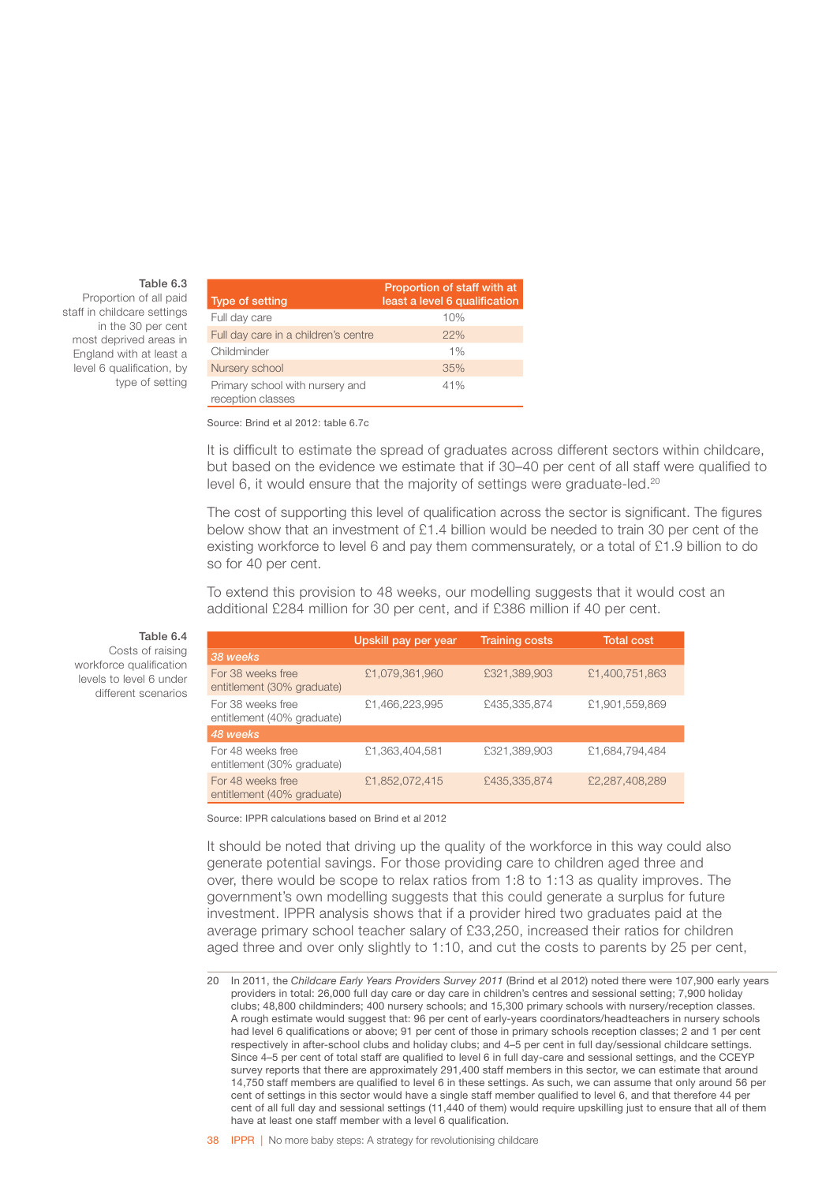**Table 6.3**
Proportion of all paid staff in childcare settings in the 30 per cent most deprived areas in England with at least a level 6 qualification, by type of setting

| Type of setting | Proportion of staff with at least a level 6 qualification |
|---|---|
| Full day care | 10% |
| Full day care in a children's centre | 22% |
| Childminder | 1% |
| Nursery school | 35% |
| Primary school with nursery and reception classes | 41% |

Source: Brind et al 2012: table 6.7c

It is difficult to estimate the spread of graduates across different sectors within childcare, but based on the evidence we estimate that if 30–40 per cent of all staff were qualified to level 6, it would ensure that the majority of settings were graduate-led.[20]

The cost of supporting this level of qualification across the sector is significant. The figures below show that an investment of £1.4 billion would be needed to train 30 per cent of the existing workforce to level 6 and pay them commensurately, or a total of £1.9 billion to do so for 40 per cent.

To extend this provision to 48 weeks, our modelling suggests that it would cost an additional £284 million for 30 per cent, and if £386 million if 40 per cent.

**Table 6.4**
Costs of raising workforce qualification levels to level 6 under different scenarios

| | Upskill pay per year | Training costs | Total cost |
|---|---|---|---|
| *38 weeks* | | | |
| For 38 weeks free entitlement (30% graduate) | £1,079,361,960 | £321,389,903 | £1,400,751,863 |
| For 38 weeks free entitlement (40% graduate) | £1,466,223,995 | £435,335,874 | £1,901,559,869 |
| *48 weeks* | | | |
| For 48 weeks free entitlement (30% graduate) | £1,363,404,581 | £321,389,903 | £1,684,794,484 |
| For 48 weeks free entitlement (40% graduate) | £1,852,072,415 | £435,335,874 | £2,287,408,289 |

Source: IPPR calculations based on Brind et al 2012

It should be noted that driving up the quality of the workforce in this way could also generate potential savings. For those providing care to children aged three and over, there would be scope to relax ratios from 1:8 to 1:13 as quality improves. The government's own modelling suggests that this could generate a surplus for future investment. IPPR analysis shows that if a provider hired two graduates paid at the average primary school teacher salary of £33,250, increased their ratios for children aged three and over only slightly to 1:10, and cut the costs to parents by 25 per cent,

---

20 In 2011, the *Childcare Early Years Providers Survey 2011* (Brind et al 2012) noted there were 107,900 early years providers in total: 26,000 full day care or day care in children's centres and sessional setting; 7,900 holiday clubs; 48,800 childminders; 400 nursery schools; and 15,300 primary schools with nursery/reception classes. A rough estimate would suggest that: 96 per cent of early-years coordinators/headteachers in nursery schools had level 6 qualifications or above; 91 per cent of those in primary schools reception classes; 2 and 1 per cent respectively in after-school clubs and holiday clubs; and 4–5 per cent in full day/sessional childcare settings. Since 4–5 per cent of total staff are qualified to level 6 in full day-care and sessional settings, and the CCEYP survey reports that there are approximately 291,400 staff members in this sector, we can estimate that around 14,750 staff members are qualified to level 6 in these settings. As such, we can assume that only around 56 per cent of settings in this sector would have a single staff member qualified to level 6, and that therefore 44 per cent of all full day and sessional settings (11,440 of them) would require upskilling just to ensure that all of them have at least one staff member with a level 6 qualification.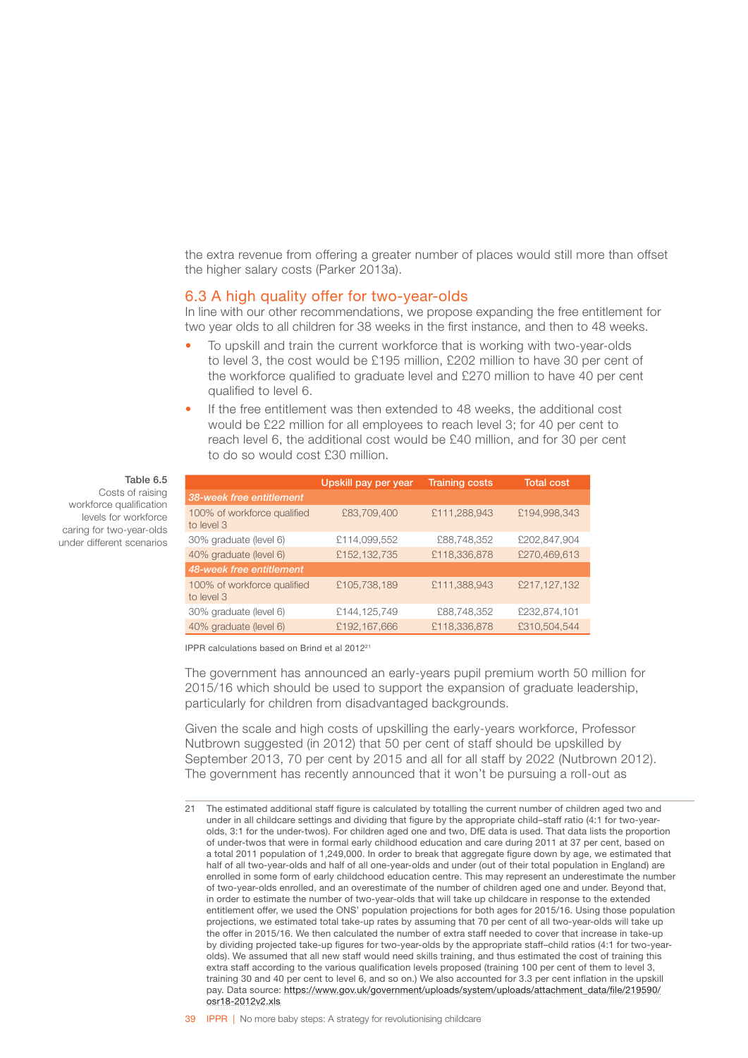the extra revenue from offering a greater number of places would still more than offset the higher salary costs (Parker 2013a).

## 6.3 A high quality offer for two-year-olds

In line with our other recommendations, we propose expanding the free entitlement for two year olds to all children for 38 weeks in the first instance, and then to 48 weeks.

- To upskill and train the current workforce that is working with two-year-olds to level 3, the cost would be £195 million, £202 million to have 30 per cent of the workforce qualified to graduate level and £270 million to have 40 per cent qualified to level 6.
- If the free entitlement was then extended to 48 weeks, the additional cost would be £22 million for all employees to reach level 3; for 40 per cent to reach level 6, the additional cost would be £40 million, and for 30 per cent to do so would cost £30 million.

**Table 6.5**
Costs of raising workforce qualification levels for workforce caring for two-year-olds under different scenarios

| | Upskill pay per year | Training costs | Total cost |
|---|---|---|---|
| *38-week free entitlement* | | | |
| 100% of workforce qualified to level 3 | £83,709,400 | £111,288,943 | £194,998,343 |
| 30% graduate (level 6) | £114,099,552 | £88,748,352 | £202,847,904 |
| 40% graduate (level 6) | £152,132,735 | £118,336,878 | £270,469,613 |
| *48-week free entitlement* | | | |
| 100% of workforce qualified to level 3 | £105,738,189 | £111,388,943 | £217,127,132 |
| 30% graduate (level 6) | £144,125,749 | £88,748,352 | £232,874,101 |
| 40% graduate (level 6) | £192,167,666 | £118,336,878 | £310,504,544 |

IPPR calculations based on Brind et al 2012[21]

The government has announced an early-years pupil premium worth 50 million for 2015/16 which should be used to support the expansion of graduate leadership, particularly for children from disadvantaged backgrounds.

Given the scale and high costs of upskilling the early-years workforce, Professor Nutbrown suggested (in 2012) that 50 per cent of staff should be upskilled by September 2013, 70 per cent by 2015 and all for all staff by 2022 (Nutbrown 2012). The government has recently announced that it won't be pursuing a roll-out as

21 The estimated additional staff figure is calculated by totalling the current number of children aged two and under in all childcare settings and dividing that figure by the appropriate child–staff ratio (4:1 for two-year-olds, 3:1 for the under-twos). For children aged one and two, DfE data is used. That data lists the proportion of under-twos that were in formal early childhood education and care during 2011 at 37 per cent, based on a total 2011 population of 1,249,000. In order to break that aggregate figure down by age, we estimated that half of all two-year-olds and half of all one-year-olds and under (out of their total population in England) are enrolled in some form of early childhood education centre. This may represent an underestimate the number of two-year-olds enrolled, and an overestimate of the number of children aged one and under. Beyond that, in order to estimate the number of two-year-olds that will take up childcare in response to the extended entitlement offer, we used the ONS' population projections for both ages for 2015/16. Using those population projections, we estimated total take-up rates by assuming that 70 per cent of all two-year-olds will take up the offer in 2015/16. We then calculated the number of extra staff needed to cover that increase in take-up by dividing projected take-up figures for two-year-olds by the appropriate staff–child ratios (4:1 for two-year-olds). We assumed that all new staff would need skills training, and thus estimated the cost of training this extra staff according to the various qualification levels proposed (training 100 per cent of them to level 3, training 30 and 40 per cent to level 6, and so on.) We also accounted for 3.3 per cent inflation in the upskill pay. Data source: https://www.gov.uk/government/uploads/system/uploads/attachment_data/file/219590/osr18-2012v2.xls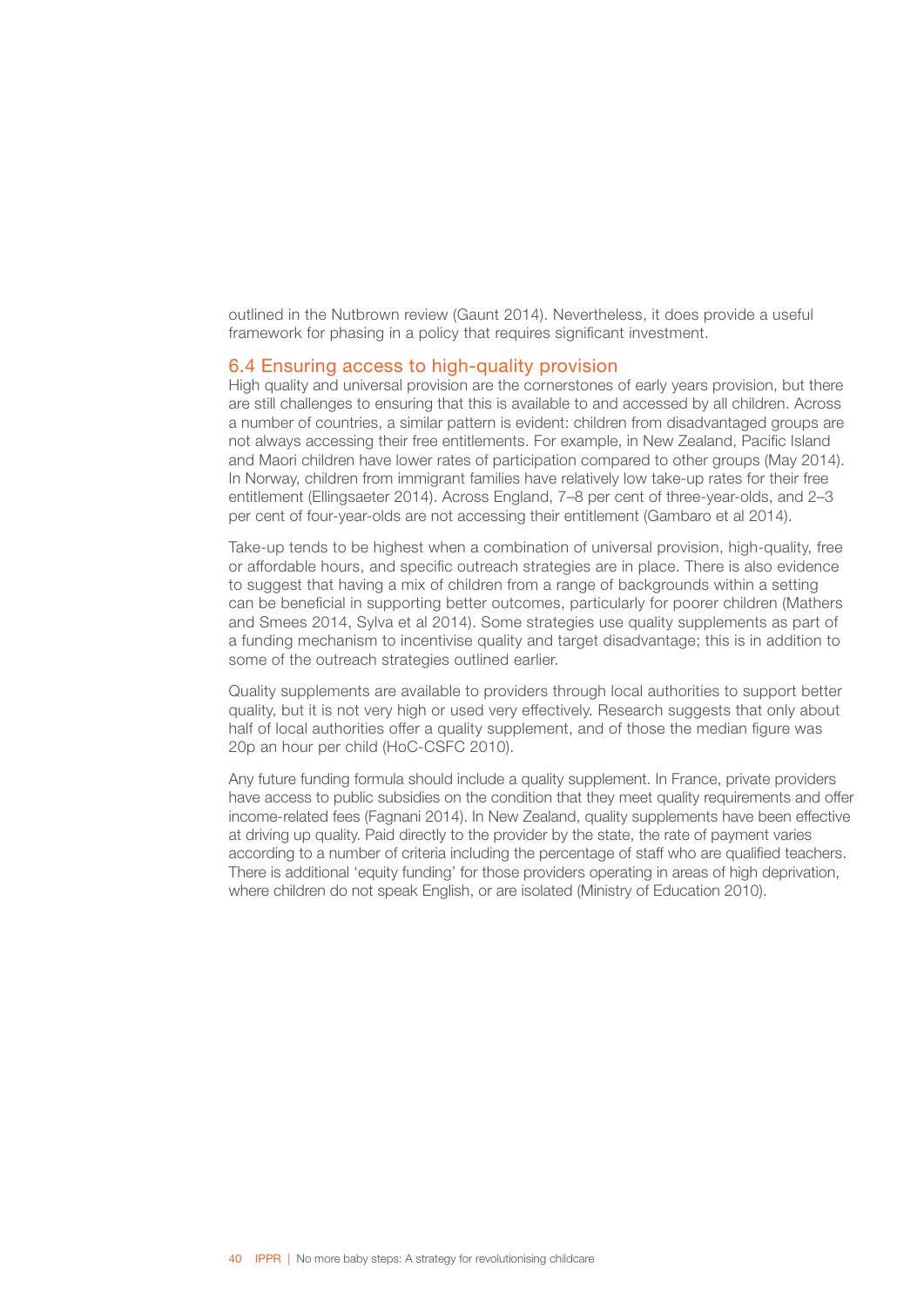outlined in the Nutbrown review (Gaunt 2014). Nevertheless, it does provide a useful framework for phasing in a policy that requires significant investment.

## 6.4 Ensuring access to high-quality provision

High quality and universal provision are the cornerstones of early years provision, but there are still challenges to ensuring that this is available to and accessed by all children. Across a number of countries, a similar pattern is evident: children from disadvantaged groups are not always accessing their free entitlements. For example, in New Zealand, Pacific Island and Maori children have lower rates of participation compared to other groups (May 2014). In Norway, children from immigrant families have relatively low take-up rates for their free entitlement (Ellingsaeter 2014). Across England, 7–8 per cent of three-year-olds, and 2–3 per cent of four-year-olds are not accessing their entitlement (Gambaro et al 2014).

Take-up tends to be highest when a combination of universal provision, high-quality, free or affordable hours, and specific outreach strategies are in place. There is also evidence to suggest that having a mix of children from a range of backgrounds within a setting can be beneficial in supporting better outcomes, particularly for poorer children (Mathers and Smees 2014, Sylva et al 2014). Some strategies use quality supplements as part of a funding mechanism to incentivise quality and target disadvantage; this is in addition to some of the outreach strategies outlined earlier.

Quality supplements are available to providers through local authorities to support better quality, but it is not very high or used very effectively. Research suggests that only about half of local authorities offer a quality supplement, and of those the median figure was 20p an hour per child (HoC-CSFC 2010).

Any future funding formula should include a quality supplement. In France, private providers have access to public subsidies on the condition that they meet quality requirements and offer income-related fees (Fagnani 2014). In New Zealand, quality supplements have been effective at driving up quality. Paid directly to the provider by the state, the rate of payment varies according to a number of criteria including the percentage of staff who are qualified teachers. There is additional 'equity funding' for those providers operating in areas of high deprivation, where children do not speak English, or are isolated (Ministry of Education 2010).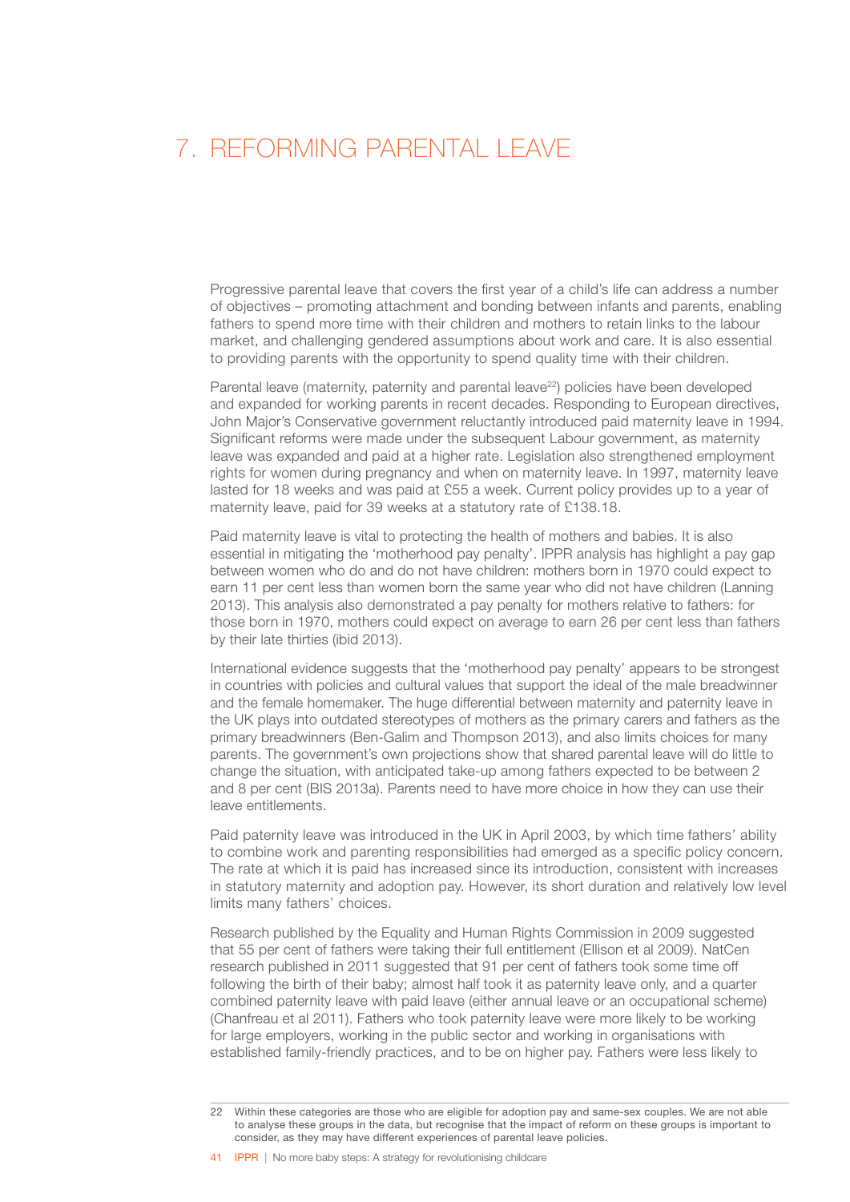# 7. REFORMING PARENTAL LEAVE

Progressive parental leave that covers the first year of a child's life can address a number of objectives – promoting attachment and bonding between infants and parents, enabling fathers to spend more time with their children and mothers to retain links to the labour market, and challenging gendered assumptions about work and care. It is also essential to providing parents with the opportunity to spend quality time with their children.

Parental leave (maternity, paternity and parental leave[22]) policies have been developed and expanded for working parents in recent decades. Responding to European directives, John Major's Conservative government reluctantly introduced paid maternity leave in 1994. Significant reforms were made under the subsequent Labour government, as maternity leave was expanded and paid at a higher rate. Legislation also strengthened employment rights for women during pregnancy and when on maternity leave. In 1997, maternity leave lasted for 18 weeks and was paid at £55 a week. Current policy provides up to a year of maternity leave, paid for 39 weeks at a statutory rate of £138.18.

Paid maternity leave is vital to protecting the health of mothers and babies. It is also essential in mitigating the 'motherhood pay penalty'. IPPR analysis has highlight a pay gap between women who do and do not have children: mothers born in 1970 could expect to earn 11 per cent less than women born the same year who did not have children (Lanning 2013). This analysis also demonstrated a pay penalty for mothers relative to fathers: for those born in 1970, mothers could expect on average to earn 26 per cent less than fathers by their late thirties (ibid 2013).

International evidence suggests that the 'motherhood pay penalty' appears to be strongest in countries with policies and cultural values that support the ideal of the male breadwinner and the female homemaker. The huge differential between maternity and paternity leave in the UK plays into outdated stereotypes of mothers as the primary carers and fathers as the primary breadwinners (Ben-Galim and Thompson 2013), and also limits choices for many parents. The government's own projections show that shared parental leave will do little to change the situation, with anticipated take-up among fathers expected to be between 2 and 8 per cent (BIS 2013a). Parents need to have more choice in how they can use their leave entitlements.

Paid paternity leave was introduced in the UK in April 2003, by which time fathers' ability to combine work and parenting responsibilities had emerged as a specific policy concern. The rate at which it is paid has increased since its introduction, consistent with increases in statutory maternity and adoption pay. However, its short duration and relatively low level limits many fathers' choices.

Research published by the Equality and Human Rights Commission in 2009 suggested that 55 per cent of fathers were taking their full entitlement (Ellison et al 2009). NatCen research published in 2011 suggested that 91 per cent of fathers took some time off following the birth of their baby; almost half took it as paternity leave only, and a quarter combined paternity leave with paid leave (either annual leave or an occupational scheme) (Chanfreau et al 2011). Fathers who took paternity leave were more likely to be working for large employers, working in the public sector and working in organisations with established family-friendly practices, and to be on higher pay. Fathers were less likely to

---

22 Within these categories are those who are eligible for adoption pay and same-sex couples. We are not able to analyse these groups in the data, but recognise that the impact of reform on these groups is important to consider, as they may have different experiences of parental leave policies.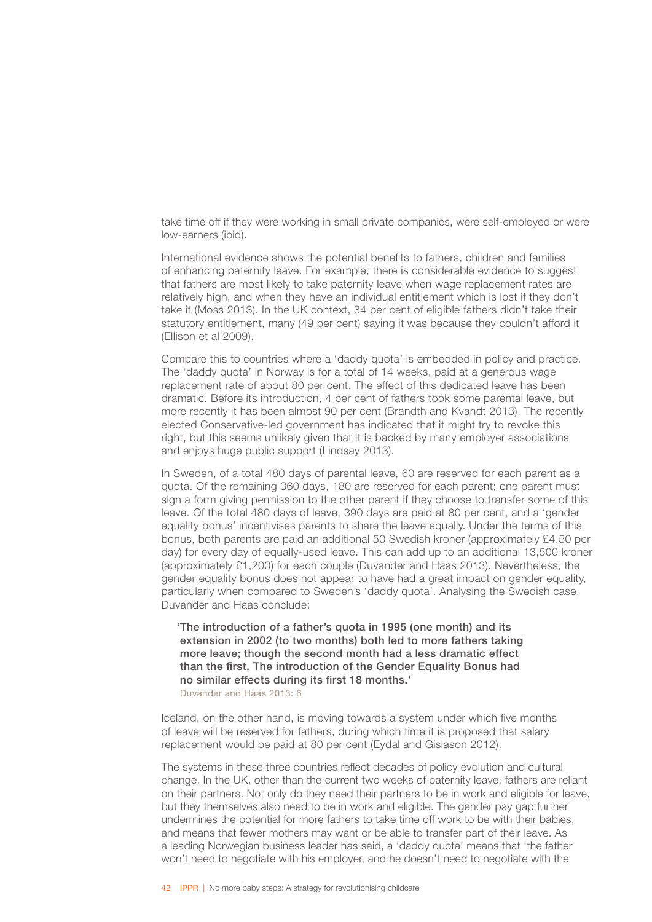take time off if they were working in small private companies, were self-employed or were low-earners (ibid).

International evidence shows the potential benefits to fathers, children and families of enhancing paternity leave. For example, there is considerable evidence to suggest that fathers are most likely to take paternity leave when wage replacement rates are relatively high, and when they have an individual entitlement which is lost if they don't take it (Moss 2013). In the UK context, 34 per cent of eligible fathers didn't take their statutory entitlement, many (49 per cent) saying it was because they couldn't afford it (Ellison et al 2009).

Compare this to countries where a 'daddy quota' is embedded in policy and practice. The 'daddy quota' in Norway is for a total of 14 weeks, paid at a generous wage replacement rate of about 80 per cent. The effect of this dedicated leave has been dramatic. Before its introduction, 4 per cent of fathers took some parental leave, but more recently it has been almost 90 per cent (Brandth and Kvandt 2013). The recently elected Conservative-led government has indicated that it might try to revoke this right, but this seems unlikely given that it is backed by many employer associations and enjoys huge public support (Lindsay 2013).

In Sweden, of a total 480 days of parental leave, 60 are reserved for each parent as a quota. Of the remaining 360 days, 180 are reserved for each parent; one parent must sign a form giving permission to the other parent if they choose to transfer some of this leave. Of the total 480 days of leave, 390 days are paid at 80 per cent, and a 'gender equality bonus' incentivises parents to share the leave equally. Under the terms of this bonus, both parents are paid an additional 50 Swedish kroner (approximately £4.50 per day) for every day of equally-used leave. This can add up to an additional 13,500 kroner (approximately £1,200) for each couple (Duvander and Haas 2013). Nevertheless, the gender equality bonus does not appear to have had a great impact on gender equality, particularly when compared to Sweden's 'daddy quota'. Analysing the Swedish case, Duvander and Haas conclude:

> **'The introduction of a father's quota in 1995 (one month) and its extension in 2002 (to two months) both led to more fathers taking more leave; though the second month had a less dramatic effect than the first. The introduction of the Gender Equality Bonus had no similar effects during its first 18 months.'**
> Duvander and Haas 2013: 6

Iceland, on the other hand, is moving towards a system under which five months of leave will be reserved for fathers, during which time it is proposed that salary replacement would be paid at 80 per cent (Eydal and Gislason 2012).

The systems in these three countries reflect decades of policy evolution and cultural change. In the UK, other than the current two weeks of paternity leave, fathers are reliant on their partners. Not only do they need their partners to be in work and eligible for leave, but they themselves also need to be in work and eligible. The gender pay gap further undermines the potential for more fathers to take time off work to be with their babies, and means that fewer mothers may want or be able to transfer part of their leave. As a leading Norwegian business leader has said, a 'daddy quota' means that 'the father won't need to negotiate with his employer, and he doesn't need to negotiate with the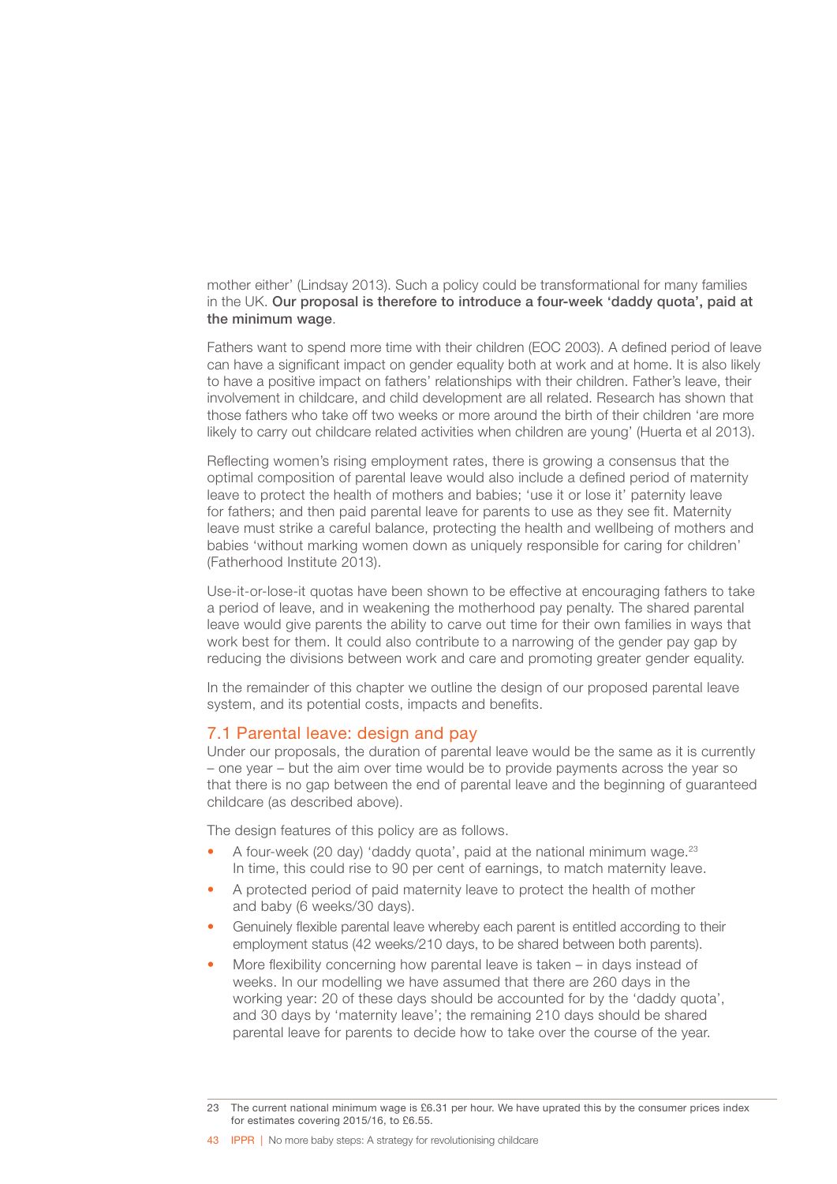mother either' (Lindsay 2013). Such a policy could be transformational for many families in the UK. **Our proposal is therefore to introduce a four-week 'daddy quota', paid at the minimum wage**.

Fathers want to spend more time with their children (EOC 2003). A defined period of leave can have a significant impact on gender equality both at work and at home. It is also likely to have a positive impact on fathers' relationships with their children. Father's leave, their involvement in childcare, and child development are all related. Research has shown that those fathers who take off two weeks or more around the birth of their children 'are more likely to carry out childcare related activities when children are young' (Huerta et al 2013).

Reflecting women's rising employment rates, there is growing a consensus that the optimal composition of parental leave would also include a defined period of maternity leave to protect the health of mothers and babies; 'use it or lose it' paternity leave for fathers; and then paid parental leave for parents to use as they see fit. Maternity leave must strike a careful balance, protecting the health and wellbeing of mothers and babies 'without marking women down as uniquely responsible for caring for children' (Fatherhood Institute 2013).

Use-it-or-lose-it quotas have been shown to be effective at encouraging fathers to take a period of leave, and in weakening the motherhood pay penalty. The shared parental leave would give parents the ability to carve out time for their own families in ways that work best for them. It could also contribute to a narrowing of the gender pay gap by reducing the divisions between work and care and promoting greater gender equality.

In the remainder of this chapter we outline the design of our proposed parental leave system, and its potential costs, impacts and benefits.

## 7.1 Parental leave: design and pay

Under our proposals, the duration of parental leave would be the same as it is currently – one year – but the aim over time would be to provide payments across the year so that there is no gap between the end of parental leave and the beginning of guaranteed childcare (as described above).

The design features of this policy are as follows.

- A four-week (20 day) 'daddy quota', paid at the national minimum wage.[23] In time, this could rise to 90 per cent of earnings, to match maternity leave.
- A protected period of paid maternity leave to protect the health of mother and baby (6 weeks/30 days).
- Genuinely flexible parental leave whereby each parent is entitled according to their employment status (42 weeks/210 days, to be shared between both parents).
- More flexibility concerning how parental leave is taken – in days instead of weeks. In our modelling we have assumed that there are 260 days in the working year: 20 of these days should be accounted for by the 'daddy quota', and 30 days by 'maternity leave'; the remaining 210 days should be shared parental leave for parents to decide how to take over the course of the year.

23 The current national minimum wage is £6.31 per hour. We have uprated this by the consumer prices index for estimates covering 2015/16, to £6.55.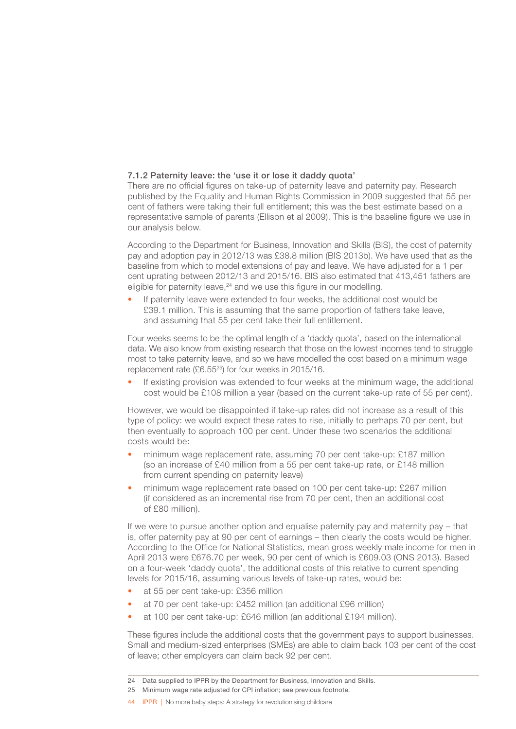### 7.1.2 Paternity leave: the 'use it or lose it daddy quota'

There are no official figures on take-up of paternity leave and paternity pay. Research published by the Equality and Human Rights Commission in 2009 suggested that 55 per cent of fathers were taking their full entitlement; this was the best estimate based on a representative sample of parents (Ellison et al 2009). This is the baseline figure we use in our analysis below.

According to the Department for Business, Innovation and Skills (BIS), the cost of paternity pay and adoption pay in 2012/13 was £38.8 million (BIS 2013b). We have used that as the baseline from which to model extensions of pay and leave. We have adjusted for a 1 per cent uprating between 2012/13 and 2015/16. BIS also estimated that 413,451 fathers are eligible for paternity leave,[24] and we use this figure in our modelling.

- If paternity leave were extended to four weeks, the additional cost would be £39.1 million. This is assuming that the same proportion of fathers take leave, and assuming that 55 per cent take their full entitlement.

Four weeks seems to be the optimal length of a 'daddy quota', based on the international data. We also know from existing research that those on the lowest incomes tend to struggle most to take paternity leave, and so we have modelled the cost based on a minimum wage replacement rate (£6.55[25]) for four weeks in 2015/16.

- If existing provision was extended to four weeks at the minimum wage, the additional cost would be £108 million a year (based on the current take-up rate of 55 per cent).

However, we would be disappointed if take-up rates did not increase as a result of this type of policy: we would expect these rates to rise, initially to perhaps 70 per cent, but then eventually to approach 100 per cent. Under these two scenarios the additional costs would be:

- minimum wage replacement rate, assuming 70 per cent take-up: £187 million (so an increase of £40 million from a 55 per cent take-up rate, or £148 million from current spending on paternity leave)
- minimum wage replacement rate based on 100 per cent take-up: £267 million (if considered as an incremental rise from 70 per cent, then an additional cost of £80 million).

If we were to pursue another option and equalise paternity pay and maternity pay – that is, offer paternity pay at 90 per cent of earnings – then clearly the costs would be higher. According to the Office for National Statistics, mean gross weekly male income for men in April 2013 were £676.70 per week, 90 per cent of which is £609.03 (ONS 2013). Based on a four-week 'daddy quota', the additional costs of this relative to current spending levels for 2015/16, assuming various levels of take-up rates, would be:

- at 55 per cent take-up: £356 million
- at 70 per cent take-up: £452 million (an additional £96 million)
- at 100 per cent take-up: £646 million (an additional £194 million).

These figures include the additional costs that the government pays to support businesses. Small and medium-sized enterprises (SMEs) are able to claim back 103 per cent of the cost of leave; other employers can claim back 92 per cent.

---

24 Data supplied to IPPR by the Department for Business, Innovation and Skills.

25 Minimum wage rate adjusted for CPI inflation; see previous footnote.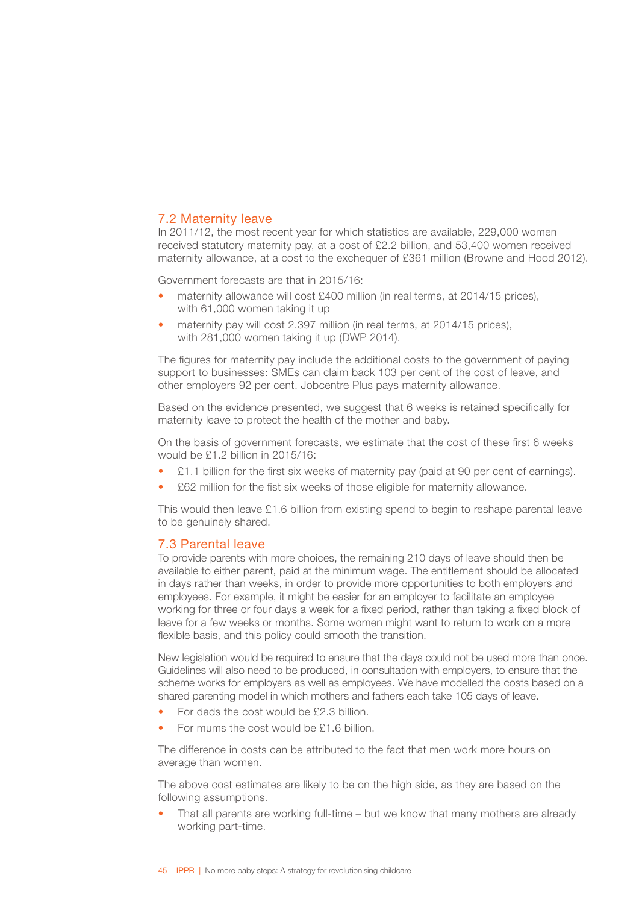## 7.2 Maternity leave

In 2011/12, the most recent year for which statistics are available, 229,000 women received statutory maternity pay, at a cost of £2.2 billion, and 53,400 women received maternity allowance, at a cost to the exchequer of £361 million (Browne and Hood 2012).

Government forecasts are that in 2015/16:

- maternity allowance will cost £400 million (in real terms, at 2014/15 prices), with 61,000 women taking it up
- maternity pay will cost 2.397 million (in real terms, at 2014/15 prices), with 281,000 women taking it up (DWP 2014).

The figures for maternity pay include the additional costs to the government of paying support to businesses: SMEs can claim back 103 per cent of the cost of leave, and other employers 92 per cent. Jobcentre Plus pays maternity allowance.

Based on the evidence presented, we suggest that 6 weeks is retained specifically for maternity leave to protect the health of the mother and baby.

On the basis of government forecasts, we estimate that the cost of these first 6 weeks would be £1.2 billion in 2015/16:

- £1.1 billion for the first six weeks of maternity pay (paid at 90 per cent of earnings).
- £62 million for the fist six weeks of those eligible for maternity allowance.

This would then leave £1.6 billion from existing spend to begin to reshape parental leave to be genuinely shared.

## 7.3 Parental leave

To provide parents with more choices, the remaining 210 days of leave should then be available to either parent, paid at the minimum wage. The entitlement should be allocated in days rather than weeks, in order to provide more opportunities to both employers and employees. For example, it might be easier for an employer to facilitate an employee working for three or four days a week for a fixed period, rather than taking a fixed block of leave for a few weeks or months. Some women might want to return to work on a more flexible basis, and this policy could smooth the transition.

New legislation would be required to ensure that the days could not be used more than once. Guidelines will also need to be produced, in consultation with employers, to ensure that the scheme works for employers as well as employees. We have modelled the costs based on a shared parenting model in which mothers and fathers each take 105 days of leave.

- For dads the cost would be £2.3 billion.
- For mums the cost would be £1.6 billion.

The difference in costs can be attributed to the fact that men work more hours on average than women.

The above cost estimates are likely to be on the high side, as they are based on the following assumptions.

- That all parents are working full-time – but we know that many mothers are already working part-time.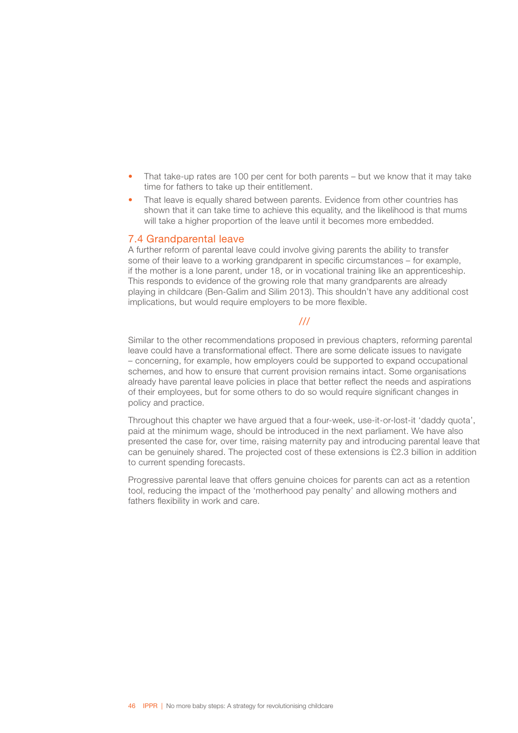- That take-up rates are 100 per cent for both parents – but we know that it may take time for fathers to take up their entitlement.
- That leave is equally shared between parents. Evidence from other countries has shown that it can take time to achieve this equality, and the likelihood is that mums will take a higher proportion of the leave until it becomes more embedded.

### 7.4 Grandparental leave

A further reform of parental leave could involve giving parents the ability to transfer some of their leave to a working grandparent in specific circumstances – for example, if the mother is a lone parent, under 18, or in vocational training like an apprenticeship. This responds to evidence of the growing role that many grandparents are already playing in childcare (Ben-Galim and Silim 2013). This shouldn't have any additional cost implications, but would require employers to be more flexible.

///

Similar to the other recommendations proposed in previous chapters, reforming parental leave could have a transformational effect. There are some delicate issues to navigate – concerning, for example, how employers could be supported to expand occupational schemes, and how to ensure that current provision remains intact. Some organisations already have parental leave policies in place that better reflect the needs and aspirations of their employees, but for some others to do so would require significant changes in policy and practice.

Throughout this chapter we have argued that a four-week, use-it-or-lost-it 'daddy quota', paid at the minimum wage, should be introduced in the next parliament. We have also presented the case for, over time, raising maternity pay and introducing parental leave that can be genuinely shared. The projected cost of these extensions is £2.3 billion in addition to current spending forecasts.

Progressive parental leave that offers genuine choices for parents can act as a retention tool, reducing the impact of the 'motherhood pay penalty' and allowing mothers and fathers flexibility in work and care.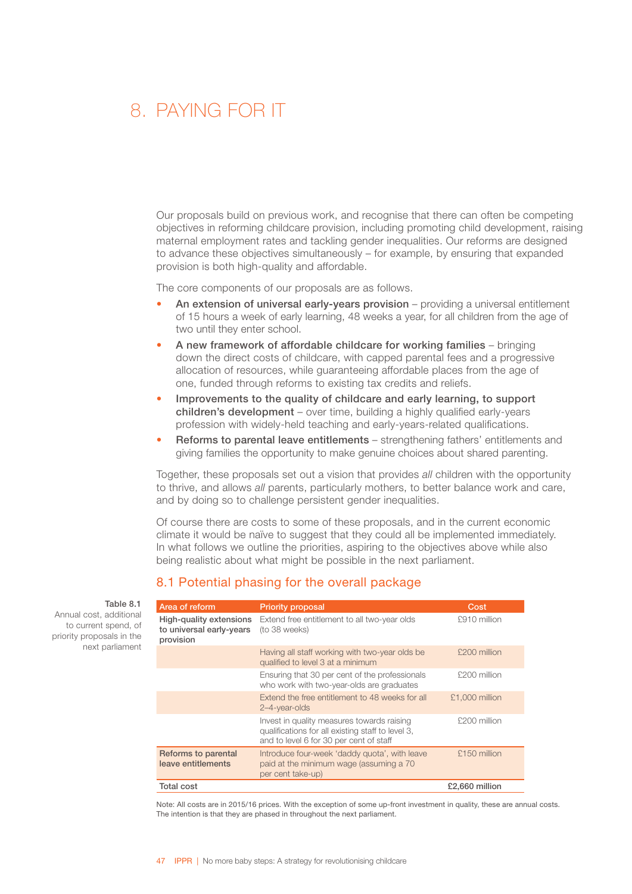# 8. PAYING FOR IT

Our proposals build on previous work, and recognise that there can often be competing objectives in reforming childcare provision, including promoting child development, raising maternal employment rates and tackling gender inequalities. Our reforms are designed to advance these objectives simultaneously – for example, by ensuring that expanded provision is both high-quality and affordable.

The core components of our proposals are as follows.

- **An extension of universal early-years provision** – providing a universal entitlement of 15 hours a week of early learning, 48 weeks a year, for all children from the age of two until they enter school.
- **A new framework of affordable childcare for working families** – bringing down the direct costs of childcare, with capped parental fees and a progressive allocation of resources, while guaranteeing affordable places from the age of one, funded through reforms to existing tax credits and reliefs.
- **Improvements to the quality of childcare and early learning, to support children's development** – over time, building a highly qualified early-years profession with widely-held teaching and early-years-related qualifications.
- **Reforms to parental leave entitlements** – strengthening fathers' entitlements and giving families the opportunity to make genuine choices about shared parenting.

Together, these proposals set out a vision that provides *all* children with the opportunity to thrive, and allows *all* parents, particularly mothers, to better balance work and care, and by doing so to challenge persistent gender inequalities.

Of course there are costs to some of these proposals, and in the current economic climate it would be naïve to suggest that they could all be implemented immediately. In what follows we outline the priorities, aspiring to the objectives above while also being realistic about what might be possible in the next parliament.

## 8.1 Potential phasing for the overall package

**Table 8.1**
Annual cost, additional to current spend, of priority proposals in the next parliament

| Area of reform | Priority proposal | Cost |
|---|---|---|
| **High-quality extensions to universal early-years provision** | Extend free entitlement to all two-year olds (to 38 weeks) | £910 million |
| | Having all staff working with two-year olds be qualified to level 3 at a minimum | £200 million |
| | Ensuring that 30 per cent of the professionals who work with two-year-olds are graduates | £200 million |
| | Extend the free entitlement to 48 weeks for all 2–4-year-olds | £1,000 million |
| | Invest in quality measures towards raising qualifications for all existing staff to level 3, and to level 6 for 30 per cent of staff | £200 million |
| **Reforms to parental leave entitlements** | Introduce four-week 'daddy quota', with leave paid at the minimum wage (assuming a 70 per cent take-up) | £150 million |
| **Total cost** | | **£2,660 million** |

Note: All costs are in 2015/16 prices. With the exception of some up-front investment in quality, these are annual costs. The intention is that they are phased in throughout the next parliament.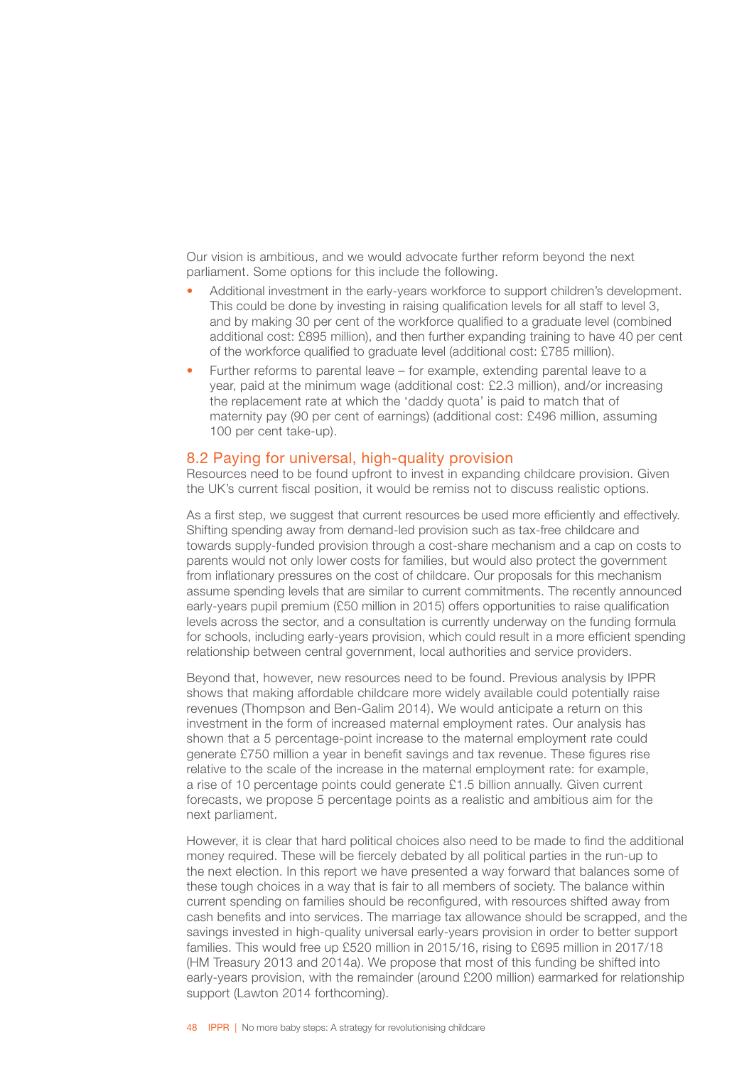Our vision is ambitious, and we would advocate further reform beyond the next parliament. Some options for this include the following.

- Additional investment in the early-years workforce to support children's development. This could be done by investing in raising qualification levels for all staff to level 3, and by making 30 per cent of the workforce qualified to a graduate level (combined additional cost: £895 million), and then further expanding training to have 40 per cent of the workforce qualified to graduate level (additional cost: £785 million).
- Further reforms to parental leave – for example, extending parental leave to a year, paid at the minimum wage (additional cost: £2.3 million), and/or increasing the replacement rate at which the 'daddy quota' is paid to match that of maternity pay (90 per cent of earnings) (additional cost: £496 million, assuming 100 per cent take-up).

## 8.2 Paying for universal, high-quality provision

Resources need to be found upfront to invest in expanding childcare provision. Given the UK's current fiscal position, it would be remiss not to discuss realistic options.

As a first step, we suggest that current resources be used more efficiently and effectively. Shifting spending away from demand-led provision such as tax-free childcare and towards supply-funded provision through a cost-share mechanism and a cap on costs to parents would not only lower costs for families, but would also protect the government from inflationary pressures on the cost of childcare. Our proposals for this mechanism assume spending levels that are similar to current commitments. The recently announced early-years pupil premium (£50 million in 2015) offers opportunities to raise qualification levels across the sector, and a consultation is currently underway on the funding formula for schools, including early-years provision, which could result in a more efficient spending relationship between central government, local authorities and service providers.

Beyond that, however, new resources need to be found. Previous analysis by IPPR shows that making affordable childcare more widely available could potentially raise revenues (Thompson and Ben-Galim 2014). We would anticipate a return on this investment in the form of increased maternal employment rates. Our analysis has shown that a 5 percentage-point increase to the maternal employment rate could generate £750 million a year in benefit savings and tax revenue. These figures rise relative to the scale of the increase in the maternal employment rate: for example, a rise of 10 percentage points could generate £1.5 billion annually. Given current forecasts, we propose 5 percentage points as a realistic and ambitious aim for the next parliament.

However, it is clear that hard political choices also need to be made to find the additional money required. These will be fiercely debated by all political parties in the run-up to the next election. In this report we have presented a way forward that balances some of these tough choices in a way that is fair to all members of society. The balance within current spending on families should be reconfigured, with resources shifted away from cash benefits and into services. The marriage tax allowance should be scrapped, and the savings invested in high-quality universal early-years provision in order to better support families. This would free up £520 million in 2015/16, rising to £695 million in 2017/18 (HM Treasury 2013 and 2014a). We propose that most of this funding be shifted into early-years provision, with the remainder (around £200 million) earmarked for relationship support (Lawton 2014 forthcoming).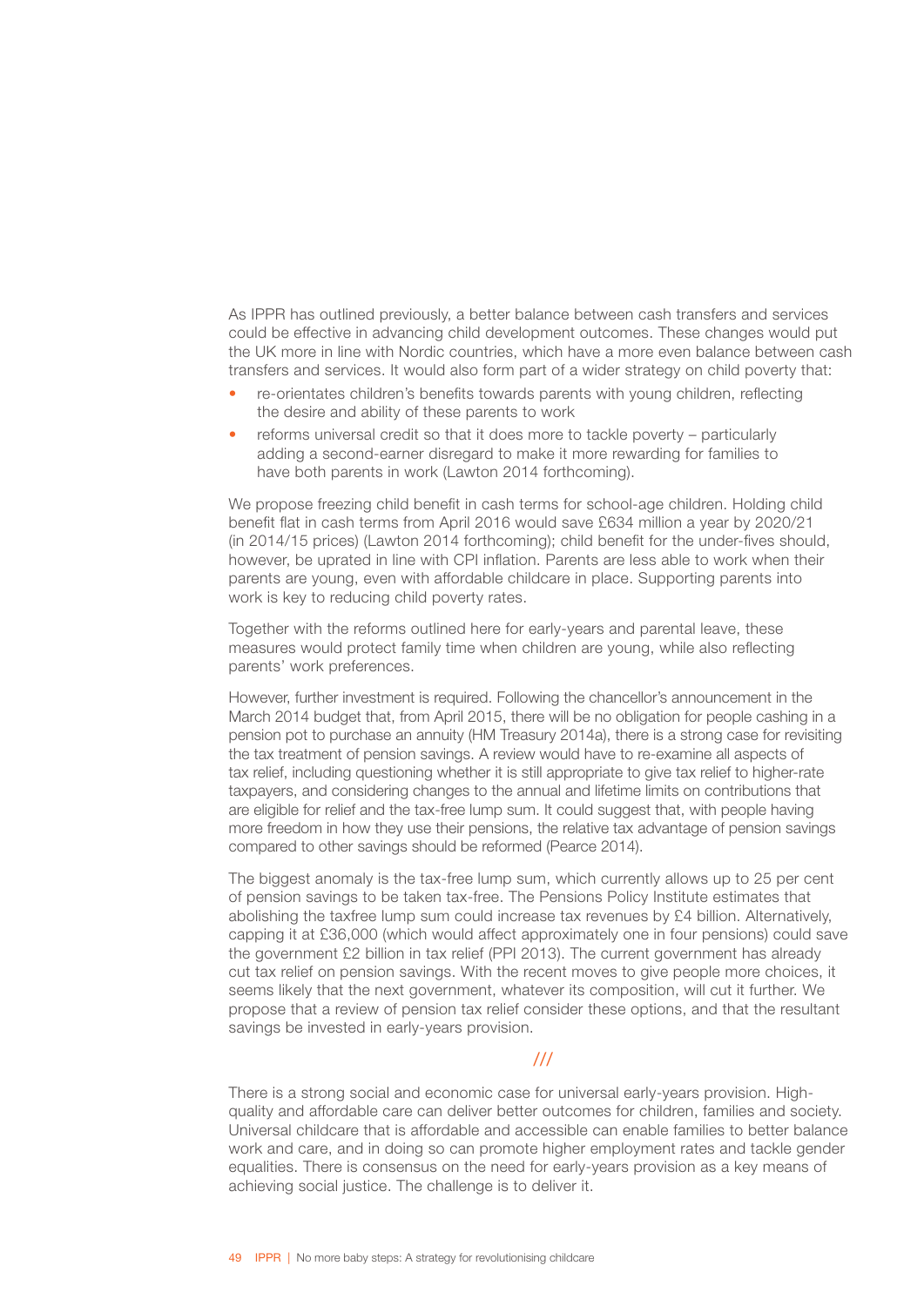As IPPR has outlined previously, a better balance between cash transfers and services could be effective in advancing child development outcomes. These changes would put the UK more in line with Nordic countries, which have a more even balance between cash transfers and services. It would also form part of a wider strategy on child poverty that:

- re-orientates children's benefits towards parents with young children, reflecting the desire and ability of these parents to work
- reforms universal credit so that it does more to tackle poverty – particularly adding a second-earner disregard to make it more rewarding for families to have both parents in work (Lawton 2014 forthcoming).

We propose freezing child benefit in cash terms for school-age children. Holding child benefit flat in cash terms from April 2016 would save £634 million a year by 2020/21 (in 2014/15 prices) (Lawton 2014 forthcoming); child benefit for the under-fives should, however, be uprated in line with CPI inflation. Parents are less able to work when their parents are young, even with affordable childcare in place. Supporting parents into work is key to reducing child poverty rates.

Together with the reforms outlined here for early-years and parental leave, these measures would protect family time when children are young, while also reflecting parents' work preferences.

However, further investment is required. Following the chancellor's announcement in the March 2014 budget that, from April 2015, there will be no obligation for people cashing in a pension pot to purchase an annuity (HM Treasury 2014a), there is a strong case for revisiting the tax treatment of pension savings. A review would have to re-examine all aspects of tax relief, including questioning whether it is still appropriate to give tax relief to higher-rate taxpayers, and considering changes to the annual and lifetime limits on contributions that are eligible for relief and the tax-free lump sum. It could suggest that, with people having more freedom in how they use their pensions, the relative tax advantage of pension savings compared to other savings should be reformed (Pearce 2014).

The biggest anomaly is the tax-free lump sum, which currently allows up to 25 per cent of pension savings to be taken tax-free. The Pensions Policy Institute estimates that abolishing the taxfree lump sum could increase tax revenues by £4 billion. Alternatively, capping it at £36,000 (which would affect approximately one in four pensions) could save the government £2 billion in tax relief (PPI 2013). The current government has already cut tax relief on pension savings. With the recent moves to give people more choices, it seems likely that the next government, whatever its composition, will cut it further. We propose that a review of pension tax relief consider these options, and that the resultant savings be invested in early-years provision.

///

There is a strong social and economic case for universal early-years provision. High-quality and affordable care can deliver better outcomes for children, families and society. Universal childcare that is affordable and accessible can enable families to better balance work and care, and in doing so can promote higher employment rates and tackle gender equalities. There is consensus on the need for early-years provision as a key means of achieving social justice. The challenge is to deliver it.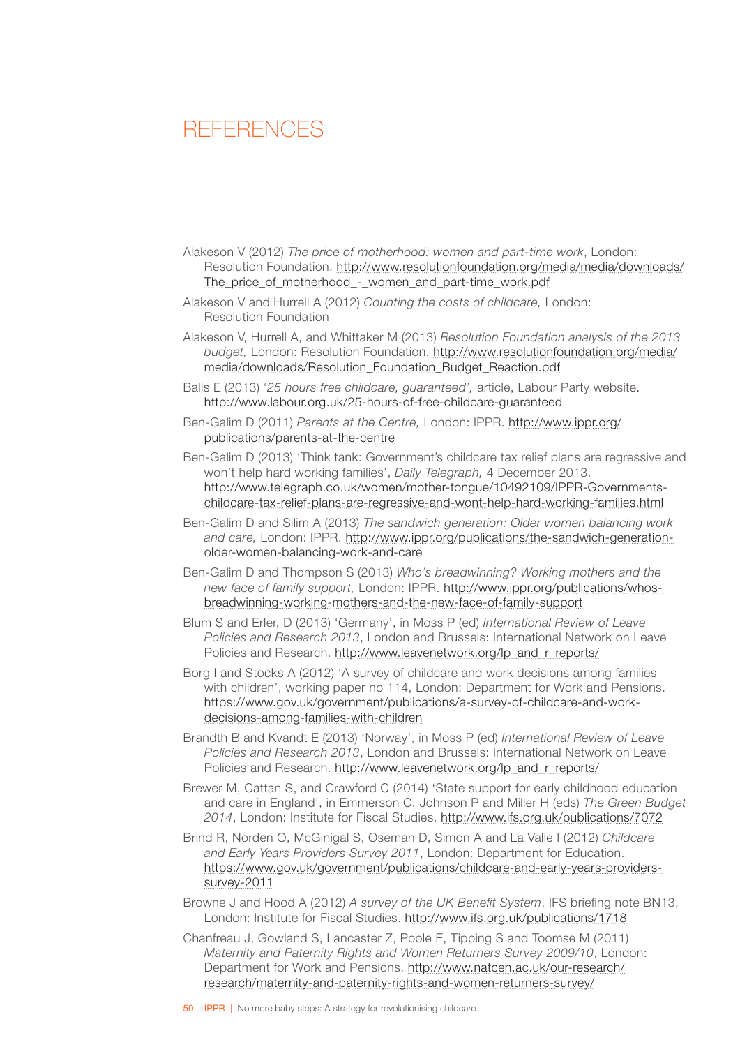# REFERENCES

Alakeson V (2012) *The price of motherhood: women and part-time work*, London: Resolution Foundation. http://www.resolutionfoundation.org/media/media/downloads/The_price_of_motherhood_-_women_and_part-time_work.pdf

Alakeson V and Hurrell A (2012) *Counting the costs of childcare,* London: Resolution Foundation

Alakeson V, Hurrell A, and Whittaker M (2013) *Resolution Foundation analysis of the 2013 budget,* London: Resolution Foundation. http://www.resolutionfoundation.org/media/media/downloads/Resolution_Foundation_Budget_Reaction.pdf

Balls E (2013) '*25 hours free childcare, guaranteed',* article, Labour Party website. http://www.labour.org.uk/25-hours-of-free-childcare-guaranteed

Ben-Galim D (2011) *Parents at the Centre,* London: IPPR. http://www.ippr.org/publications/parents-at-the-centre

Ben-Galim D (2013) 'Think tank: Government's childcare tax relief plans are regressive and won't help hard working families', *Daily Telegraph,* 4 December 2013. http://www.telegraph.co.uk/women/mother-tongue/10492109/IPPR-Governments-childcare-tax-relief-plans-are-regressive-and-wont-help-hard-working-families.html

Ben-Galim D and Silim A (2013) *The sandwich generation: Older women balancing work and care,* London: IPPR. http://www.ippr.org/publications/the-sandwich-generation-older-women-balancing-work-and-care

Ben-Galim D and Thompson S (2013) *Who's breadwinning? Working mothers and the new face of family support,* London: IPPR. http://www.ippr.org/publications/whos-breadwinning-working-mothers-and-the-new-face-of-family-support

Blum S and Erler, D (2013) 'Germany', in Moss P (ed) *International Review of Leave Policies and Research 2013*, London and Brussels: International Network on Leave Policies and Research. http://www.leavenetwork.org/lp_and_r_reports/

Borg I and Stocks A (2012) 'A survey of childcare and work decisions among families with children', working paper no 114, London: Department for Work and Pensions. https://www.gov.uk/government/publications/a-survey-of-childcare-and-work-decisions-among-families-with-children

Brandth B and Kvandt E (2013) 'Norway', in Moss P (ed) *International Review of Leave Policies and Research 2013*, London and Brussels: International Network on Leave Policies and Research. http://www.leavenetwork.org/lp_and_r_reports/

Brewer M, Cattan S, and Crawford C (2014) 'State support for early childhood education and care in England', in Emmerson C, Johnson P and Miller H (eds) *The Green Budget 2014*, London: Institute for Fiscal Studies. http://www.ifs.org.uk/publications/7072

Brind R, Norden O, McGinigal S, Oseman D, Simon A and La Valle I (2012) *Childcare and Early Years Providers Survey 2011*, London: Department for Education. https://www.gov.uk/government/publications/childcare-and-early-years-providers-survey-2011

Browne J and Hood A (2012) *A survey of the UK Benefit System*, IFS briefing note BN13, London: Institute for Fiscal Studies. http://www.ifs.org.uk/publications/1718

Chanfreau J, Gowland S, Lancaster Z, Poole E, Tipping S and Toomse M (2011) *Maternity and Paternity Rights and Women Returners Survey 2009/10*, London: Department for Work and Pensions. http://www.natcen.ac.uk/our-research/research/maternity-and-paternity-rights-and-women-returners-survey/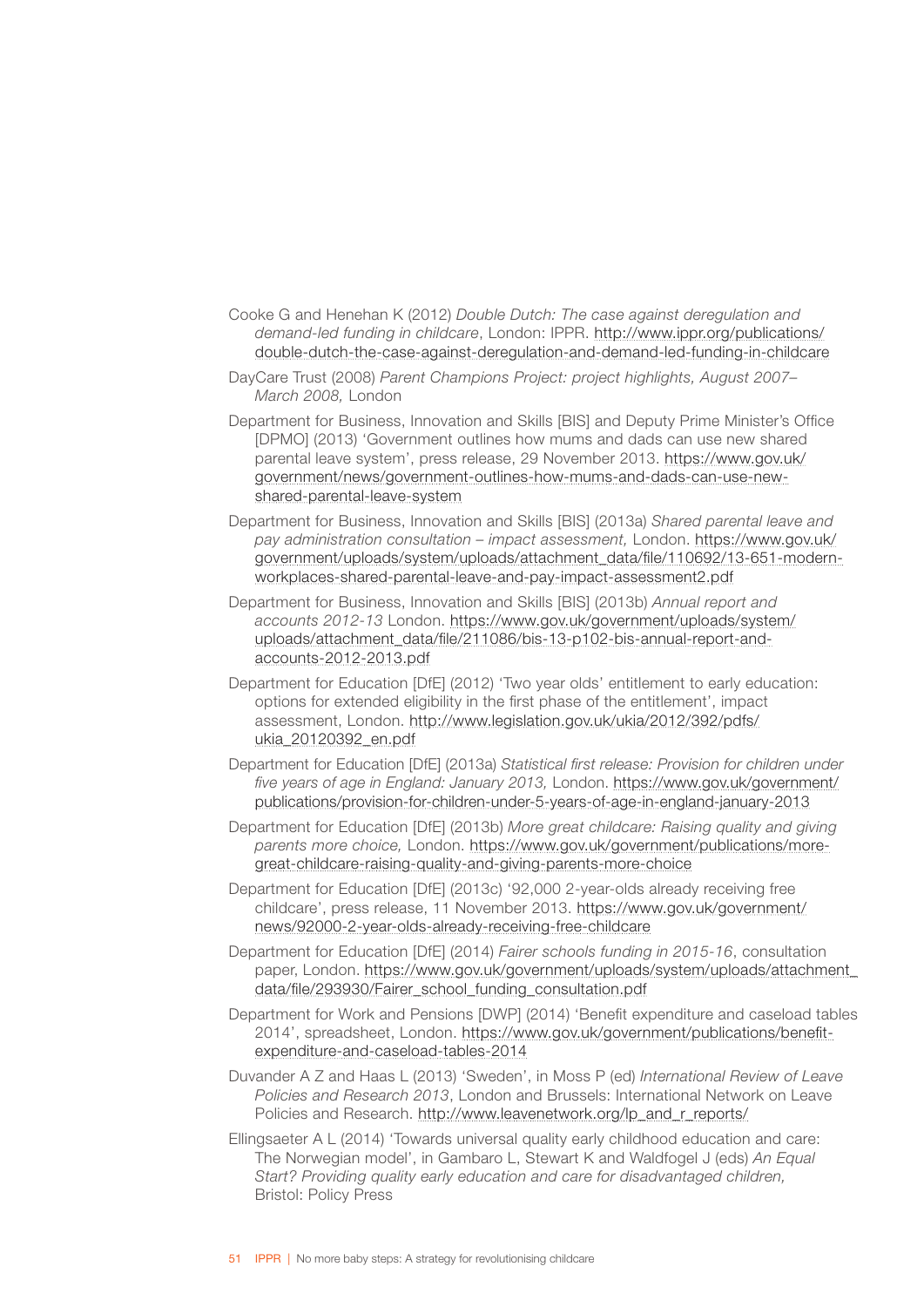Cooke G and Henehan K (2012) *Double Dutch: The case against deregulation and demand-led funding in childcare*, London: IPPR. http://www.ippr.org/publications/double-dutch-the-case-against-deregulation-and-demand-led-funding-in-childcare

DayCare Trust (2008) *Parent Champions Project: project highlights, August 2007–March 2008,* London

Department for Business, Innovation and Skills [BIS] and Deputy Prime Minister's Office [DPMO] (2013) 'Government outlines how mums and dads can use new shared parental leave system', press release, 29 November 2013. https://www.gov.uk/government/news/government-outlines-how-mums-and-dads-can-use-new-shared-parental-leave-system

Department for Business, Innovation and Skills [BIS] (2013a) *Shared parental leave and pay administration consultation – impact assessment,* London. https://www.gov.uk/government/uploads/system/uploads/attachment_data/file/110692/13-651-modern-workplaces-shared-parental-leave-and-pay-impact-assessment2.pdf

Department for Business, Innovation and Skills [BIS] (2013b) *Annual report and accounts 2012-13* London. https://www.gov.uk/government/uploads/system/uploads/attachment_data/file/211086/bis-13-p102-bis-annual-report-and-accounts-2012-2013.pdf

Department for Education [DfE] (2012) 'Two year olds' entitlement to early education: options for extended eligibility in the first phase of the entitlement', impact assessment, London. http://www.legislation.gov.uk/ukia/2012/392/pdfs/ukia_20120392_en.pdf

Department for Education [DfE] (2013a) *Statistical first release: Provision for children under five years of age in England: January 2013,* London. https://www.gov.uk/government/publications/provision-for-children-under-5-years-of-age-in-england-january-2013

Department for Education [DfE] (2013b) *More great childcare: Raising quality and giving parents more choice,* London. https://www.gov.uk/government/publications/more-great-childcare-raising-quality-and-giving-parents-more-choice

Department for Education [DfE] (2013c) '92,000 2-year-olds already receiving free childcare', press release, 11 November 2013. https://www.gov.uk/government/news/92000-2-year-olds-already-receiving-free-childcare

Department for Education [DfE] (2014) *Fairer schools funding in 2015-16*, consultation paper, London. https://www.gov.uk/government/uploads/system/uploads/attachment_data/file/293930/Fairer_school_funding_consultation.pdf

Department for Work and Pensions [DWP] (2014) 'Benefit expenditure and caseload tables 2014', spreadsheet, London. https://www.gov.uk/government/publications/benefit-expenditure-and-caseload-tables-2014

Duvander A Z and Haas L (2013) 'Sweden', in Moss P (ed) *International Review of Leave Policies and Research 2013*, London and Brussels: International Network on Leave Policies and Research. http://www.leavenetwork.org/lp_and_r_reports/

Ellingsaeter A L (2014) 'Towards universal quality early childhood education and care: The Norwegian model', in Gambaro L, Stewart K and Waldfogel J (eds) *An Equal Start? Providing quality early education and care for disadvantaged children,* Bristol: Policy Press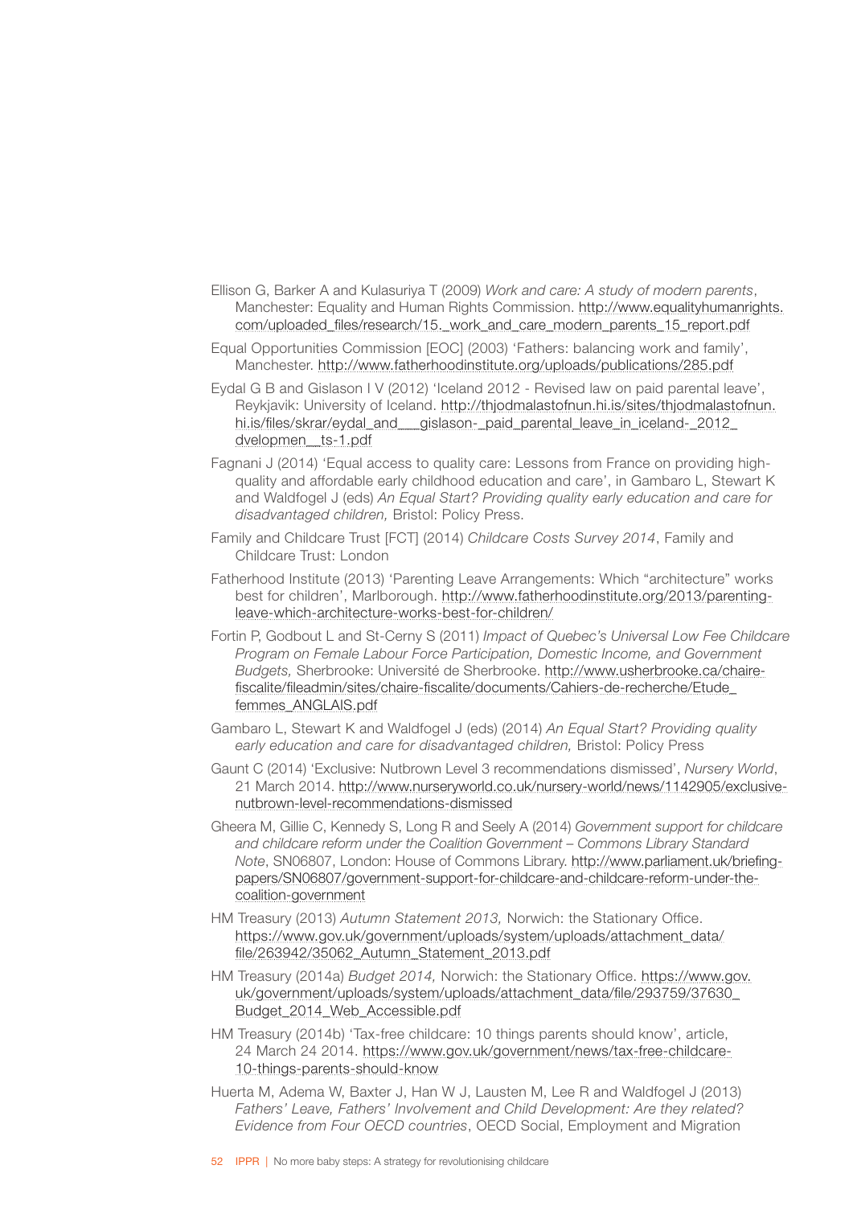Ellison G, Barker A and Kulasuriya T (2009) *Work and care: A study of modern parents*, Manchester: Equality and Human Rights Commission. http://www.equalityhumanrights.com/uploaded_files/research/15._work_and_care_modern_parents_15_report.pdf

Equal Opportunities Commission [EOC] (2003) 'Fathers: balancing work and family', Manchester. http://www.fatherhoodinstitute.org/uploads/publications/285.pdf

Eydal G B and Gislason I V (2012) 'Iceland 2012 - Revised law on paid parental leave', Reykjavik: University of Iceland. http://thjodmalastofnun.hi.is/sites/thjodmalastofnun.hi.is/files/skrar/eydal_and___gislason-_paid_parental_leave_in_iceland-_2012_dvelopmen__ts-1.pdf

Fagnani J (2014) 'Equal access to quality care: Lessons from France on providing high-quality and affordable early childhood education and care', in Gambaro L, Stewart K and Waldfogel J (eds) *An Equal Start? Providing quality early education and care for disadvantaged children,* Bristol: Policy Press.

Family and Childcare Trust [FCT] (2014) *Childcare Costs Survey 2014*, Family and Childcare Trust: London

Fatherhood Institute (2013) 'Parenting Leave Arrangements: Which "architecture" works best for children', Marlborough. http://www.fatherhoodinstitute.org/2013/parenting-leave-which-architecture-works-best-for-children/

Fortin P, Godbout L and St-Cerny S (2011) *Impact of Quebec's Universal Low Fee Childcare Program on Female Labour Force Participation, Domestic Income, and Government Budgets,* Sherbrooke: Université de Sherbrooke. http://www.usherbrooke.ca/chaire-fiscalite/fileadmin/sites/chaire-fiscalite/documents/Cahiers-de-recherche/Etude_femmes_ANGLAIS.pdf

Gambaro L, Stewart K and Waldfogel J (eds) (2014) *An Equal Start? Providing quality early education and care for disadvantaged children,* Bristol: Policy Press

Gaunt C (2014) 'Exclusive: Nutbrown Level 3 recommendations dismissed', *Nursery World*, 21 March 2014. http://www.nurseryworld.co.uk/nursery-world/news/1142905/exclusive-nutbrown-level-recommendations-dismissed

Gheera M, Gillie C, Kennedy S, Long R and Seely A (2014) *Government support for childcare and childcare reform under the Coalition Government – Commons Library Standard Note*, SN06807, London: House of Commons Library. http://www.parliament.uk/briefing-papers/SN06807/government-support-for-childcare-and-childcare-reform-under-the-coalition-government

HM Treasury (2013) *Autumn Statement 2013,* Norwich: the Stationary Office. https://www.gov.uk/government/uploads/system/uploads/attachment_data/file/263942/35062_Autumn_Statement_2013.pdf

HM Treasury (2014a) *Budget 2014,* Norwich: the Stationary Office. https://www.gov.uk/government/uploads/system/uploads/attachment_data/file/293759/37630_Budget_2014_Web_Accessible.pdf

HM Treasury (2014b) 'Tax-free childcare: 10 things parents should know', article, 24 March 24 2014. https://www.gov.uk/government/news/tax-free-childcare-10-things-parents-should-know

Huerta M, Adema W, Baxter J, Han W J, Lausten M, Lee R and Waldfogel J (2013) *Fathers' Leave, Fathers' Involvement and Child Development: Are they related? Evidence from Four OECD countries*, OECD Social, Employment and Migration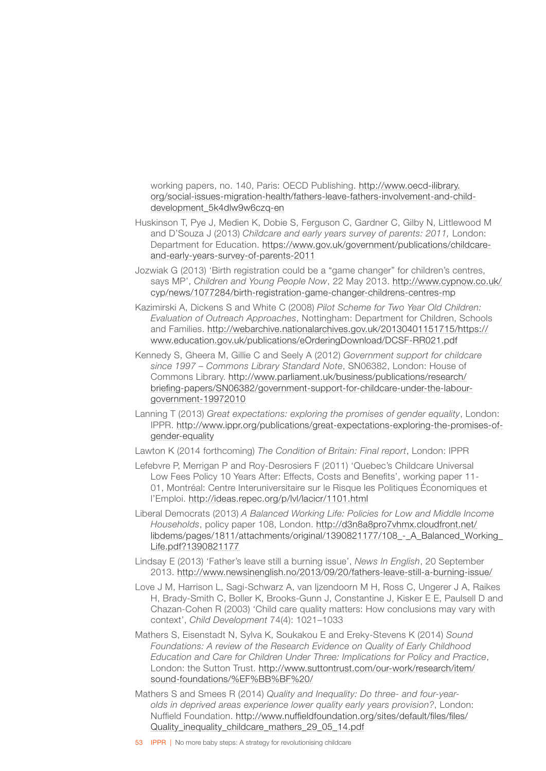working papers, no. 140, Paris: OECD Publishing. http://www.oecd-ilibrary.org/social-issues-migration-health/fathers-leave-fathers-involvement-and-child-development_5k4dlw9w6czq-en

Huskinson T, Pye J, Medien K, Dobie S, Ferguson C, Gardner C, Gilby N, Littlewood M and D'Souza J (2013) *Childcare and early years survey of parents: 2011,* London: Department for Education. https://www.gov.uk/government/publications/childcare-and-early-years-survey-of-parents-2011

Jozwiak G (2013) 'Birth registration could be a "game changer" for children's centres, says MP', *Children and Young People Now*, 22 May 2013. http://www.cypnow.co.uk/cyp/news/1077284/birth-registration-game-changer-childrens-centres-mp

Kazimirski A, Dickens S and White C (2008) *Pilot Scheme for Two Year Old Children: Evaluation of Outreach Approaches*, Nottingham: Department for Children, Schools and Families. http://webarchive.nationalarchives.gov.uk/20130401151715/https://www.education.gov.uk/publications/eOrderingDownload/DCSF-RR021.pdf

Kennedy S, Gheera M, Gillie C and Seely A (2012) *Government support for childcare since 1997 – Commons Library Standard Note*, SN06382, London: House of Commons Library. http://www.parliament.uk/business/publications/research/briefing-papers/SN06382/government-support-for-childcare-under-the-labour-government-19972010

Lanning T (2013) *Great expectations: exploring the promises of gender equality*, London: IPPR. http://www.ippr.org/publications/great-expectations-exploring-the-promises-of-gender-equality

Lawton K (2014 forthcoming) *The Condition of Britain: Final report*, London: IPPR

Lefebvre P, Merrigan P and Roy-Desrosiers F (2011) 'Quebec's Childcare Universal Low Fees Policy 10 Years After: Effects, Costs and Benefits', working paper 11-01, Montréal: Centre Interuniversitaire sur le Risque les Politiques Économiques et l'Emploi. http://ideas.repec.org/p/lvl/lacicr/1101.html

Liberal Democrats (2013) *A Balanced Working Life: Policies for Low and Middle Income Households*, policy paper 108, London. http://d3n8a8pro7vhmx.cloudfront.net/libdems/pages/1811/attachments/original/1390821177/108_-_A_Balanced_Working_Life.pdf?1390821177

Lindsay E (2013) 'Father's leave still a burning issue', *News In English*, 20 September 2013. http://www.newsinenglish.no/2013/09/20/fathers-leave-still-a-burning-issue/

Love J M, Harrison L, Sagi-Schwarz A, van Ijzendoorn M H, Ross C, Ungerer J A, Raikes H, Brady-Smith C, Boller K, Brooks-Gunn J, Constantine J, Kisker E E, Paulsell D and Chazan-Cohen R (2003) 'Child care quality matters: How conclusions may vary with context', *Child Development* 74(4): 1021–1033

Mathers S, Eisenstadt N, Sylva K, Soukakou E and Ereky-Stevens K (2014) *Sound Foundations: A review of the Research Evidence on Quality of Early Childhood Education and Care for Children Under Three: Implications for Policy and Practice*, London: the Sutton Trust. http://www.suttontrust.com/our-work/research/item/sound-foundations/%EF%BB%BF%20/

Mathers S and Smees R (2014) *Quality and Inequality: Do three- and four-year-olds in deprived areas experience lower quality early years provision?*, London: Nuffield Foundation. http://www.nuffieldfoundation.org/sites/default/files/files/Quality_inequality_childcare_mathers_29_05_14.pdf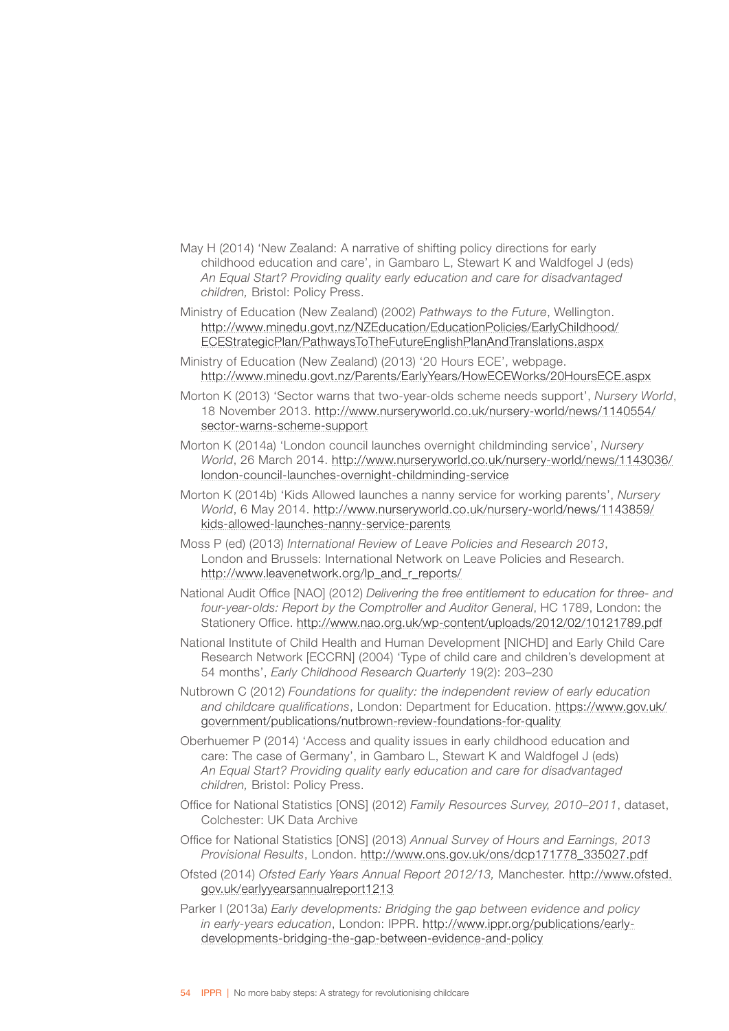May H (2014) 'New Zealand: A narrative of shifting policy directions for early childhood education and care', in Gambaro L, Stewart K and Waldfogel J (eds) *An Equal Start? Providing quality early education and care for disadvantaged children,* Bristol: Policy Press.

Ministry of Education (New Zealand) (2002) *Pathways to the Future*, Wellington. http://www.minedu.govt.nz/NZEducation/EducationPolicies/EarlyChildhood/ECEStrategicPlan/PathwaysToTheFutureEnglishPlanAndTranslations.aspx

Ministry of Education (New Zealand) (2013) '20 Hours ECE', webpage. http://www.minedu.govt.nz/Parents/EarlyYears/HowECEWorks/20HoursECE.aspx

Morton K (2013) 'Sector warns that two-year-olds scheme needs support', *Nursery World*, 18 November 2013. http://www.nurseryworld.co.uk/nursery-world/news/1140554/sector-warns-scheme-support

Morton K (2014a) 'London council launches overnight childminding service', *Nursery World*, 26 March 2014. http://www.nurseryworld.co.uk/nursery-world/news/1143036/london-council-launches-overnight-childminding-service

Morton K (2014b) 'Kids Allowed launches a nanny service for working parents', *Nursery World*, 6 May 2014. http://www.nurseryworld.co.uk/nursery-world/news/1143859/kids-allowed-launches-nanny-service-parents

Moss P (ed) (2013) *International Review of Leave Policies and Research 2013*, London and Brussels: International Network on Leave Policies and Research. http://www.leavenetwork.org/lp_and_r_reports/

National Audit Office [NAO] (2012) *Delivering the free entitlement to education for three- and four-year-olds: Report by the Comptroller and Auditor General*, HC 1789, London: the Stationery Office. http://www.nao.org.uk/wp-content/uploads/2012/02/10121789.pdf

National Institute of Child Health and Human Development [NICHD] and Early Child Care Research Network [ECCRN] (2004) 'Type of child care and children's development at 54 months', *Early Childhood Research Quarterly* 19(2): 203–230

Nutbrown C (2012) *Foundations for quality: the independent review of early education and childcare qualifications*, London: Department for Education. https://www.gov.uk/government/publications/nutbrown-review-foundations-for-quality

Oberhuemer P (2014) 'Access and quality issues in early childhood education and care: The case of Germany', in Gambaro L, Stewart K and Waldfogel J (eds) *An Equal Start? Providing quality early education and care for disadvantaged children,* Bristol: Policy Press.

Office for National Statistics [ONS] (2012) *Family Resources Survey, 2010–2011*, dataset, Colchester: UK Data Archive

Office for National Statistics [ONS] (2013) *Annual Survey of Hours and Earnings, 2013 Provisional Results*, London. http://www.ons.gov.uk/ons/dcp171778_335027.pdf

Ofsted (2014) *Ofsted Early Years Annual Report 2012/13,* Manchester. http://www.ofsted.gov.uk/earlyyearsannualreport1213

Parker I (2013a) *Early developments: Bridging the gap between evidence and policy in early-years education*, London: IPPR. http://www.ippr.org/publications/early-developments-bridging-the-gap-between-evidence-and-policy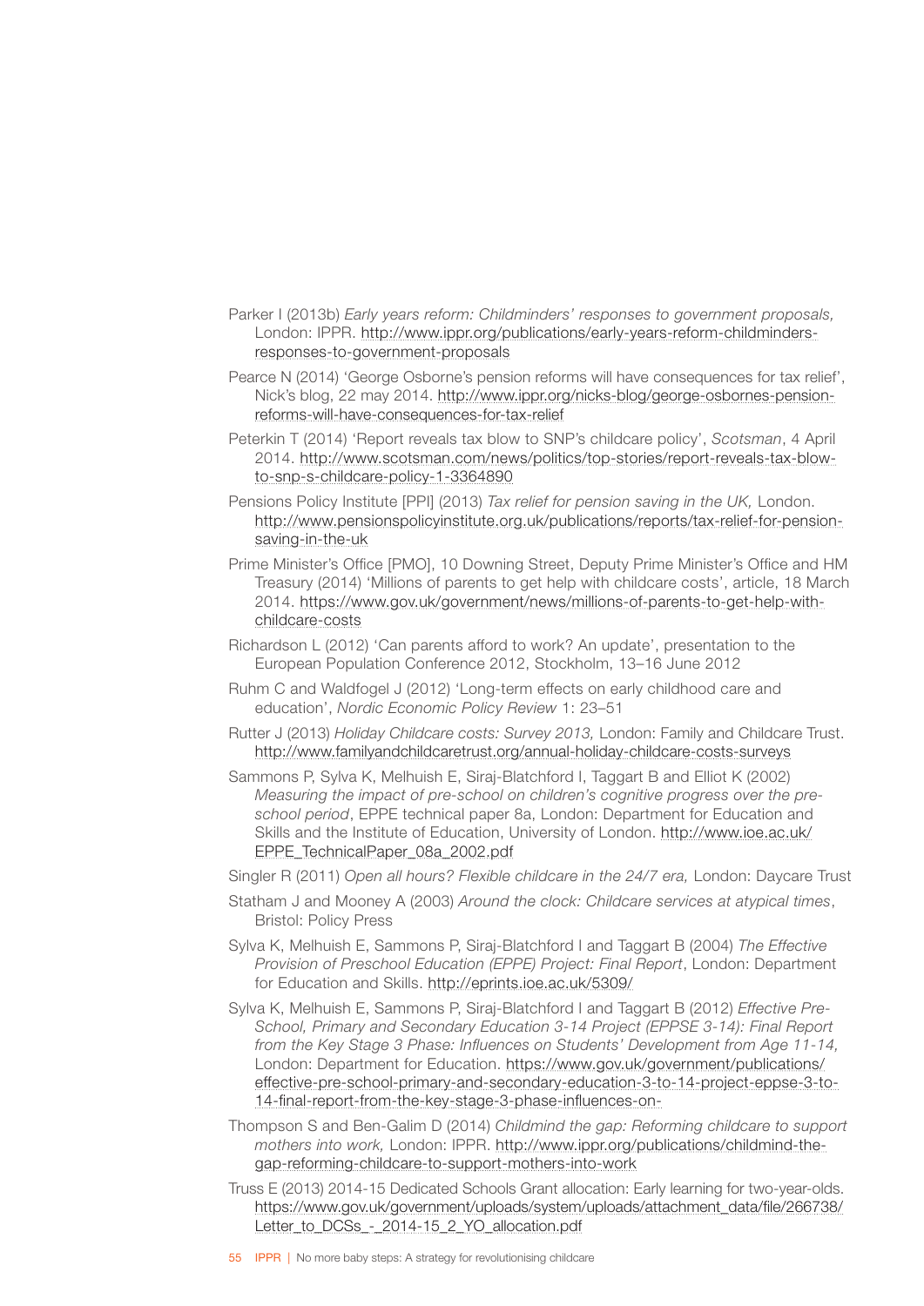Parker I (2013b) *Early years reform: Childminders' responses to government proposals,* London: IPPR. http://www.ippr.org/publications/early-years-reform-childminders-responses-to-government-proposals

Pearce N (2014) 'George Osborne's pension reforms will have consequences for tax relief', Nick's blog, 22 may 2014. http://www.ippr.org/nicks-blog/george-osbornes-pension-reforms-will-have-consequences-for-tax-relief

Peterkin T (2014) 'Report reveals tax blow to SNP's childcare policy', *Scotsman*, 4 April 2014. http://www.scotsman.com/news/politics/top-stories/report-reveals-tax-blow-to-snp-s-childcare-policy-1-3364890

Pensions Policy Institute [PPI] (2013) *Tax relief for pension saving in the UK,* London. http://www.pensionspolicyinstitute.org.uk/publications/reports/tax-relief-for-pension-saving-in-the-uk

Prime Minister's Office [PMO], 10 Downing Street, Deputy Prime Minister's Office and HM Treasury (2014) 'Millions of parents to get help with childcare costs', article, 18 March 2014. https://www.gov.uk/government/news/millions-of-parents-to-get-help-with-childcare-costs

Richardson L (2012) 'Can parents afford to work? An update', presentation to the European Population Conference 2012, Stockholm, 13–16 June 2012

Ruhm C and Waldfogel J (2012) 'Long-term effects on early childhood care and education', *Nordic Economic Policy Review* 1: 23–51

Rutter J (2013) *Holiday Childcare costs: Survey 2013,* London: Family and Childcare Trust. http://www.familyandchildcaretrust.org/annual-holiday-childcare-costs-surveys

Sammons P, Sylva K, Melhuish E, Siraj-Blatchford I, Taggart B and Elliot K (2002) *Measuring the impact of pre-school on children's cognitive progress over the pre-school period*, EPPE technical paper 8a, London: Department for Education and Skills and the Institute of Education, University of London. http://www.ioe.ac.uk/EPPE_TechnicalPaper_08a_2002.pdf

Singler R (2011) *Open all hours? Flexible childcare in the 24/7 era,* London: Daycare Trust

Statham J and Mooney A (2003) *Around the clock: Childcare services at atypical times*, Bristol: Policy Press

Sylva K, Melhuish E, Sammons P, Siraj-Blatchford I and Taggart B (2004) *The Effective Provision of Preschool Education (EPPE) Project: Final Report*, London: Department for Education and Skills. http://eprints.ioe.ac.uk/5309/

Sylva K, Melhuish E, Sammons P, Siraj-Blatchford I and Taggart B (2012) *Effective Pre-School, Primary and Secondary Education 3-14 Project (EPPSE 3-14): Final Report from the Key Stage 3 Phase: Influences on Students' Development from Age 11-14,* London: Department for Education. https://www.gov.uk/government/publications/effective-pre-school-primary-and-secondary-education-3-to-14-project-eppse-3-to-14-final-report-from-the-key-stage-3-phase-influences-on-

Thompson S and Ben-Galim D (2014) *Childmind the gap: Reforming childcare to support mothers into work,* London: IPPR. http://www.ippr.org/publications/childmind-the-gap-reforming-childcare-to-support-mothers-into-work

Truss E (2013) 2014-15 Dedicated Schools Grant allocation: Early learning for two-year-olds. https://www.gov.uk/government/uploads/system/uploads/attachment_data/file/266738/Letter_to_DCSs_-_2014-15_2_YO_allocation.pdf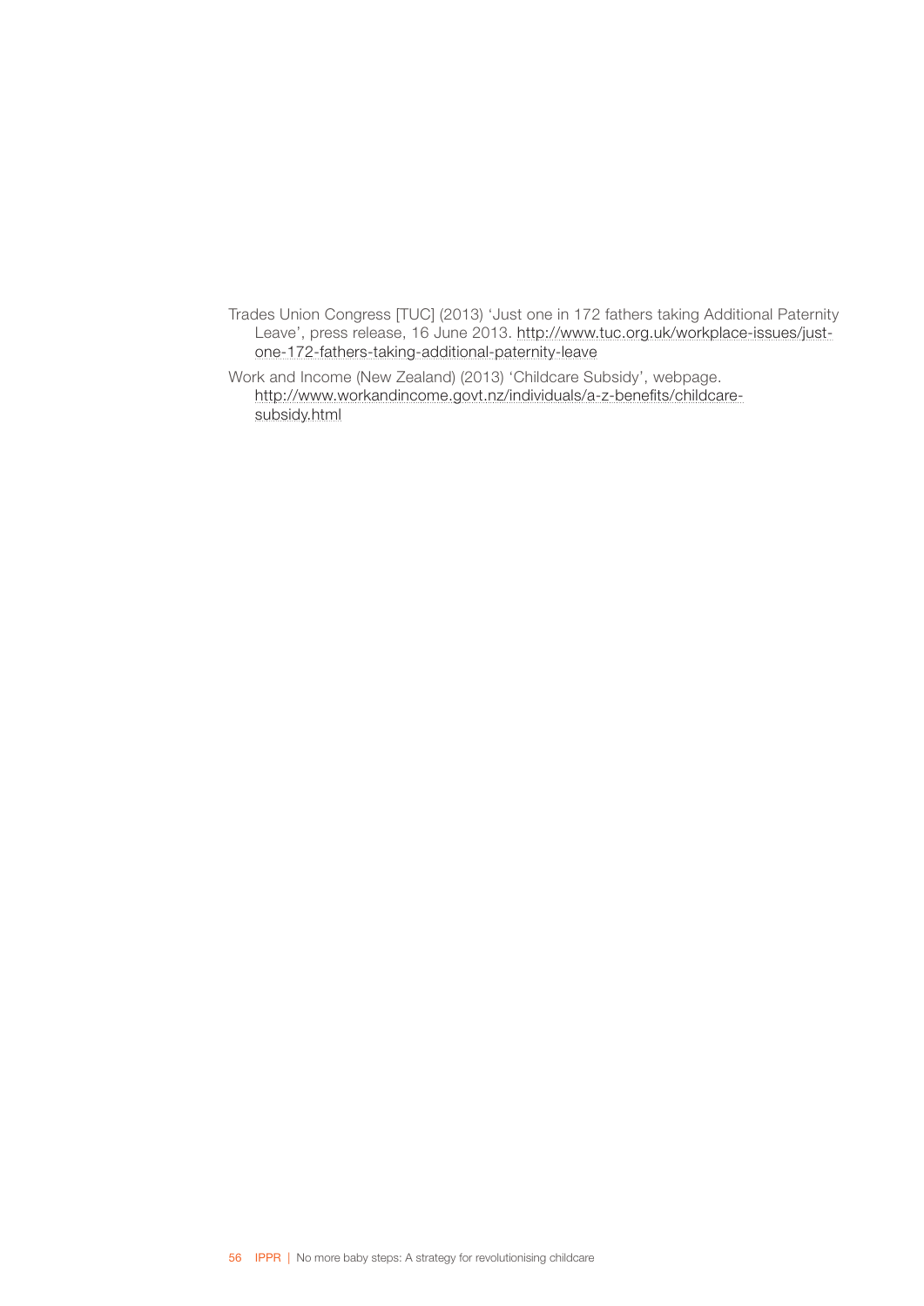Trades Union Congress [TUC] (2013) 'Just one in 172 fathers taking Additional Paternity Leave', press release, 16 June 2013. http://www.tuc.org.uk/workplace-issues/just-one-172-fathers-taking-additional-paternity-leave

Work and Income (New Zealand) (2013) 'Childcare Subsidy', webpage. http://www.workandincome.govt.nz/individuals/a-z-benefits/childcare-subsidy.html